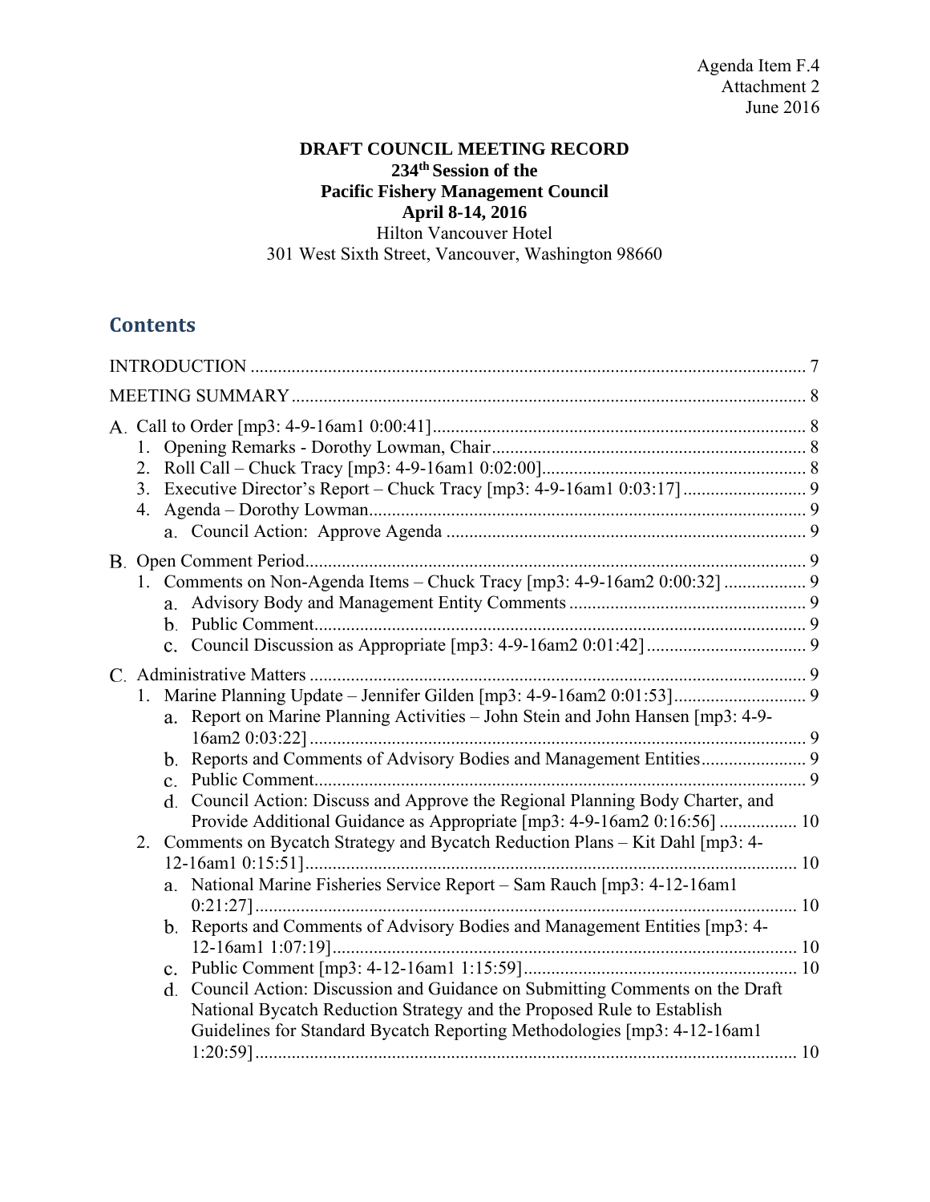Agenda Item F.4
Attachment 2
June 2016

**DRAFT COUNCIL MEETING RECORD**
**234th Session of the**
**Pacific Fishery Management Council**
**April 8-14, 2016**
Hilton Vancouver Hotel
301 West Sixth Street, Vancouver, Washington 98660

## Contents

INTRODUCTION ........................................................................................................................ 7

MEETING SUMMARY ............................................................................................................... 8

A. Call to Order [mp3: 4-9-16am1 0:00:41] ................................................................................ 8
  1. Opening Remarks - Dorothy Lowman, Chair .................................................................... 8
  2. Roll Call – Chuck Tracy [mp3: 4-9-16am1 0:02:00] ......................................................... 8
  3. Executive Director's Report – Chuck Tracy [mp3: 4-9-16am1 0:03:17] .......................... 9
  4. Agenda – Dorothy Lowman ............................................................................................... 9
    a. Council Action: Approve Agenda .............................................................................. 9

B. Open Comment Period ........................................................................................................... 9
  1. Comments on Non-Agenda Items – Chuck Tracy [mp3: 4-9-16am2 0:00:32] ................. 9
    a. Advisory Body and Management Entity Comments ................................................... 9
    b. Public Comment .......................................................................................................... 9
    c. Council Discussion as Appropriate [mp3: 4-9-16am2 0:01:42] .................................. 9

C. Administrative Matters ........................................................................................................... 9
  1. Marine Planning Update – Jennifer Gilden [mp3: 4-9-16am2 0:01:53] ........................... 9
    a. Report on Marine Planning Activities – John Stein and John Hansen [mp3: 4-9-16am2 0:03:22] ........................................................................................................... 9
    b. Reports and Comments of Advisory Bodies and Management Entities ...................... 9
    c. Public Comment .......................................................................................................... 9
    d. Council Action: Discuss and Approve the Regional Planning Body Charter, and Provide Additional Guidance as Appropriate [mp3: 4-9-16am2 0:16:56] ................. 10
  2. Comments on Bycatch Strategy and Bycatch Reduction Plans – Kit Dahl [mp3: 4-12-16am1 0:15:51] .......................................................................................................... 10
    a. National Marine Fisheries Service Report – Sam Rauch [mp3: 4-12-16am1 0:21:27] .................................................................................................................... 10
    b. Reports and Comments of Advisory Bodies and Management Entities [mp3: 4-12-16am1 1:07:19] ..................................................................................................... 10
    c. Public Comment [mp3: 4-12-16am1 1:15:59] ........................................................... 10
    d. Council Action: Discussion and Guidance on Submitting Comments on the Draft National Bycatch Reduction Strategy and the Proposed Rule to Establish Guidelines for Standard Bycatch Reporting Methodologies [mp3: 4-12-16am1 1:20:59] .................................................................................................................... 10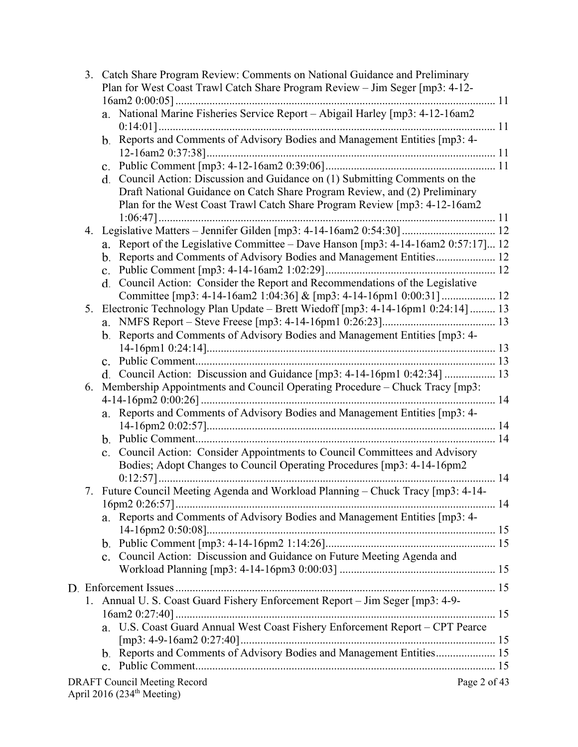3. Catch Share Program Review: Comments on National Guidance and Preliminary Plan for West Coast Trawl Catch Share Program Review – Jim Seger [mp3: 4-12-16am2 0:00:05] ................................................................................................. 11
   a. National Marine Fisheries Service Report – Abigail Harley [mp3: 4-12-16am2 0:14:01] ....................................................................................................... 11
   b. Reports and Comments of Advisory Bodies and Management Entities [mp3: 4-12-16am2 0:37:38] ..................................................................................... 11
   c. Public Comment [mp3: 4-12-16am2 0:39:06] ........................................................... 11
   d. Council Action: Discussion and Guidance on (1) Submitting Comments on the Draft National Guidance on Catch Share Program Review, and (2) Preliminary Plan for the West Coast Trawl Catch Share Program Review [mp3: 4-12-16am2 1:06:47] ....................................................................................................... 11
4. Legislative Matters – Jennifer Gilden [mp3: 4-14-16am2 0:54:30] ................................. 12
   a. Report of the Legislative Committee – Dave Hanson [mp3: 4-14-16am2 0:57:17]... 12
   b. Reports and Comments of Advisory Bodies and Management Entities ..................... 12
   c. Public Comment [mp3: 4-14-16am2 1:02:29] ........................................................... 12
   d. Council Action: Consider the Report and Recommendations of the Legislative Committee [mp3: 4-14-16am2 1:04:36] & [mp3: 4-14-16pm1 0:00:31] .................. 12
5. Electronic Technology Plan Update – Brett Wiedoff [mp3: 4-14-16pm1 0:24:14] ......... 13
   a. NMFS Report – Steve Freese [mp3: 4-14-16pm1 0:26:23] ........................................ 13
   b. Reports and Comments of Advisory Bodies and Management Entities [mp3: 4-14-16pm1 0:24:14] ..................................................................................... 13
   c. Public Comment ......................................................................................................... 13
   d. Council Action: Discussion and Guidance [mp3: 4-14-16pm1 0:42:34] .................. 13
6. Membership Appointments and Council Operating Procedure – Chuck Tracy [mp3: 4-14-16pm2 0:00:26] ....................................................................................................... 14
   a. Reports and Comments of Advisory Bodies and Management Entities [mp3: 4-14-16pm2 0:02:57] ..................................................................................... 14
   b. Public Comment ......................................................................................................... 14
   c. Council Action: Consider Appointments to Council Committees and Advisory Bodies; Adopt Changes to Council Operating Procedures [mp3: 4-14-16pm2 0:12:57] ....................................................................................................... 14
7. Future Council Meeting Agenda and Workload Planning – Chuck Tracy [mp3: 4-14-16pm2 0:26:57] ................................................................................................. 14
   a. Reports and Comments of Advisory Bodies and Management Entities [mp3: 4-14-16pm2 0:50:08] ..................................................................................... 15
   b. Public Comment [mp3: 4-14-16pm2 1:14:26] ........................................................... 15
   c. Council Action: Discussion and Guidance on Future Meeting Agenda and Workload Planning [mp3: 4-14-16pm3 0:00:03] ...................................................... 15

D. Enforcement Issues ................................................................................................. 15
1. Annual U. S. Coast Guard Fishery Enforcement Report – Jim Seger [mp3: 4-9-16am2 0:27:40] ................................................................................................. 15
   a. U.S. Coast Guard Annual West Coast Fishery Enforcement Report – CPT Pearce [mp3: 4-9-16am2 0:27:40] ......................................................................... 15
   b. Reports and Comments of Advisory Bodies and Management Entities ..................... 15
   c. Public Comment ......................................................................................................... 15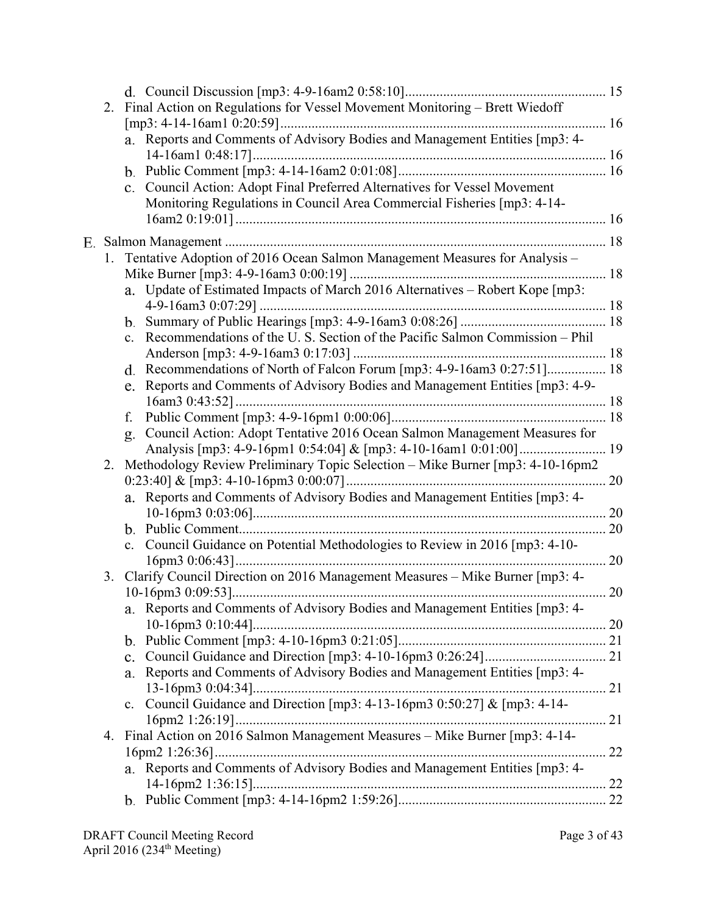- d. Council Discussion [mp3: 4-9-16am2 0:58:10] ........................................................ 15

2. Final Action on Regulations for Vessel Movement Monitoring – Brett Wiedoff [mp3: 4-14-16am1 0:20:59] ........................................................ 16
   - a. Reports and Comments of Advisory Bodies and Management Entities [mp3: 4-14-16am1 0:48:17] ........................................................ 16
   - b. Public Comment [mp3: 4-14-16am2 0:01:08] ........................................................ 16
   - c. Council Action: Adopt Final Preferred Alternatives for Vessel Movement Monitoring Regulations in Council Area Commercial Fisheries [mp3: 4-14-16am2 0:19:01] ........................................................ 16

E. Salmon Management ........................................................ 18

1. Tentative Adoption of 2016 Ocean Salmon Management Measures for Analysis – Mike Burner [mp3: 4-9-16am3 0:00:19] ........................................................ 18
   - a. Update of Estimated Impacts of March 2016 Alternatives – Robert Kope [mp3: 4-9-16am3 0:07:29] ........................................................ 18
   - b. Summary of Public Hearings [mp3: 4-9-16am3 0:08:26] ........................................................ 18
   - c. Recommendations of the U. S. Section of the Pacific Salmon Commission – Phil Anderson [mp3: 4-9-16am3 0:17:03] ........................................................ 18
   - d. Recommendations of North of Falcon Forum [mp3: 4-9-16am3 0:27:51] ........................................................ 18
   - e. Reports and Comments of Advisory Bodies and Management Entities [mp3: 4-9-16am3 0:43:52] ........................................................ 18
   - f. Public Comment [mp3: 4-9-16pm1 0:00:06] ........................................................ 18
   - g. Council Action: Adopt Tentative 2016 Ocean Salmon Management Measures for Analysis [mp3: 4-9-16pm1 0:54:04] & [mp3: 4-10-16am1 0:01:00] ........................................................ 19

2. Methodology Review Preliminary Topic Selection – Mike Burner [mp3: 4-10-16pm2 0:23:40] & [mp3: 4-10-16pm3 0:00:07] ........................................................ 20
   - a. Reports and Comments of Advisory Bodies and Management Entities [mp3: 4-10-16pm3 0:03:06] ........................................................ 20
   - b. Public Comment ........................................................ 20
   - c. Council Guidance on Potential Methodologies to Review in 2016 [mp3: 4-10-16pm3 0:06:43] ........................................................ 20

3. Clarify Council Direction on 2016 Management Measures – Mike Burner [mp3: 4-10-16pm3 0:09:53] ........................................................ 20
   - a. Reports and Comments of Advisory Bodies and Management Entities [mp3: 4-10-16pm3 0:10:44] ........................................................ 20
   - b. Public Comment [mp3: 4-10-16pm3 0:21:05] ........................................................ 21
   - c. Council Guidance and Direction [mp3: 4-10-16pm3 0:26:24] ........................................................ 21
   - a. Reports and Comments of Advisory Bodies and Management Entities [mp3: 4-13-16pm3 0:04:34] ........................................................ 21
   - c. Council Guidance and Direction [mp3: 4-13-16pm3 0:50:27] & [mp3: 4-14-16pm2 1:26:19] ........................................................ 21

4. Final Action on 2016 Salmon Management Measures – Mike Burner [mp3: 4-14-16pm2 1:26:36] ........................................................ 22
   - a. Reports and Comments of Advisory Bodies and Management Entities [mp3: 4-14-16pm2 1:36:15] ........................................................ 22
   - b. Public Comment [mp3: 4-14-16pm2 1:59:26] ........................................................ 22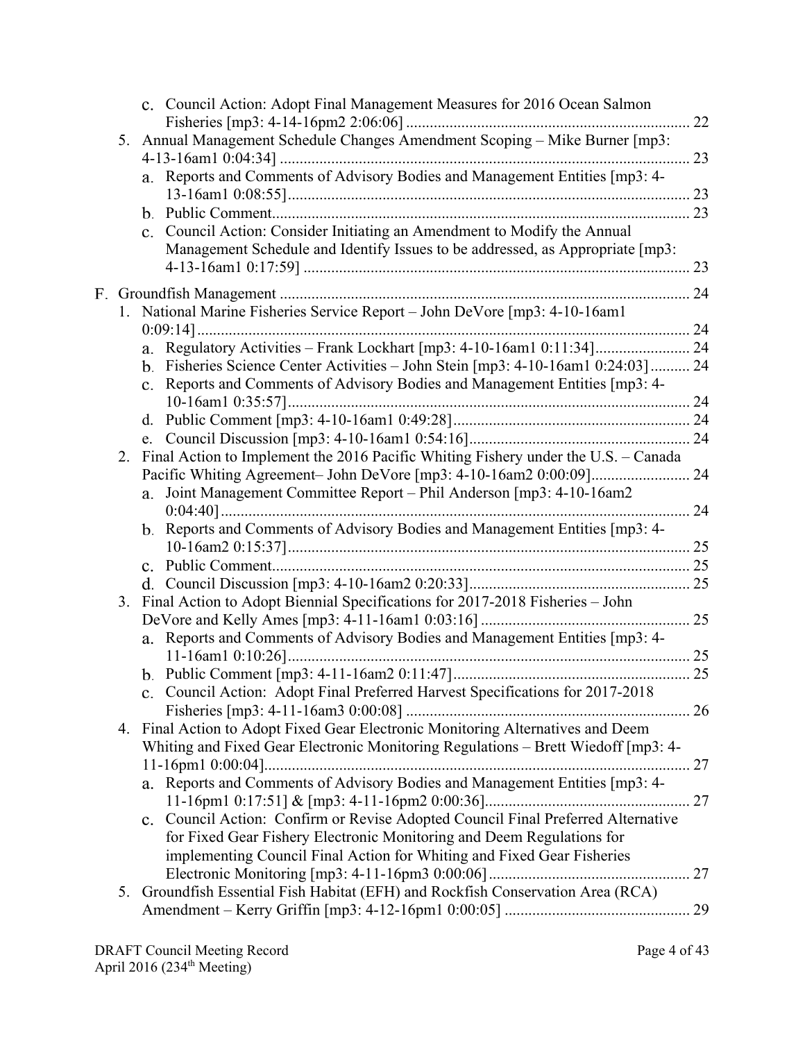- c. Council Action: Adopt Final Management Measures for 2016 Ocean Salmon Fisheries [mp3: 4-14-16pm2 2:06:06] ........................................................................ 22

5. Annual Management Schedule Changes Amendment Scoping – Mike Burner [mp3: 4-13-16am1 0:04:34] ........................................................................................................ 23
   - a. Reports and Comments of Advisory Bodies and Management Entities [mp3: 4-13-16am1 0:08:55] ..................................................................................................... 23
   - b. Public Comment ......................................................................................................... 23
   - c. Council Action: Consider Initiating an Amendment to Modify the Annual Management Schedule and Identify Issues to be addressed, as Appropriate [mp3: 4-13-16am1 0:17:59] ................................................................................................. 23

F. Groundfish Management ....................................................................................................... 24

1. National Marine Fisheries Service Report – John DeVore [mp3: 4-10-16am1 0:09:14] ............................................................................................................................ 24
   - a. Regulatory Activities – Frank Lockhart [mp3: 4-10-16am1 0:11:34] ........................ 24
   - b. Fisheries Science Center Activities – John Stein [mp3: 4-10-16am1 0:24:03] .......... 24
   - c. Reports and Comments of Advisory Bodies and Management Entities [mp3: 4-10-16am1 0:35:57] ..................................................................................................... 24
   - d. Public Comment [mp3: 4-10-16am1 0:49:28] ............................................................ 24
   - e. Council Discussion [mp3: 4-10-16am1 0:54:16] ........................................................ 24
2. Final Action to Implement the 2016 Pacific Whiting Fishery under the U.S. – Canada Pacific Whiting Agreement– John DeVore [mp3: 4-10-16am2 0:00:09] ......................... 24
   - a. Joint Management Committee Report – Phil Anderson [mp3: 4-10-16am2 0:04:40] ...................................................................................................................... 24
   - b. Reports and Comments of Advisory Bodies and Management Entities [mp3: 4-10-16am2 0:15:37] ..................................................................................................... 25
   - c. Public Comment ......................................................................................................... 25
   - d. Council Discussion [mp3: 4-10-16am2 0:20:33] ........................................................ 25
3. Final Action to Adopt Biennial Specifications for 2017-2018 Fisheries – John DeVore and Kelly Ames [mp3: 4-11-16am1 0:03:16] ..................................................... 25
   - a. Reports and Comments of Advisory Bodies and Management Entities [mp3: 4-11-16am1 0:10:26] ..................................................................................................... 25
   - b. Public Comment [mp3: 4-11-16am2 0:11:47] ............................................................ 25
   - c. Council Action: Adopt Final Preferred Harvest Specifications for 2017-2018 Fisheries [mp3: 4-11-16am3 0:00:08] ........................................................................ 26
4. Final Action to Adopt Fixed Gear Electronic Monitoring Alternatives and Deem Whiting and Fixed Gear Electronic Monitoring Regulations – Brett Wiedoff [mp3: 4-11-16pm1 0:00:04] .......................................................................................................... 27
   - a. Reports and Comments of Advisory Bodies and Management Entities [mp3: 4-11-16pm1 0:17:51] & [mp3: 4-11-16pm2 0:00:36] .................................................... 27
   - c. Council Action: Confirm or Revise Adopted Council Final Preferred Alternative for Fixed Gear Fishery Electronic Monitoring and Deem Regulations for implementing Council Final Action for Whiting and Fixed Gear Fisheries Electronic Monitoring [mp3: 4-11-16pm3 0:00:06] .................................................. 27
5. Groundfish Essential Fish Habitat (EFH) and Rockfish Conservation Area (RCA) Amendment – Kerry Griffin [mp3: 4-12-16pm1 0:00:05] .............................................. 29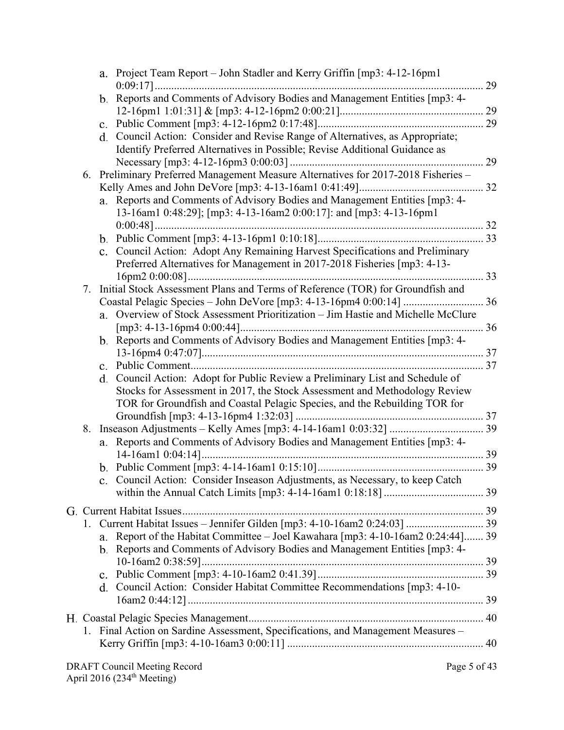a. Project Team Report – John Stadler and Kerry Griffin [mp3: 4-12-16pm1 0:09:17] ....... 29
b. Reports and Comments of Advisory Bodies and Management Entities [mp3: 4-12-16pm1 1:01:31] & [mp3: 4-12-16pm2 0:00:21] ....... 29
c. Public Comment [mp3: 4-12-16pm2 0:17:48] ....... 29
d. Council Action: Consider and Revise Range of Alternatives, as Appropriate; Identify Preferred Alternatives in Possible; Revise Additional Guidance as Necessary [mp3: 4-12-16pm3 0:00:03] ....... 29

6. Preliminary Preferred Management Measure Alternatives for 2017-2018 Fisheries – Kelly Ames and John DeVore [mp3: 4-13-16am1 0:41:49] ....... 32
   a. Reports and Comments of Advisory Bodies and Management Entities [mp3: 4-13-16am1 0:48:29]; [mp3: 4-13-16am2 0:00:17]: and [mp3: 4-13-16pm1 0:00:48] ....... 32
   b. Public Comment [mp3: 4-13-16pm1 0:10:18] ....... 33
   c. Council Action: Adopt Any Remaining Harvest Specifications and Preliminary Preferred Alternatives for Management in 2017-2018 Fisheries [mp3: 4-13-16pm2 0:00:08] ....... 33
7. Initial Stock Assessment Plans and Terms of Reference (TOR) for Groundfish and Coastal Pelagic Species – John DeVore [mp3: 4-13-16pm4 0:00:14] ....... 36
   a. Overview of Stock Assessment Prioritization – Jim Hastie and Michelle McClure [mp3: 4-13-16pm4 0:00:44] ....... 36
   b. Reports and Comments of Advisory Bodies and Management Entities [mp3: 4-13-16pm4 0:47:07] ....... 37
   c. Public Comment ....... 37
   d. Council Action: Adopt for Public Review a Preliminary List and Schedule of Stocks for Assessment in 2017, the Stock Assessment and Methodology Review TOR for Groundfish and Coastal Pelagic Species, and the Rebuilding TOR for Groundfish [mp3: 4-13-16pm4 1:32:03] ....... 37
8. Inseason Adjustments – Kelly Ames [mp3: 4-14-16am1 0:03:32] ....... 39
   a. Reports and Comments of Advisory Bodies and Management Entities [mp3: 4-14-16am1 0:04:14] ....... 39
   b. Public Comment [mp3: 4-14-16am1 0:15:10] ....... 39
   c. Council Action: Consider Inseason Adjustments, as Necessary, to keep Catch within the Annual Catch Limits [mp3: 4-14-16am1 0:18:18] ....... 39

G. Current Habitat Issues ....... 39
1. Current Habitat Issues – Jennifer Gilden [mp3: 4-10-16am2 0:24:03] ....... 39
   a. Report of the Habitat Committee – Joel Kawahara [mp3: 4-10-16am2 0:24:44] ....... 39
   b. Reports and Comments of Advisory Bodies and Management Entities [mp3: 4-10-16am2 0:38:59] ....... 39
   c. Public Comment [mp3: 4-10-16am2 0:41.39] ....... 39
   d. Council Action: Consider Habitat Committee Recommendations [mp3: 4-10-16am2 0:44:12] ....... 39

H. Coastal Pelagic Species Management ....... 40
1. Final Action on Sardine Assessment, Specifications, and Management Measures – Kerry Griffin [mp3: 4-10-16am3 0:00:11] ....... 40

DRAFT Council Meeting Record
April 2016 (234th Meeting)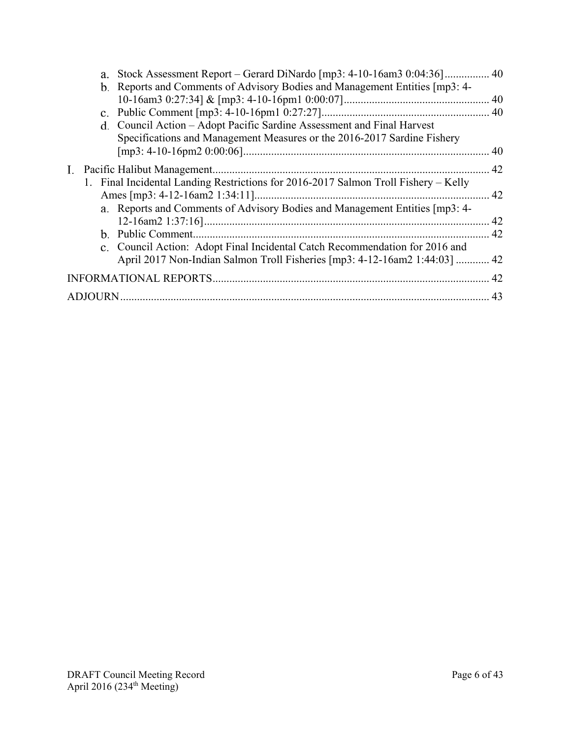a. Stock Assessment Report – Gerard DiNardo [mp3: 4-10-16am3 0:04:36] ................ 40

b. Reports and Comments of Advisory Bodies and Management Entities [mp3: 4-10-16am3 0:27:34] & [mp3: 4-10-16pm1 0:00:07] .................................................... 40

c. Public Comment [mp3: 4-10-16pm1 0:27:27] ........................................................... 40

d. Council Action – Adopt Pacific Sardine Assessment and Final Harvest Specifications and Management Measures or the 2016-2017 Sardine Fishery [mp3: 4-10-16pm2 0:00:06] ........................................................................................ 40

I. Pacific Halibut Management ................................................................................................... 42

1. Final Incidental Landing Restrictions for 2016-2017 Salmon Troll Fishery – Kelly Ames [mp3: 4-12-16am2 1:34:11] .................................................................................... 42

a. Reports and Comments of Advisory Bodies and Management Entities [mp3: 4-12-16am2 1:37:16] ...................................................................................................... 42

b. Public Comment ......................................................................................................... 42

c. Council Action: Adopt Final Incidental Catch Recommendation for 2016 and April 2017 Non-Indian Salmon Troll Fisheries [mp3: 4-12-16am2 1:44:03] ............ 42

INFORMATIONAL REPORTS ................................................................................................... 42

ADJOURN ................................................................................................................................... 43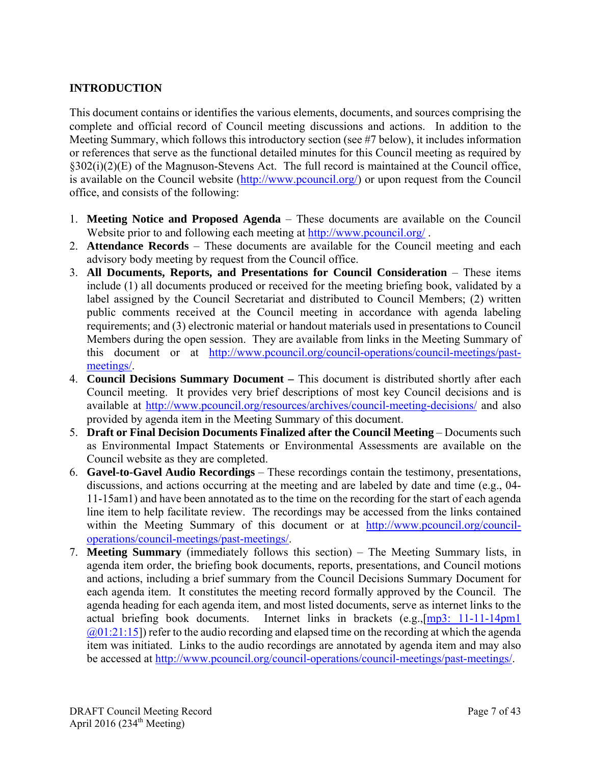## INTRODUCTION

This document contains or identifies the various elements, documents, and sources comprising the complete and official record of Council meeting discussions and actions. In addition to the Meeting Summary, which follows this introductory section (see #7 below), it includes information or references that serve as the functional detailed minutes for this Council meeting as required by §302(i)(2)(E) of the Magnuson-Stevens Act. The full record is maintained at the Council office, is available on the Council website (http://www.pcouncil.org/) or upon request from the Council office, and consists of the following:

1. **Meeting Notice and Proposed Agenda** – These documents are available on the Council Website prior to and following each meeting at http://www.pcouncil.org/ .
2. **Attendance Records** – These documents are available for the Council meeting and each advisory body meeting by request from the Council office.
3. **All Documents, Reports, and Presentations for Council Consideration** – These items include (1) all documents produced or received for the meeting briefing book, validated by a label assigned by the Council Secretariat and distributed to Council Members; (2) written public comments received at the Council meeting in accordance with agenda labeling requirements; and (3) electronic material or handout materials used in presentations to Council Members during the open session. They are available from links in the Meeting Summary of this document or at http://www.pcouncil.org/council-operations/council-meetings/past-meetings/.
4. **Council Decisions Summary Document –** This document is distributed shortly after each Council meeting. It provides very brief descriptions of most key Council decisions and is available at http://www.pcouncil.org/resources/archives/council-meeting-decisions/ and also provided by agenda item in the Meeting Summary of this document.
5. **Draft or Final Decision Documents Finalized after the Council Meeting** – Documents such as Environmental Impact Statements or Environmental Assessments are available on the Council website as they are completed.
6. **Gavel-to-Gavel Audio Recordings** – These recordings contain the testimony, presentations, discussions, and actions occurring at the meeting and are labeled by date and time (e.g., 04-11-15am1) and have been annotated as to the time on the recording for the start of each agenda line item to help facilitate review. The recordings may be accessed from the links contained within the Meeting Summary of this document or at http://www.pcouncil.org/council-operations/council-meetings/past-meetings/.
7. **Meeting Summary** (immediately follows this section) – The Meeting Summary lists, in agenda item order, the briefing book documents, reports, presentations, and Council motions and actions, including a brief summary from the Council Decisions Summary Document for each agenda item. It constitutes the meeting record formally approved by the Council. The agenda heading for each agenda item, and most listed documents, serve as internet links to the actual briefing book documents. Internet links in brackets (e.g.,[mp3: 11-11-14pm1 @01:21:15]) refer to the audio recording and elapsed time on the recording at which the agenda item was initiated. Links to the audio recordings are annotated by agenda item and may also be accessed at http://www.pcouncil.org/council-operations/council-meetings/past-meetings/.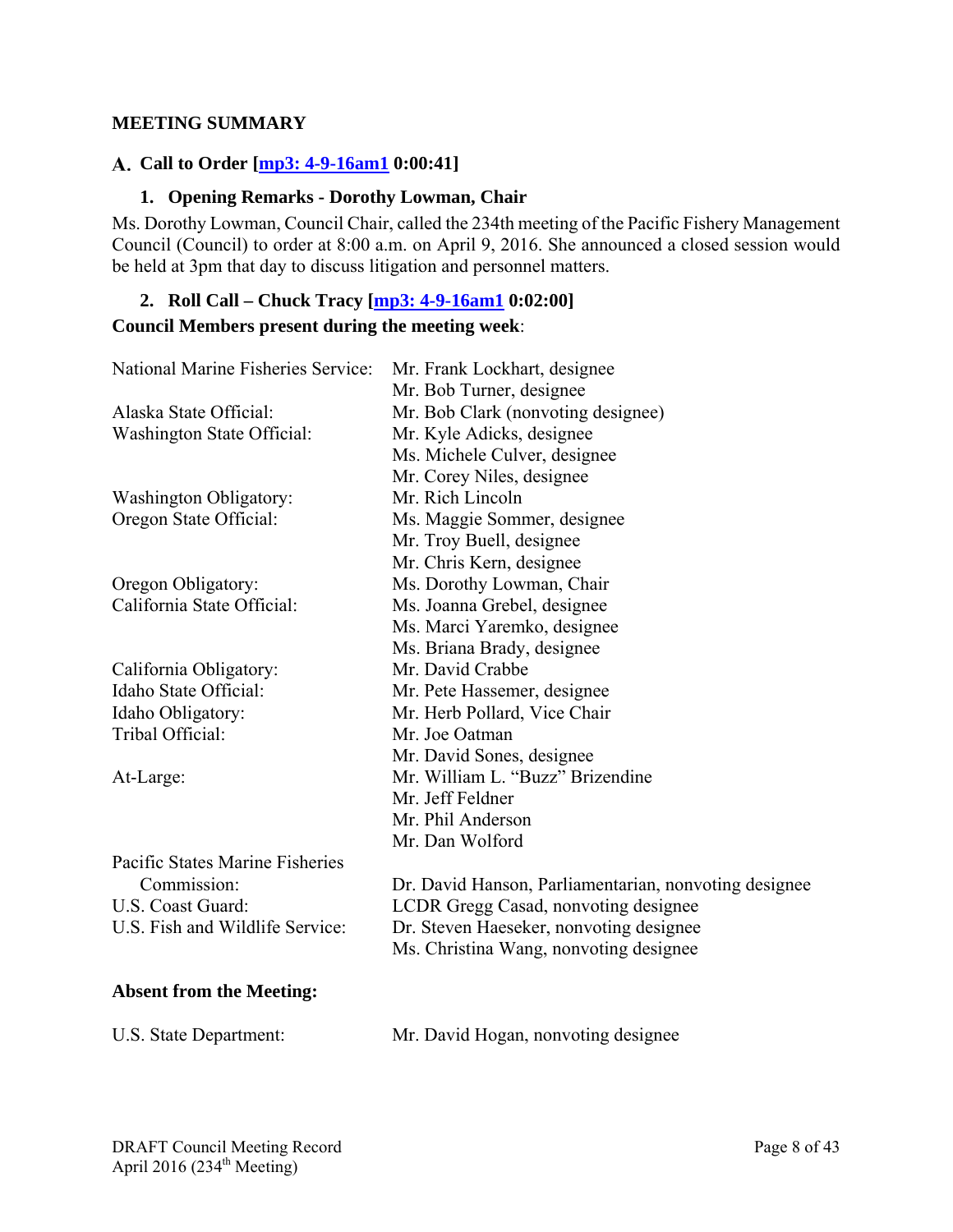**MEETING SUMMARY**

## A. Call to Order [mp3: 4-9-16am1 0:00:41]

### 1. Opening Remarks - Dorothy Lowman, Chair

Ms. Dorothy Lowman, Council Chair, called the 234th meeting of the Pacific Fishery Management Council (Council) to order at 8:00 a.m. on April 9, 2016. She announced a closed session would be held at 3pm that day to discuss litigation and personnel matters.

### 2. Roll Call – Chuck Tracy [mp3: 4-9-16am1 0:02:00]

**Council Members present during the meeting week**:

| | |
|---|---|
| National Marine Fisheries Service: | Mr. Frank Lockhart, designee |
| | Mr. Bob Turner, designee |
| Alaska State Official: | Mr. Bob Clark (nonvoting designee) |
| Washington State Official: | Mr. Kyle Adicks, designee |
| | Ms. Michele Culver, designee |
| | Mr. Corey Niles, designee |
| Washington Obligatory: | Mr. Rich Lincoln |
| Oregon State Official: | Ms. Maggie Sommer, designee |
| | Mr. Troy Buell, designee |
| | Mr. Chris Kern, designee |
| Oregon Obligatory: | Ms. Dorothy Lowman, Chair |
| California State Official: | Ms. Joanna Grebel, designee |
| | Ms. Marci Yaremko, designee |
| | Ms. Briana Brady, designee |
| California Obligatory: | Mr. David Crabbe |
| Idaho State Official: | Mr. Pete Hassemer, designee |
| Idaho Obligatory: | Mr. Herb Pollard, Vice Chair |
| Tribal Official: | Mr. Joe Oatman |
| | Mr. David Sones, designee |
| At-Large: | Mr. William L. "Buzz" Brizendine |
| | Mr. Jeff Feldner |
| | Mr. Phil Anderson |
| | Mr. Dan Wolford |
| Pacific States Marine Fisheries Commission: | Dr. David Hanson, Parliamentarian, nonvoting designee |
| U.S. Coast Guard: | LCDR Gregg Casad, nonvoting designee |
| U.S. Fish and Wildlife Service: | Dr. Steven Haeseker, nonvoting designee |
| | Ms. Christina Wang, nonvoting designee |

**Absent from the Meeting:**

| | |
|---|---|
| U.S. State Department: | Mr. David Hogan, nonvoting designee |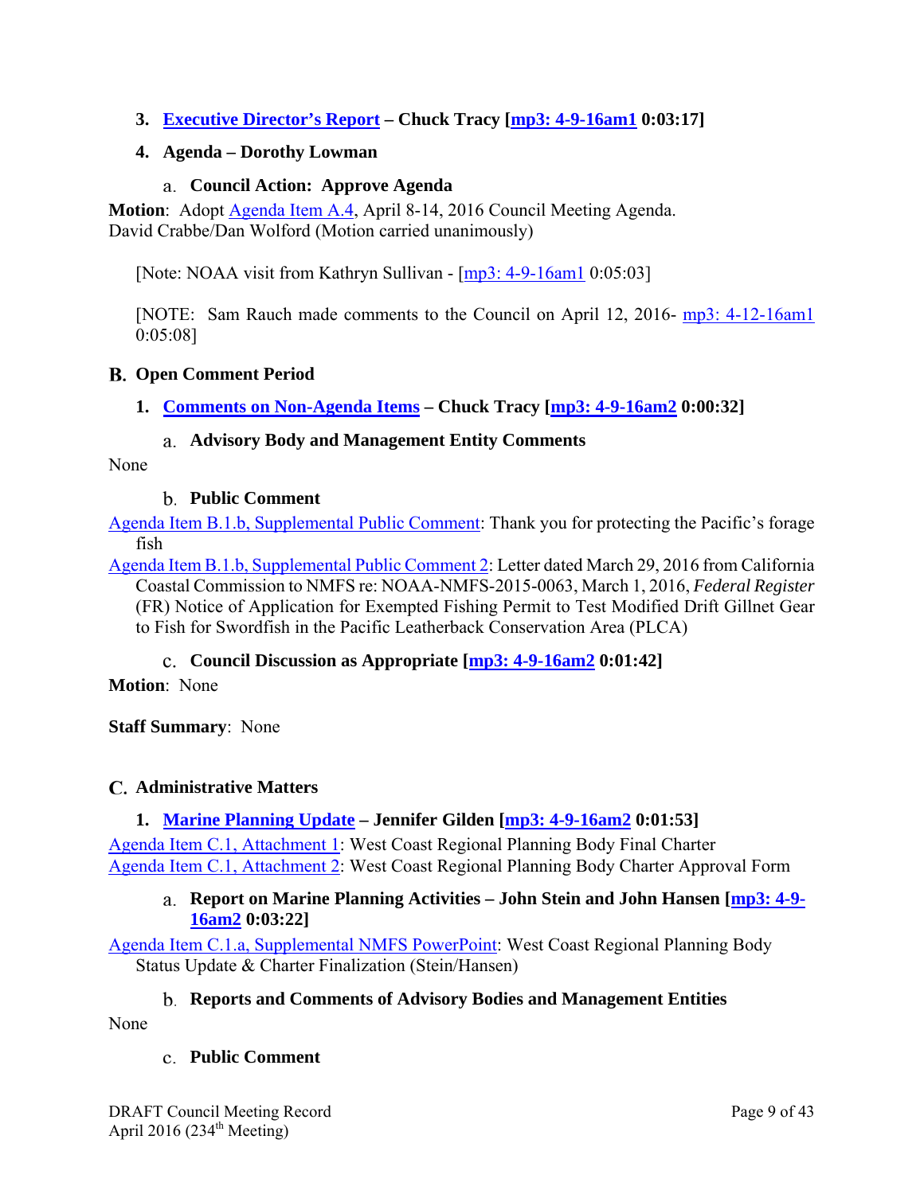**3. Executive Director's Report – Chuck Tracy [mp3: 4-9-16am1 0:03:17]**

**4. Agenda – Dorothy Lowman**

a. **Council Action: Approve Agenda**

**Motion**: Adopt Agenda Item A.4, April 8-14, 2016 Council Meeting Agenda.
David Crabbe/Dan Wolford (Motion carried unanimously)

[Note: NOAA visit from Kathryn Sullivan - [mp3: 4-9-16am1 0:05:03]

[NOTE: Sam Rauch made comments to the Council on April 12, 2016- mp3: 4-12-16am1 0:05:08]

## B. Open Comment Period

**1. Comments on Non-Agenda Items – Chuck Tracy [mp3: 4-9-16am2 0:00:32]**

a. **Advisory Body and Management Entity Comments**

None

b. **Public Comment**

Agenda Item B.1.b, Supplemental Public Comment: Thank you for protecting the Pacific's forage fish

Agenda Item B.1.b, Supplemental Public Comment 2: Letter dated March 29, 2016 from California Coastal Commission to NMFS re: NOAA-NMFS-2015-0063, March 1, 2016, *Federal Register* (FR) Notice of Application for Exempted Fishing Permit to Test Modified Drift Gillnet Gear to Fish for Swordfish in the Pacific Leatherback Conservation Area (PLCA)

c. **Council Discussion as Appropriate [mp3: 4-9-16am2 0:01:42]**

**Motion**: None

**Staff Summary**: None

## C. Administrative Matters

**1. Marine Planning Update – Jennifer Gilden [mp3: 4-9-16am2 0:01:53]**

Agenda Item C.1, Attachment 1: West Coast Regional Planning Body Final Charter
Agenda Item C.1, Attachment 2: West Coast Regional Planning Body Charter Approval Form

a. **Report on Marine Planning Activities – John Stein and John Hansen [mp3: 4-9-16am2 0:03:22]**

Agenda Item C.1.a, Supplemental NMFS PowerPoint: West Coast Regional Planning Body Status Update & Charter Finalization (Stein/Hansen)

b. **Reports and Comments of Advisory Bodies and Management Entities**

None

c. **Public Comment**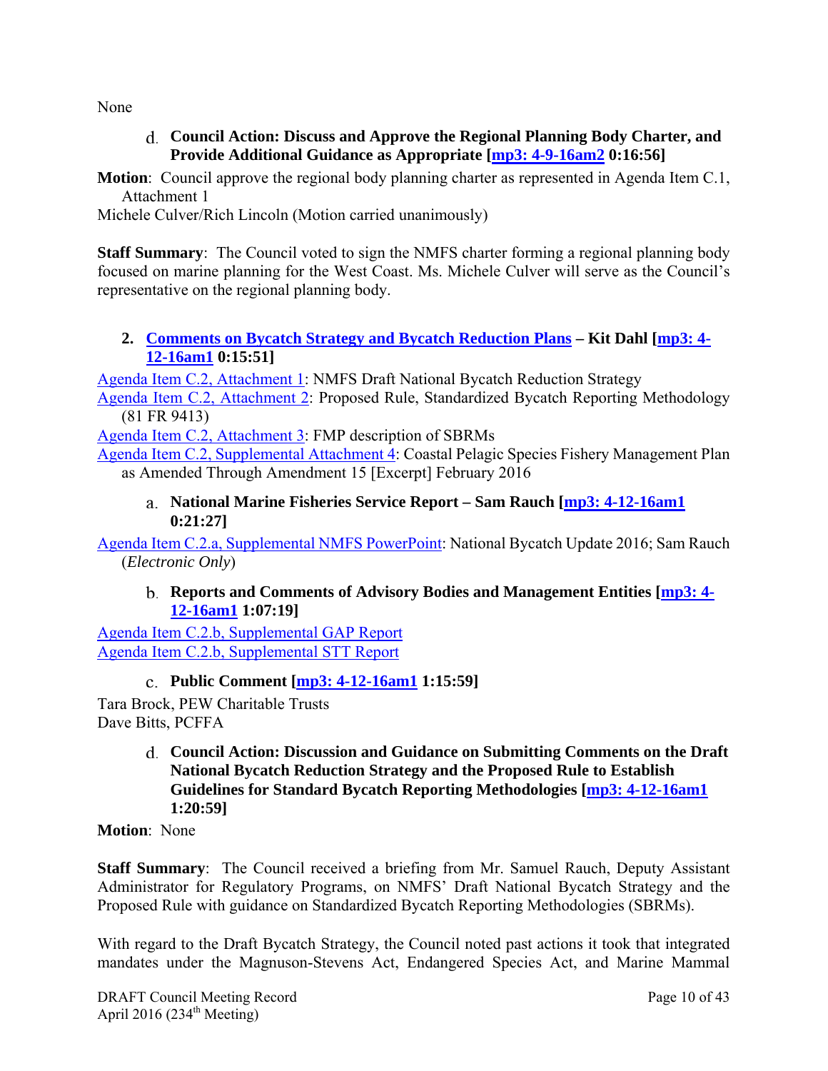None

d. **Council Action: Discuss and Approve the Regional Planning Body Charter, and Provide Additional Guidance as Appropriate [mp3: 4-9-16am2 0:16:56]**

**Motion**: Council approve the regional body planning charter as represented in Agenda Item C.1, Attachment 1

Michele Culver/Rich Lincoln (Motion carried unanimously)

**Staff Summary**: The Council voted to sign the NMFS charter forming a regional planning body focused on marine planning for the West Coast. Ms. Michele Culver will serve as the Council's representative on the regional planning body.

**2. Comments on Bycatch Strategy and Bycatch Reduction Plans – Kit Dahl [mp3: 4-12-16am1 0:15:51]**

Agenda Item C.2, Attachment 1: NMFS Draft National Bycatch Reduction Strategy

Agenda Item C.2, Attachment 2: Proposed Rule, Standardized Bycatch Reporting Methodology (81 FR 9413)

Agenda Item C.2, Attachment 3: FMP description of SBRMs

Agenda Item C.2, Supplemental Attachment 4: Coastal Pelagic Species Fishery Management Plan as Amended Through Amendment 15 [Excerpt] February 2016

a. **National Marine Fisheries Service Report – Sam Rauch [mp3: 4-12-16am1 0:21:27]**

Agenda Item C.2.a, Supplemental NMFS PowerPoint: National Bycatch Update 2016; Sam Rauch (*Electronic Only*)

b. **Reports and Comments of Advisory Bodies and Management Entities [mp3: 4-12-16am1 1:07:19]**

Agenda Item C.2.b, Supplemental GAP Report

Agenda Item C.2.b, Supplemental STT Report

c. **Public Comment [mp3: 4-12-16am1 1:15:59]**

Tara Brock, PEW Charitable Trusts

Dave Bitts, PCFFA

d. **Council Action: Discussion and Guidance on Submitting Comments on the Draft National Bycatch Reduction Strategy and the Proposed Rule to Establish Guidelines for Standard Bycatch Reporting Methodologies [mp3: 4-12-16am1 1:20:59]**

**Motion**: None

**Staff Summary**: The Council received a briefing from Mr. Samuel Rauch, Deputy Assistant Administrator for Regulatory Programs, on NMFS' Draft National Bycatch Strategy and the Proposed Rule with guidance on Standardized Bycatch Reporting Methodologies (SBRMs).

With regard to the Draft Bycatch Strategy, the Council noted past actions it took that integrated mandates under the Magnuson-Stevens Act, Endangered Species Act, and Marine Mammal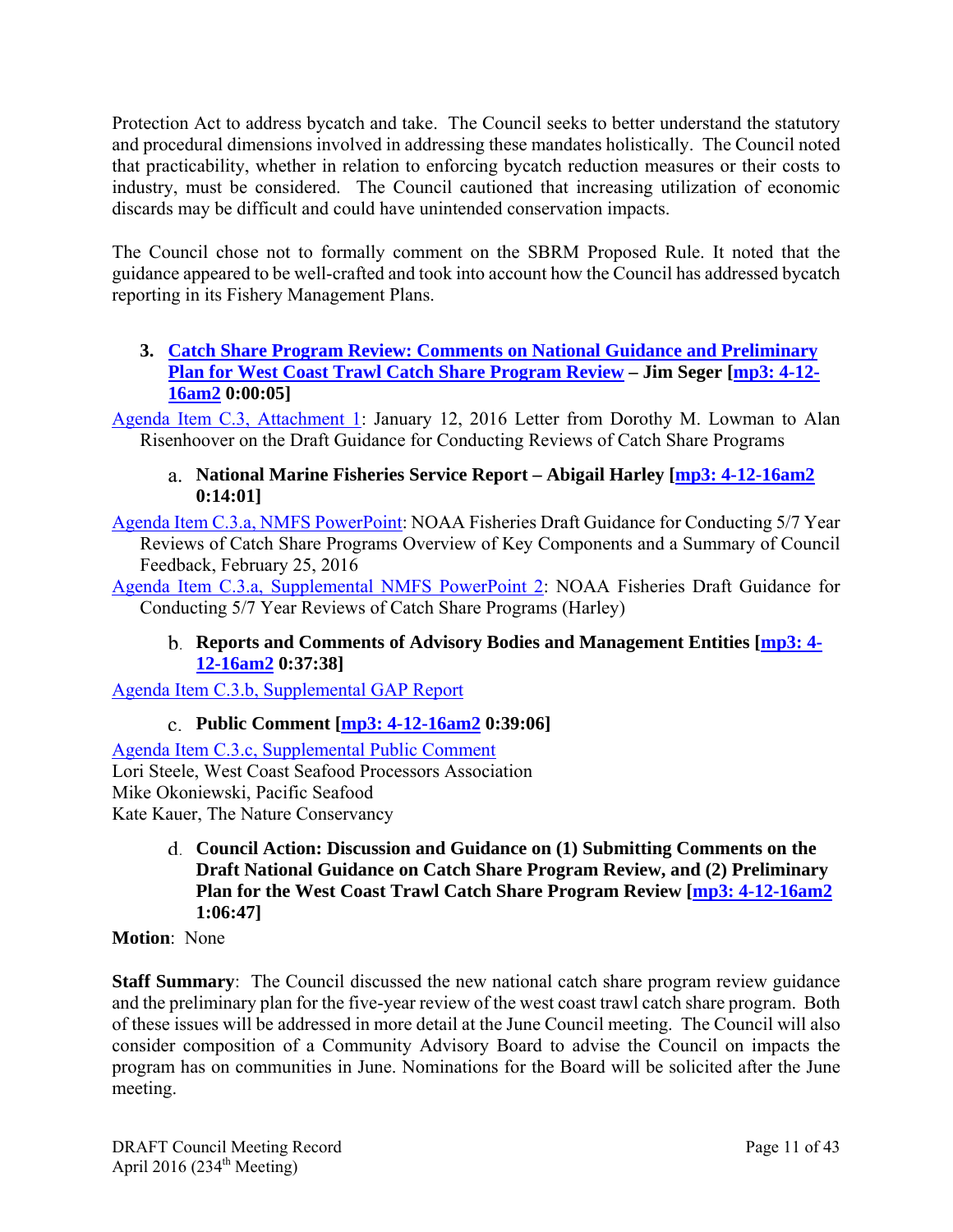Protection Act to address bycatch and take. The Council seeks to better understand the statutory and procedural dimensions involved in addressing these mandates holistically. The Council noted that practicability, whether in relation to enforcing bycatch reduction measures or their costs to industry, must be considered. The Council cautioned that increasing utilization of economic discards may be difficult and could have unintended conservation impacts.

The Council chose not to formally comment on the SBRM Proposed Rule. It noted that the guidance appeared to be well-crafted and took into account how the Council has addressed bycatch reporting in its Fishery Management Plans.

### 3. Catch Share Program Review: Comments on National Guidance and Preliminary Plan for West Coast Trawl Catch Share Program Review – Jim Seger [mp3: 4-12-16am2 0:00:05]

Agenda Item C.3, Attachment 1: January 12, 2016 Letter from Dorothy M. Lowman to Alan Risenhoover on the Draft Guidance for Conducting Reviews of Catch Share Programs

#### a. National Marine Fisheries Service Report – Abigail Harley [mp3: 4-12-16am2 0:14:01]

Agenda Item C.3.a, NMFS PowerPoint: NOAA Fisheries Draft Guidance for Conducting 5/7 Year Reviews of Catch Share Programs Overview of Key Components and a Summary of Council Feedback, February 25, 2016

Agenda Item C.3.a, Supplemental NMFS PowerPoint 2: NOAA Fisheries Draft Guidance for Conducting 5/7 Year Reviews of Catch Share Programs (Harley)

#### b. Reports and Comments of Advisory Bodies and Management Entities [mp3: 4-12-16am2 0:37:38]

Agenda Item C.3.b, Supplemental GAP Report

#### c. Public Comment [mp3: 4-12-16am2 0:39:06]

Agenda Item C.3.c, Supplemental Public Comment
Lori Steele, West Coast Seafood Processors Association
Mike Okoniewski, Pacific Seafood
Kate Kauer, The Nature Conservancy

#### d. Council Action: Discussion and Guidance on (1) Submitting Comments on the Draft National Guidance on Catch Share Program Review, and (2) Preliminary Plan for the West Coast Trawl Catch Share Program Review [mp3: 4-12-16am2 1:06:47]

**Motion**: None

**Staff Summary**: The Council discussed the new national catch share program review guidance and the preliminary plan for the five-year review of the west coast trawl catch share program. Both of these issues will be addressed in more detail at the June Council meeting. The Council will also consider composition of a Community Advisory Board to advise the Council on impacts the program has on communities in June. Nominations for the Board will be solicited after the June meeting.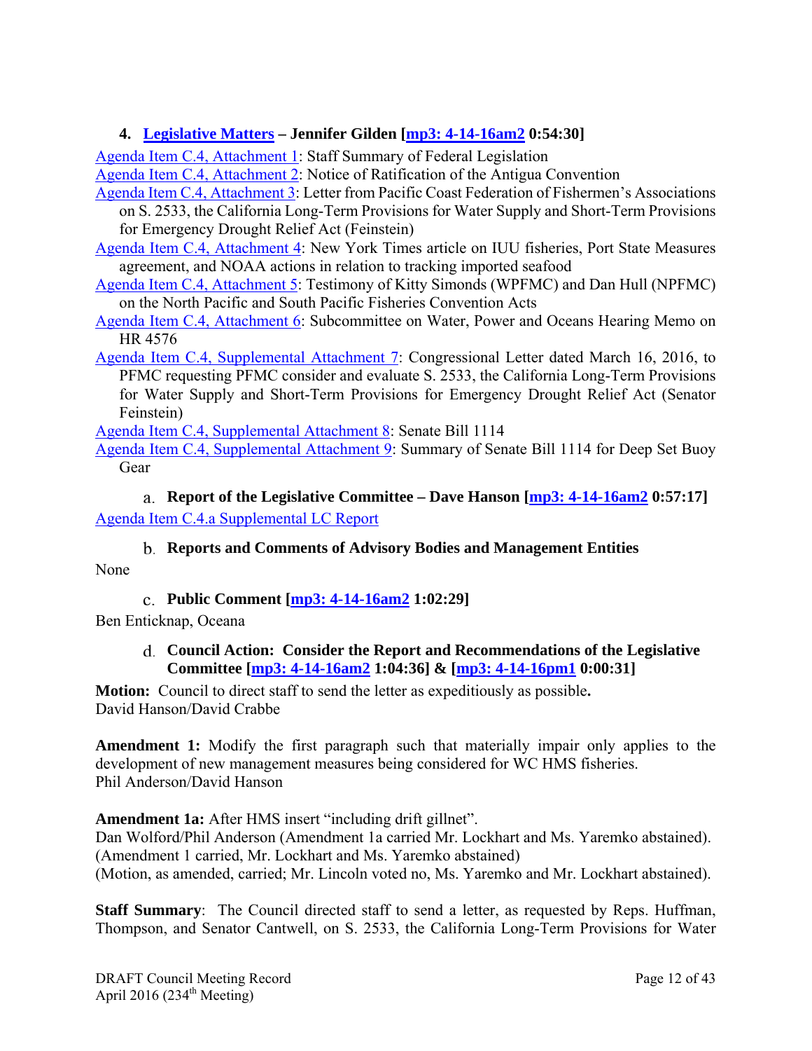### 4. Legislative Matters – Jennifer Gilden [mp3: 4-14-16am2 0:54:30]

Agenda Item C.4, Attachment 1: Staff Summary of Federal Legislation

Agenda Item C.4, Attachment 2: Notice of Ratification of the Antigua Convention

Agenda Item C.4, Attachment 3: Letter from Pacific Coast Federation of Fishermen's Associations on S. 2533, the California Long-Term Provisions for Water Supply and Short-Term Provisions for Emergency Drought Relief Act (Feinstein)

Agenda Item C.4, Attachment 4: New York Times article on IUU fisheries, Port State Measures agreement, and NOAA actions in relation to tracking imported seafood

Agenda Item C.4, Attachment 5: Testimony of Kitty Simonds (WPFMC) and Dan Hull (NPFMC) on the North Pacific and South Pacific Fisheries Convention Acts

Agenda Item C.4, Attachment 6: Subcommittee on Water, Power and Oceans Hearing Memo on HR 4576

Agenda Item C.4, Supplemental Attachment 7: Congressional Letter dated March 16, 2016, to PFMC requesting PFMC consider and evaluate S. 2533, the California Long-Term Provisions for Water Supply and Short-Term Provisions for Emergency Drought Relief Act (Senator Feinstein)

Agenda Item C.4, Supplemental Attachment 8: Senate Bill 1114

Agenda Item C.4, Supplemental Attachment 9: Summary of Senate Bill 1114 for Deep Set Buoy Gear

#### a. Report of the Legislative Committee – Dave Hanson [mp3: 4-14-16am2 0:57:17]

Agenda Item C.4.a Supplemental LC Report

#### b. Reports and Comments of Advisory Bodies and Management Entities

None

#### c. Public Comment [mp3: 4-14-16am2 1:02:29]

Ben Enticknap, Oceana

#### d. Council Action: Consider the Report and Recommendations of the Legislative Committee [mp3: 4-14-16am2 1:04:36] & [mp3: 4-14-16pm1 0:00:31]

**Motion:** Council to direct staff to send the letter as expeditiously as possible**.**
David Hanson/David Crabbe

**Amendment 1:** Modify the first paragraph such that materially impair only applies to the development of new management measures being considered for WC HMS fisheries.
Phil Anderson/David Hanson

**Amendment 1a:** After HMS insert "including drift gillnet".
Dan Wolford/Phil Anderson (Amendment 1a carried Mr. Lockhart and Ms. Yaremko abstained).
(Amendment 1 carried, Mr. Lockhart and Ms. Yaremko abstained)
(Motion, as amended, carried; Mr. Lincoln voted no, Ms. Yaremko and Mr. Lockhart abstained).

**Staff Summary**: The Council directed staff to send a letter, as requested by Reps. Huffman, Thompson, and Senator Cantwell, on S. 2533, the California Long-Term Provisions for Water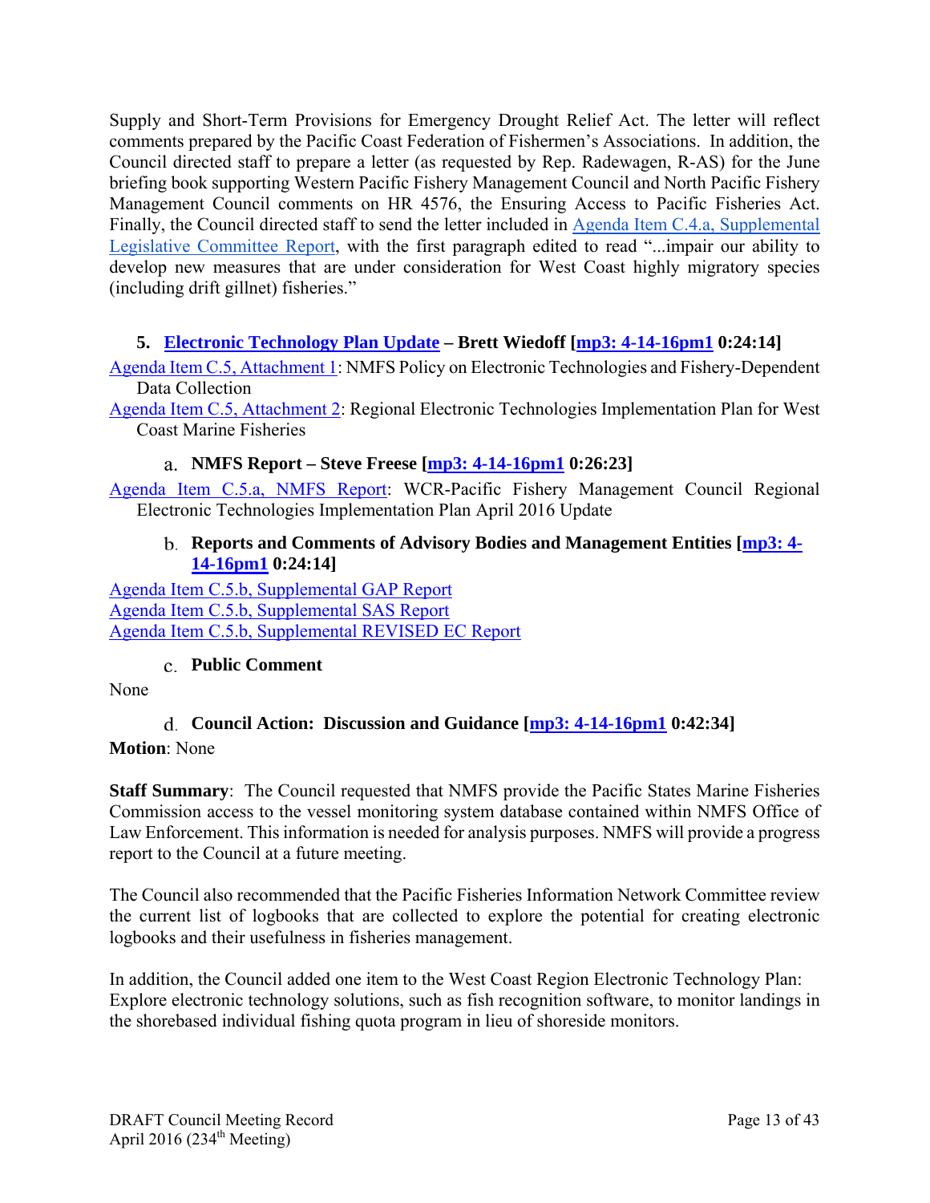Supply and Short-Term Provisions for Emergency Drought Relief Act. The letter will reflect comments prepared by the Pacific Coast Federation of Fishermen's Associations. In addition, the Council directed staff to prepare a letter (as requested by Rep. Radewagen, R-AS) for the June briefing book supporting Western Pacific Fishery Management Council and North Pacific Fishery Management Council comments on HR 4576, the Ensuring Access to Pacific Fisheries Act. Finally, the Council directed staff to send the letter included in Agenda Item C.4.a, Supplemental Legislative Committee Report, with the first paragraph edited to read "...impair our ability to develop new measures that are under consideration for West Coast highly migratory species (including drift gillnet) fisheries."

### 5. Electronic Technology Plan Update – Brett Wiedoff [mp3: 4-14-16pm1 0:24:14]

Agenda Item C.5, Attachment 1: NMFS Policy on Electronic Technologies and Fishery-Dependent Data Collection

Agenda Item C.5, Attachment 2: Regional Electronic Technologies Implementation Plan for West Coast Marine Fisheries

#### a. NMFS Report – Steve Freese [mp3: 4-14-16pm1 0:26:23]

Agenda Item C.5.a, NMFS Report: WCR-Pacific Fishery Management Council Regional Electronic Technologies Implementation Plan April 2016 Update

#### b. Reports and Comments of Advisory Bodies and Management Entities [mp3: 4-14-16pm1 0:24:14]

Agenda Item C.5.b, Supplemental GAP Report
Agenda Item C.5.b, Supplemental SAS Report
Agenda Item C.5.b, Supplemental REVISED EC Report

#### c. Public Comment

None

#### d. Council Action: Discussion and Guidance [mp3: 4-14-16pm1 0:42:34]

**Motion**: None

**Staff Summary**: The Council requested that NMFS provide the Pacific States Marine Fisheries Commission access to the vessel monitoring system database contained within NMFS Office of Law Enforcement. This information is needed for analysis purposes. NMFS will provide a progress report to the Council at a future meeting.

The Council also recommended that the Pacific Fisheries Information Network Committee review the current list of logbooks that are collected to explore the potential for creating electronic logbooks and their usefulness in fisheries management.

In addition, the Council added one item to the West Coast Region Electronic Technology Plan: Explore electronic technology solutions, such as fish recognition software, to monitor landings in the shorebased individual fishing quota program in lieu of shoreside monitors.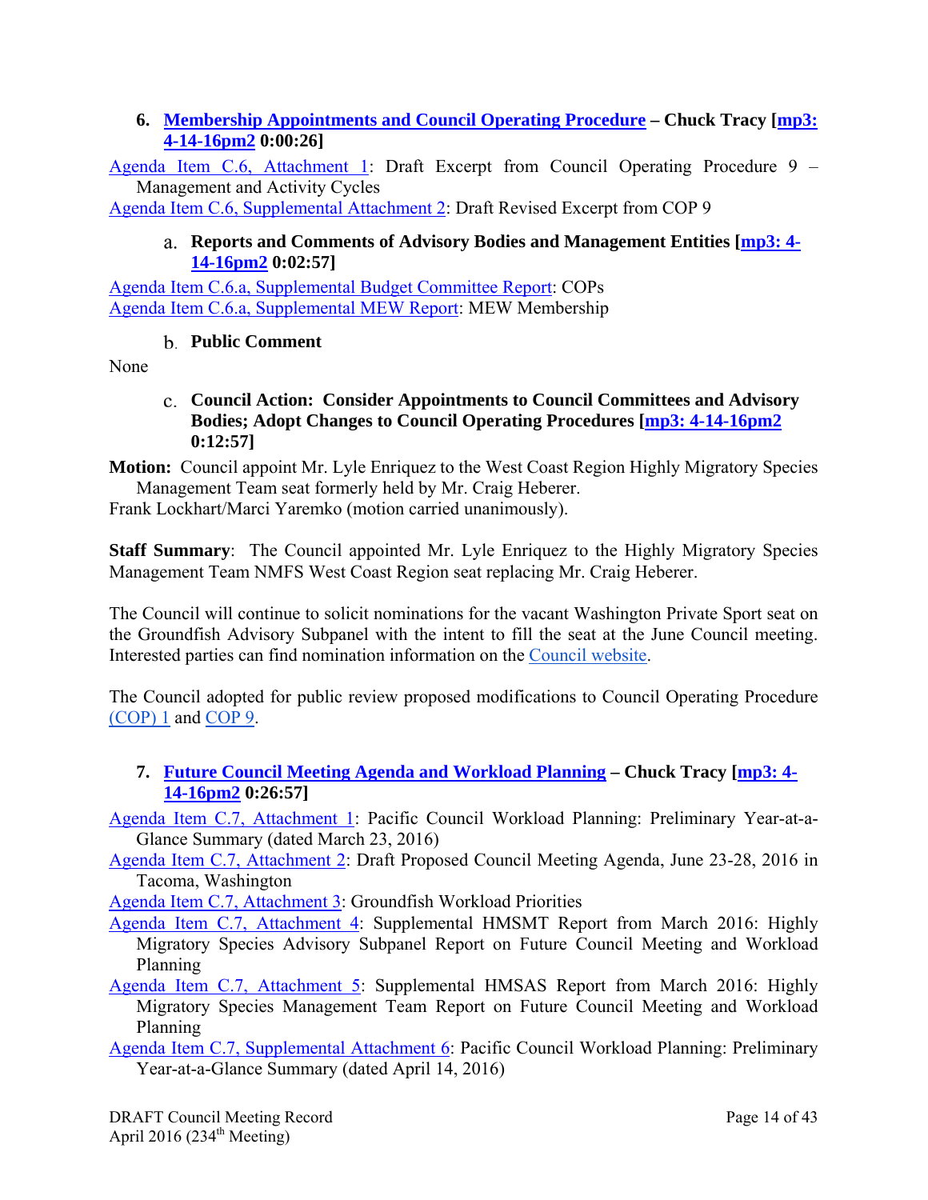### 6. Membership Appointments and Council Operating Procedure – Chuck Tracy [mp3: 4-14-16pm2 0:00:26]

Agenda Item C.6, Attachment 1: Draft Excerpt from Council Operating Procedure 9 – Management and Activity Cycles

Agenda Item C.6, Supplemental Attachment 2: Draft Revised Excerpt from COP 9

#### a. Reports and Comments of Advisory Bodies and Management Entities [mp3: 4-14-16pm2 0:02:57]

Agenda Item C.6.a, Supplemental Budget Committee Report: COPs

Agenda Item C.6.a, Supplemental MEW Report: MEW Membership

#### b. Public Comment

None

#### c. Council Action: Consider Appointments to Council Committees and Advisory Bodies; Adopt Changes to Council Operating Procedures [mp3: 4-14-16pm2 0:12:57]

**Motion:** Council appoint Mr. Lyle Enriquez to the West Coast Region Highly Migratory Species Management Team seat formerly held by Mr. Craig Heberer.

Frank Lockhart/Marci Yaremko (motion carried unanimously).

**Staff Summary**: The Council appointed Mr. Lyle Enriquez to the Highly Migratory Species Management Team NMFS West Coast Region seat replacing Mr. Craig Heberer.

The Council will continue to solicit nominations for the vacant Washington Private Sport seat on the Groundfish Advisory Subpanel with the intent to fill the seat at the June Council meeting. Interested parties can find nomination information on the Council website.

The Council adopted for public review proposed modifications to Council Operating Procedure (COP) 1 and COP 9.

### 7. Future Council Meeting Agenda and Workload Planning – Chuck Tracy [mp3: 4-14-16pm2 0:26:57]

Agenda Item C.7, Attachment 1: Pacific Council Workload Planning: Preliminary Year-at-a-Glance Summary (dated March 23, 2016)

Agenda Item C.7, Attachment 2: Draft Proposed Council Meeting Agenda, June 23-28, 2016 in Tacoma, Washington

Agenda Item C.7, Attachment 3: Groundfish Workload Priorities

Agenda Item C.7, Attachment 4: Supplemental HMSMT Report from March 2016: Highly Migratory Species Advisory Subpanel Report on Future Council Meeting and Workload Planning

Agenda Item C.7, Attachment 5: Supplemental HMSAS Report from March 2016: Highly Migratory Species Management Team Report on Future Council Meeting and Workload Planning

Agenda Item C.7, Supplemental Attachment 6: Pacific Council Workload Planning: Preliminary Year-at-a-Glance Summary (dated April 14, 2016)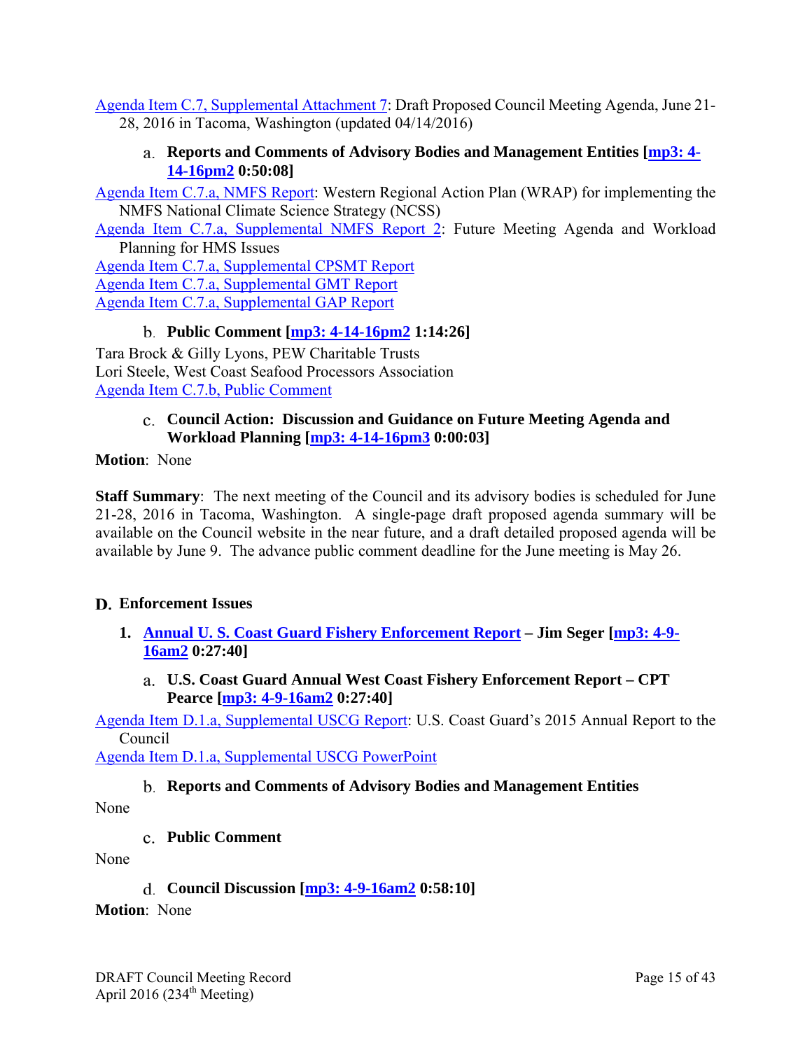Agenda Item C.7, Supplemental Attachment 7: Draft Proposed Council Meeting Agenda, June 21-28, 2016 in Tacoma, Washington (updated 04/14/2016)

a. **Reports and Comments of Advisory Bodies and Management Entities [mp3: 4-14-16pm2 0:50:08]**

Agenda Item C.7.a, NMFS Report: Western Regional Action Plan (WRAP) for implementing the NMFS National Climate Science Strategy (NCSS)

Agenda Item C.7.a, Supplemental NMFS Report 2: Future Meeting Agenda and Workload Planning for HMS Issues

Agenda Item C.7.a, Supplemental CPSMT Report

Agenda Item C.7.a, Supplemental GMT Report

Agenda Item C.7.a, Supplemental GAP Report

b. **Public Comment [mp3: 4-14-16pm2 1:14:26]**

Tara Brock & Gilly Lyons, PEW Charitable Trusts

Lori Steele, West Coast Seafood Processors Association

Agenda Item C.7.b, Public Comment

c. **Council Action: Discussion and Guidance on Future Meeting Agenda and Workload Planning [mp3: 4-14-16pm3 0:00:03]**

**Motion**: None

**Staff Summary**: The next meeting of the Council and its advisory bodies is scheduled for June 21-28, 2016 in Tacoma, Washington. A single-page draft proposed agenda summary will be available on the Council website in the near future, and a draft detailed proposed agenda will be available by June 9. The advance public comment deadline for the June meeting is May 26.

## D. Enforcement Issues

**1. Annual U. S. Coast Guard Fishery Enforcement Report – Jim Seger [mp3: 4-9-16am2 0:27:40]**

a. **U.S. Coast Guard Annual West Coast Fishery Enforcement Report – CPT Pearce [mp3: 4-9-16am2 0:27:40]**

Agenda Item D.1.a, Supplemental USCG Report: U.S. Coast Guard's 2015 Annual Report to the Council

Agenda Item D.1.a, Supplemental USCG PowerPoint

b. **Reports and Comments of Advisory Bodies and Management Entities**

None

c. **Public Comment**

None

d. **Council Discussion [mp3: 4-9-16am2 0:58:10]**

**Motion**: None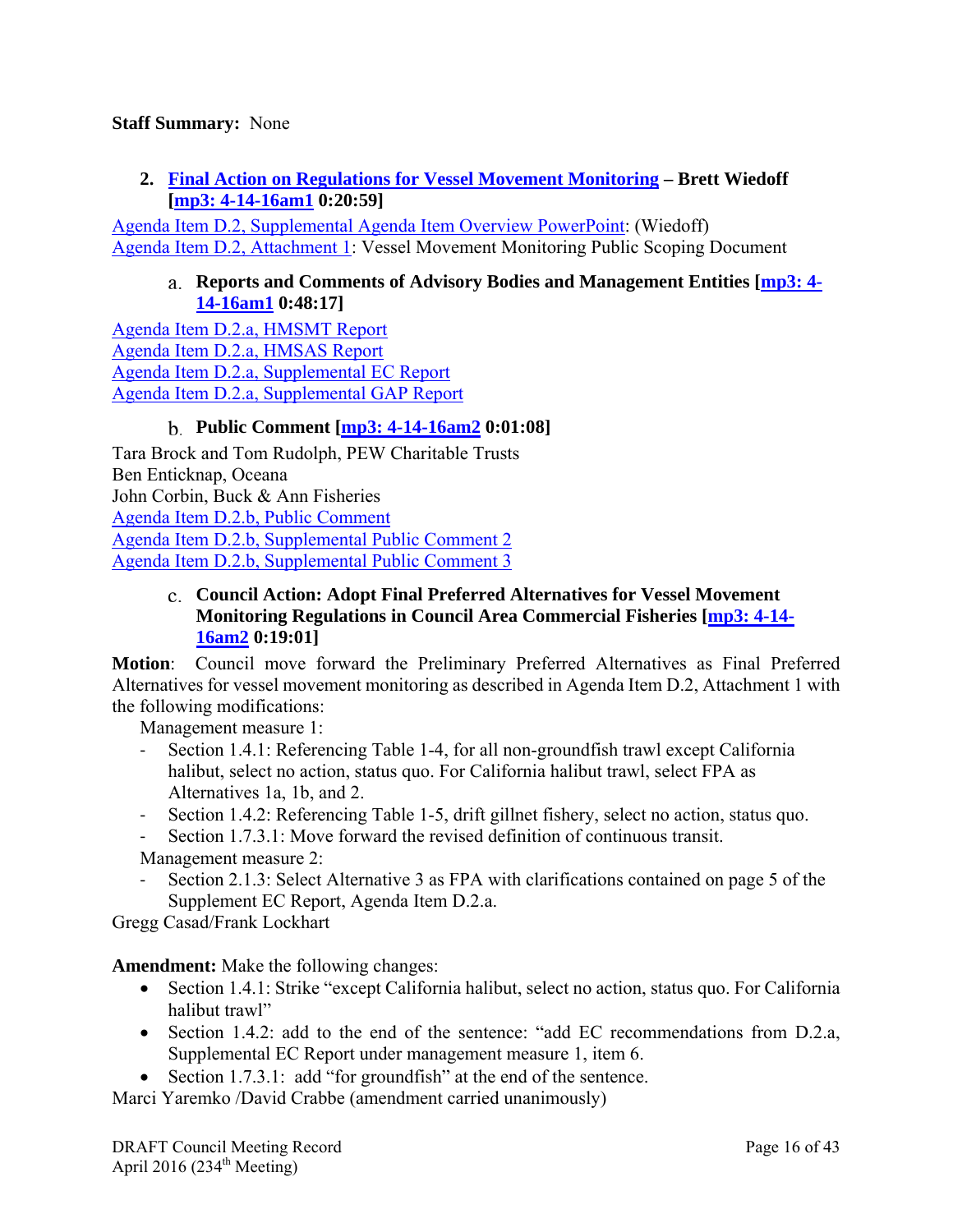**Staff Summary:** None

2. **Final Action on Regulations for Vessel Movement Monitoring – Brett Wiedoff [mp3: 4-14-16am1 0:20:59]**

Agenda Item D.2, Supplemental Agenda Item Overview PowerPoint: (Wiedoff)
Agenda Item D.2, Attachment 1: Vessel Movement Monitoring Public Scoping Document

a. **Reports and Comments of Advisory Bodies and Management Entities [mp3: 4-14-16am1 0:48:17]**

Agenda Item D.2.a, HMSMT Report
Agenda Item D.2.a, HMSAS Report
Agenda Item D.2.a, Supplemental EC Report
Agenda Item D.2.a, Supplemental GAP Report

b. **Public Comment [mp3: 4-14-16am2 0:01:08]**

Tara Brock and Tom Rudolph, PEW Charitable Trusts
Ben Enticknap, Oceana
John Corbin, Buck & Ann Fisheries
Agenda Item D.2.b, Public Comment
Agenda Item D.2.b, Supplemental Public Comment 2
Agenda Item D.2.b, Supplemental Public Comment 3

c. **Council Action: Adopt Final Preferred Alternatives for Vessel Movement Monitoring Regulations in Council Area Commercial Fisheries [mp3: 4-14-16am2 0:19:01]**

**Motion**: Council move forward the Preliminary Preferred Alternatives as Final Preferred Alternatives for vessel movement monitoring as described in Agenda Item D.2, Attachment 1 with the following modifications:

Management measure 1:

- Section 1.4.1: Referencing Table 1-4, for all non-groundfish trawl except California halibut, select no action, status quo. For California halibut trawl, select FPA as Alternatives 1a, 1b, and 2.
- Section 1.4.2: Referencing Table 1-5, drift gillnet fishery, select no action, status quo.
- Section 1.7.3.1: Move forward the revised definition of continuous transit.

Management measure 2:

- Section 2.1.3: Select Alternative 3 as FPA with clarifications contained on page 5 of the Supplement EC Report, Agenda Item D.2.a.

Gregg Casad/Frank Lockhart

**Amendment:** Make the following changes:

- Section 1.4.1: Strike "except California halibut, select no action, status quo. For California halibut trawl"
- Section 1.4.2: add to the end of the sentence: "add EC recommendations from D.2.a, Supplemental EC Report under management measure 1, item 6.
- Section 1.7.3.1: add "for groundfish" at the end of the sentence.

Marci Yaremko /David Crabbe (amendment carried unanimously)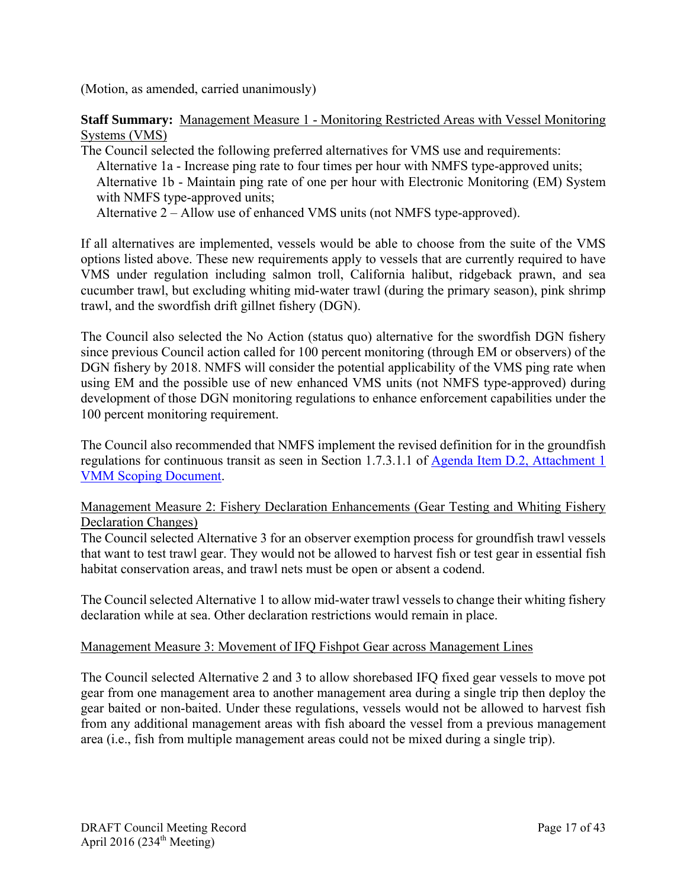(Motion, as amended, carried unanimously)

**Staff Summary:** Management Measure 1 - Monitoring Restricted Areas with Vessel Monitoring Systems (VMS)

The Council selected the following preferred alternatives for VMS use and requirements:

Alternative 1a - Increase ping rate to four times per hour with NMFS type-approved units;

Alternative 1b - Maintain ping rate of one per hour with Electronic Monitoring (EM) System with NMFS type-approved units;

Alternative 2 – Allow use of enhanced VMS units (not NMFS type-approved).

If all alternatives are implemented, vessels would be able to choose from the suite of the VMS options listed above. These new requirements apply to vessels that are currently required to have VMS under regulation including salmon troll, California halibut, ridgeback prawn, and sea cucumber trawl, but excluding whiting mid-water trawl (during the primary season), pink shrimp trawl, and the swordfish drift gillnet fishery (DGN).

The Council also selected the No Action (status quo) alternative for the swordfish DGN fishery since previous Council action called for 100 percent monitoring (through EM or observers) of the DGN fishery by 2018. NMFS will consider the potential applicability of the VMS ping rate when using EM and the possible use of new enhanced VMS units (not NMFS type-approved) during development of those DGN monitoring regulations to enhance enforcement capabilities under the 100 percent monitoring requirement.

The Council also recommended that NMFS implement the revised definition for in the groundfish regulations for continuous transit as seen in Section 1.7.3.1.1 of Agenda Item D.2, Attachment 1 VMM Scoping Document.

Management Measure 2: Fishery Declaration Enhancements (Gear Testing and Whiting Fishery Declaration Changes)

The Council selected Alternative 3 for an observer exemption process for groundfish trawl vessels that want to test trawl gear. They would not be allowed to harvest fish or test gear in essential fish habitat conservation areas, and trawl nets must be open or absent a codend.

The Council selected Alternative 1 to allow mid-water trawl vessels to change their whiting fishery declaration while at sea. Other declaration restrictions would remain in place.

Management Measure 3: Movement of IFQ Fishpot Gear across Management Lines

The Council selected Alternative 2 and 3 to allow shorebased IFQ fixed gear vessels to move pot gear from one management area to another management area during a single trip then deploy the gear baited or non-baited. Under these regulations, vessels would not be allowed to harvest fish from any additional management areas with fish aboard the vessel from a previous management area (i.e., fish from multiple management areas could not be mixed during a single trip).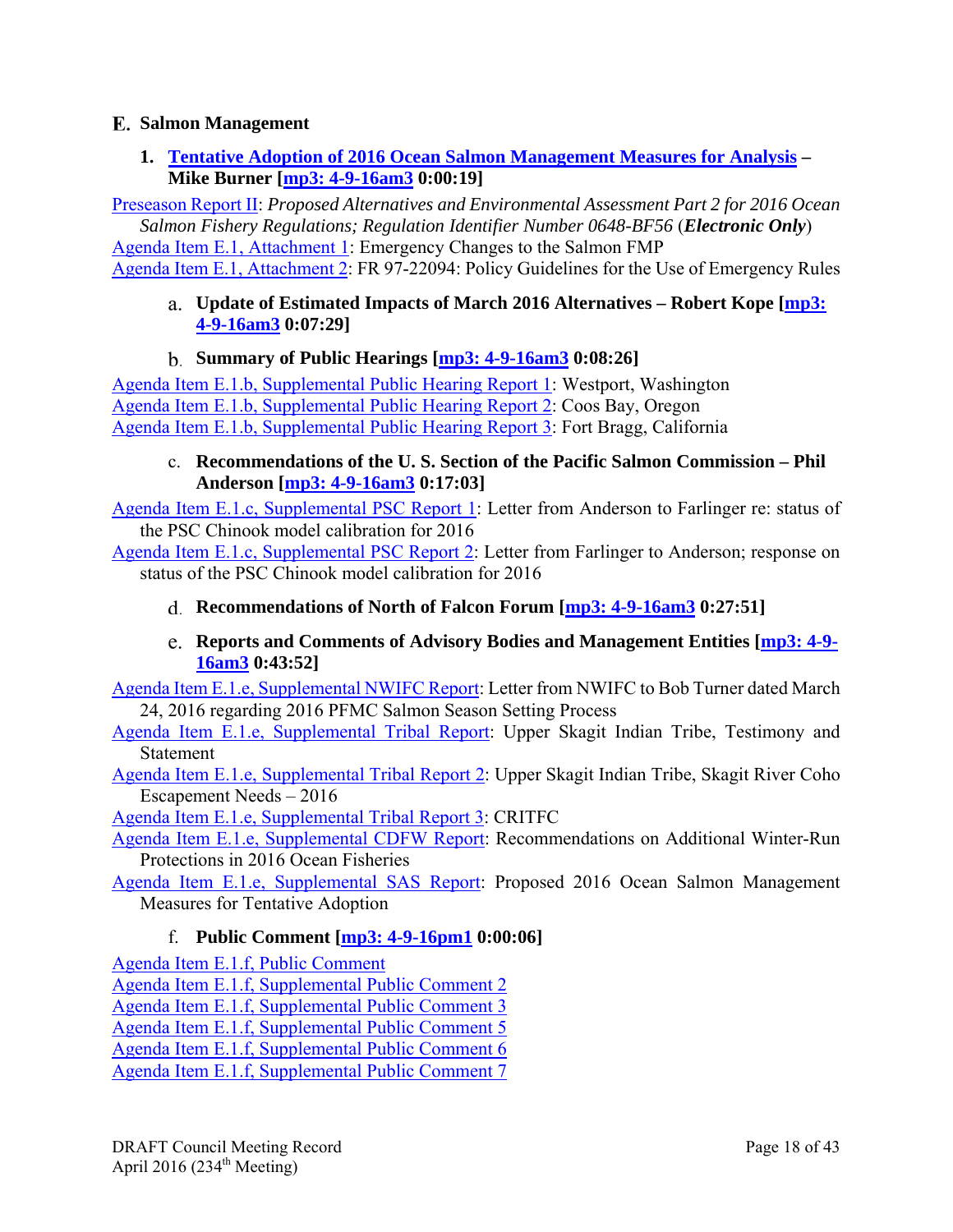## E. Salmon Management

### 1. Tentative Adoption of 2016 Ocean Salmon Management Measures for Analysis – Mike Burner [mp3: 4-9-16am3 0:00:19]

Preseason Report II: *Proposed Alternatives and Environmental Assessment Part 2 for 2016 Ocean Salmon Fishery Regulations; Regulation Identifier Number 0648-BF56* (***Electronic Only***)

Agenda Item E.1, Attachment 1: Emergency Changes to the Salmon FMP

Agenda Item E.1, Attachment 2: FR 97-22094: Policy Guidelines for the Use of Emergency Rules

#### a. Update of Estimated Impacts of March 2016 Alternatives – Robert Kope [mp3: 4-9-16am3 0:07:29]

#### b. Summary of Public Hearings [mp3: 4-9-16am3 0:08:26]

Agenda Item E.1.b, Supplemental Public Hearing Report 1: Westport, Washington

Agenda Item E.1.b, Supplemental Public Hearing Report 2: Coos Bay, Oregon

Agenda Item E.1.b, Supplemental Public Hearing Report 3: Fort Bragg, California

#### c. Recommendations of the U. S. Section of the Pacific Salmon Commission – Phil Anderson [mp3: 4-9-16am3 0:17:03]

Agenda Item E.1.c, Supplemental PSC Report 1: Letter from Anderson to Farlinger re: status of the PSC Chinook model calibration for 2016

Agenda Item E.1.c, Supplemental PSC Report 2: Letter from Farlinger to Anderson; response on status of the PSC Chinook model calibration for 2016

#### d. Recommendations of North of Falcon Forum [mp3: 4-9-16am3 0:27:51]

#### e. Reports and Comments of Advisory Bodies and Management Entities [mp3: 4-9-16am3 0:43:52]

Agenda Item E.1.e, Supplemental NWIFC Report: Letter from NWIFC to Bob Turner dated March 24, 2016 regarding 2016 PFMC Salmon Season Setting Process

Agenda Item E.1.e, Supplemental Tribal Report: Upper Skagit Indian Tribe, Testimony and Statement

Agenda Item E.1.e, Supplemental Tribal Report 2: Upper Skagit Indian Tribe, Skagit River Coho Escapement Needs – 2016

Agenda Item E.1.e, Supplemental Tribal Report 3: CRITFC

Agenda Item E.1.e, Supplemental CDFW Report: Recommendations on Additional Winter-Run Protections in 2016 Ocean Fisheries

Agenda Item E.1.e, Supplemental SAS Report: Proposed 2016 Ocean Salmon Management Measures for Tentative Adoption

#### f. Public Comment [mp3: 4-9-16pm1 0:00:06]

Agenda Item E.1.f, Public Comment

Agenda Item E.1.f, Supplemental Public Comment 2

Agenda Item E.1.f, Supplemental Public Comment 3

Agenda Item E.1.f, Supplemental Public Comment 5

Agenda Item E.1.f, Supplemental Public Comment 6

Agenda Item E.1.f, Supplemental Public Comment 7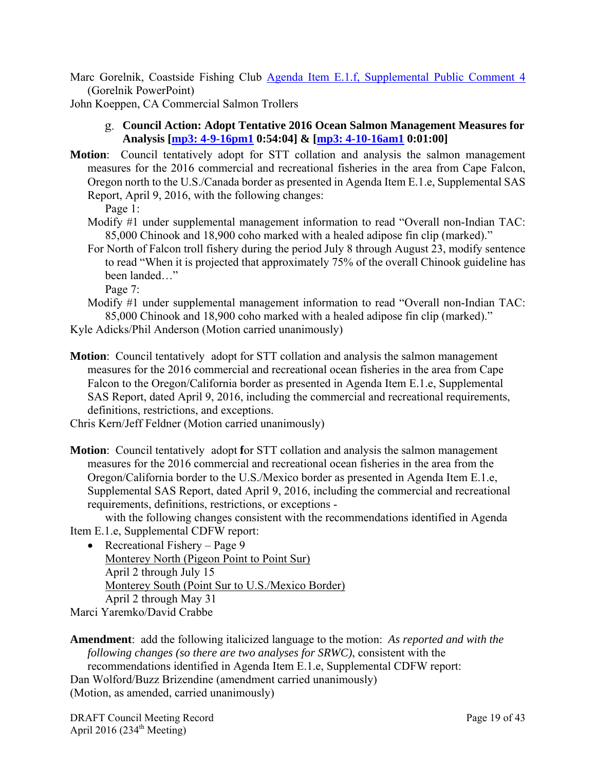Marc Gorelnik, Coastside Fishing Club Agenda Item E.1.f, Supplemental Public Comment 4 (Gorelnik PowerPoint)

John Koeppen, CA Commercial Salmon Trollers

g. **Council Action: Adopt Tentative 2016 Ocean Salmon Management Measures for Analysis [mp3: 4-9-16pm1 0:54:04] & [mp3: 4-10-16am1 0:01:00]**

**Motion**: Council tentatively adopt for STT collation and analysis the salmon management measures for the 2016 commercial and recreational fisheries in the area from Cape Falcon, Oregon north to the U.S./Canada border as presented in Agenda Item E.1.e, Supplemental SAS Report, April 9, 2016, with the following changes:

Page 1:

Modify #1 under supplemental management information to read "Overall non-Indian TAC: 85,000 Chinook and 18,900 coho marked with a healed adipose fin clip (marked)."

For North of Falcon troll fishery during the period July 8 through August 23, modify sentence to read "When it is projected that approximately 75% of the overall Chinook guideline has been landed…"

Page 7:

Modify #1 under supplemental management information to read "Overall non-Indian TAC: 85,000 Chinook and 18,900 coho marked with a healed adipose fin clip (marked)."

Kyle Adicks/Phil Anderson (Motion carried unanimously)

**Motion**: Council tentatively adopt for STT collation and analysis the salmon management measures for the 2016 commercial and recreational ocean fisheries in the area from Cape Falcon to the Oregon/California border as presented in Agenda Item E.1.e, Supplemental SAS Report, dated April 9, 2016, including the commercial and recreational requirements, definitions, restrictions, and exceptions.

Chris Kern/Jeff Feldner (Motion carried unanimously)

**Motion**: Council tentatively adopt **f**or STT collation and analysis the salmon management measures for the 2016 commercial and recreational ocean fisheries in the area from the Oregon/California border to the U.S./Mexico border as presented in Agenda Item E.1.e, Supplemental SAS Report, dated April 9, 2016, including the commercial and recreational requirements, definitions, restrictions, or exceptions -

with the following changes consistent with the recommendations identified in Agenda Item E.1.e, Supplemental CDFW report:

- Recreational Fishery – Page 9
  Monterey North (Pigeon Point to Point Sur)
  April 2 through July 15
  Monterey South (Point Sur to U.S./Mexico Border)
  April 2 through May 31

Marci Yaremko/David Crabbe

**Amendment**: add the following italicized language to the motion: *As reported and with the following changes (so there are two analyses for SRWC)*, consistent with the recommendations identified in Agenda Item E.1.e, Supplemental CDFW report:

Dan Wolford/Buzz Brizendine (amendment carried unanimously)

(Motion, as amended, carried unanimously)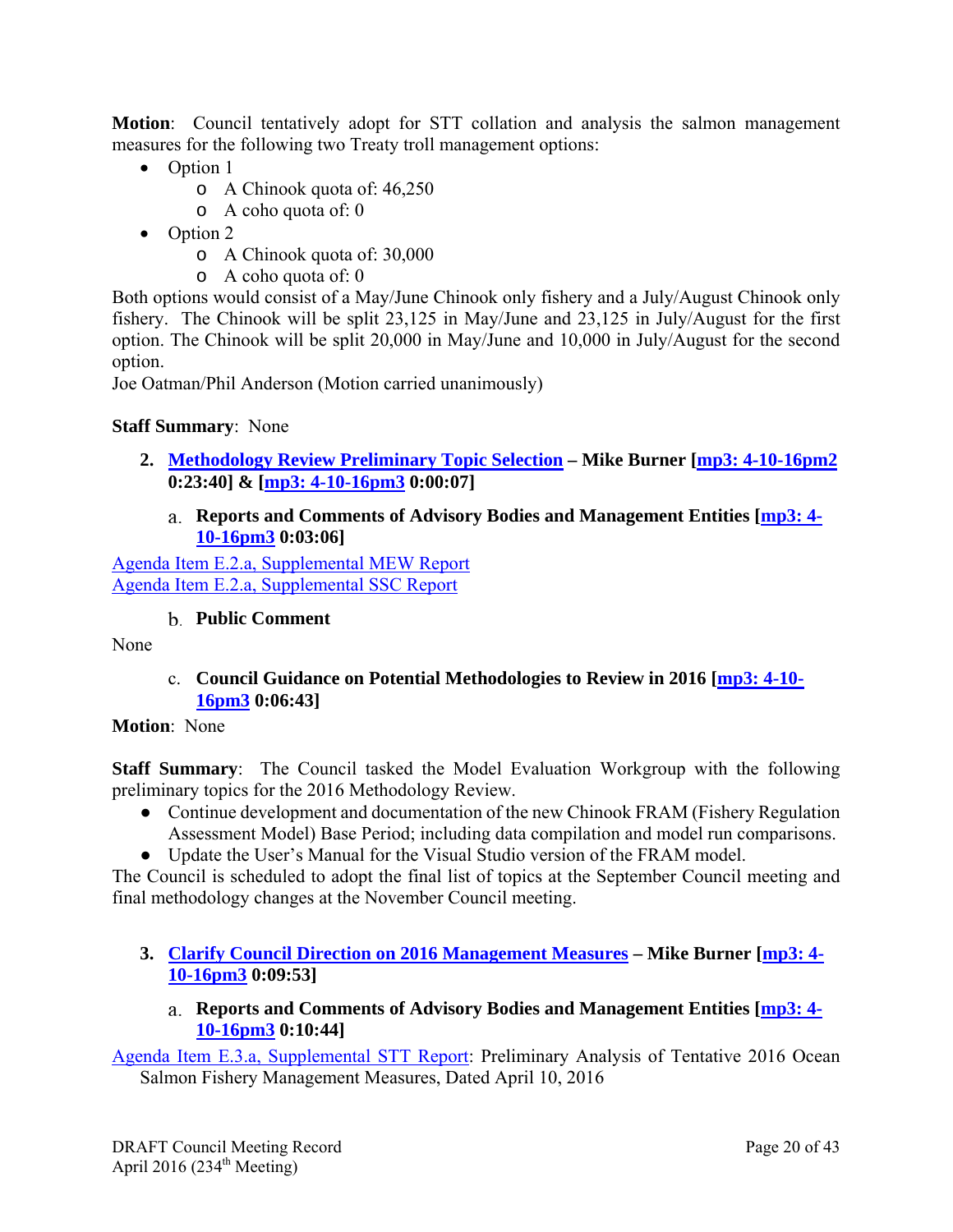**Motion**: Council tentatively adopt for STT collation and analysis the salmon management measures for the following two Treaty troll management options:

- Option 1
  - A Chinook quota of: 46,250
  - A coho quota of: 0
- Option 2
  - A Chinook quota of: 30,000
  - A coho quota of: 0

Both options would consist of a May/June Chinook only fishery and a July/August Chinook only fishery. The Chinook will be split 23,125 in May/June and 23,125 in July/August for the first option. The Chinook will be split 20,000 in May/June and 10,000 in July/August for the second option.

Joe Oatman/Phil Anderson (Motion carried unanimously)

**Staff Summary**: None

2. **Methodology Review Preliminary Topic Selection – Mike Burner [mp3: 4-10-16pm2 0:23:40] & [mp3: 4-10-16pm3 0:00:07]**

   a. **Reports and Comments of Advisory Bodies and Management Entities [mp3: 4-10-16pm3 0:03:06]**

Agenda Item E.2.a, Supplemental MEW Report
Agenda Item E.2.a, Supplemental SSC Report

   b. **Public Comment**

None

   c. **Council Guidance on Potential Methodologies to Review in 2016 [mp3: 4-10-16pm3 0:06:43]**

**Motion**: None

**Staff Summary**: The Council tasked the Model Evaluation Workgroup with the following preliminary topics for the 2016 Methodology Review.

- Continue development and documentation of the new Chinook FRAM (Fishery Regulation Assessment Model) Base Period; including data compilation and model run comparisons.
- Update the User's Manual for the Visual Studio version of the FRAM model.

The Council is scheduled to adopt the final list of topics at the September Council meeting and final methodology changes at the November Council meeting.

3. **Clarify Council Direction on 2016 Management Measures – Mike Burner [mp3: 4-10-16pm3 0:09:53]**

   a. **Reports and Comments of Advisory Bodies and Management Entities [mp3: 4-10-16pm3 0:10:44]**

Agenda Item E.3.a, Supplemental STT Report: Preliminary Analysis of Tentative 2016 Ocean Salmon Fishery Management Measures, Dated April 10, 2016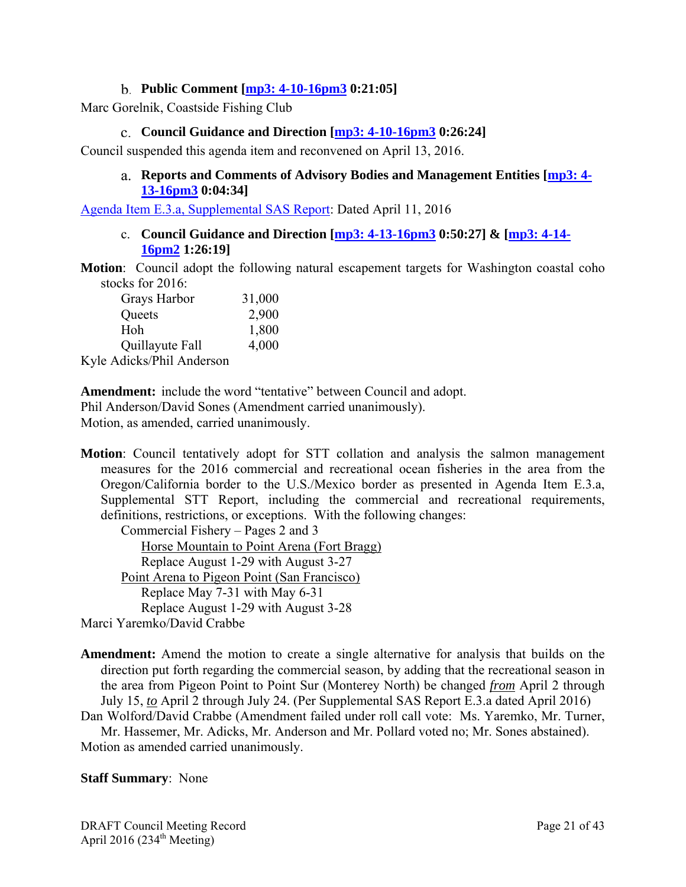### b. Public Comment [mp3: 4-10-16pm3 0:21:05]

Marc Gorelnik, Coastside Fishing Club

### c. Council Guidance and Direction [mp3: 4-10-16pm3 0:26:24]

Council suspended this agenda item and reconvened on April 13, 2016.

### a. Reports and Comments of Advisory Bodies and Management Entities [mp3: 4-13-16pm3 0:04:34]

Agenda Item E.3.a, Supplemental SAS Report: Dated April 11, 2016

### c. Council Guidance and Direction [mp3: 4-13-16pm3 0:50:27] & [mp3: 4-14-16pm2 1:26:19]

**Motion**: Council adopt the following natural escapement targets for Washington coastal coho stocks for 2016:

| | |
|---|---|
| Grays Harbor | 31,000 |
| Queets | 2,900 |
| Hoh | 1,800 |
| Quillayute Fall | 4,000 |

Kyle Adicks/Phil Anderson

**Amendment:** include the word "tentative" between Council and adopt.
Phil Anderson/David Sones (Amendment carried unanimously).
Motion, as amended, carried unanimously.

**Motion**: Council tentatively adopt for STT collation and analysis the salmon management measures for the 2016 commercial and recreational ocean fisheries in the area from the Oregon/California border to the U.S./Mexico border as presented in Agenda Item E.3.a, Supplemental STT Report, including the commercial and recreational requirements, definitions, restrictions, or exceptions. With the following changes:

Commercial Fishery – Pages 2 and 3

Horse Mountain to Point Arena (Fort Bragg)
Replace August 1-29 with August 3-27

Point Arena to Pigeon Point (San Francisco)
Replace May 7-31 with May 6-31
Replace August 1-29 with August 3-28

Marci Yaremko/David Crabbe

**Amendment:** Amend the motion to create a single alternative for analysis that builds on the direction put forth regarding the commercial season, by adding that the recreational season in the area from Pigeon Point to Point Sur (Monterey North) be changed *from* April 2 through July 15, *to* April 2 through July 24. (Per Supplemental SAS Report E.3.a dated April 2016)

Dan Wolford/David Crabbe (Amendment failed under roll call vote: Ms. Yaremko, Mr. Turner, Mr. Hassemer, Mr. Adicks, Mr. Anderson and Mr. Pollard voted no; Mr. Sones abstained).
Motion as amended carried unanimously.

**Staff Summary**: None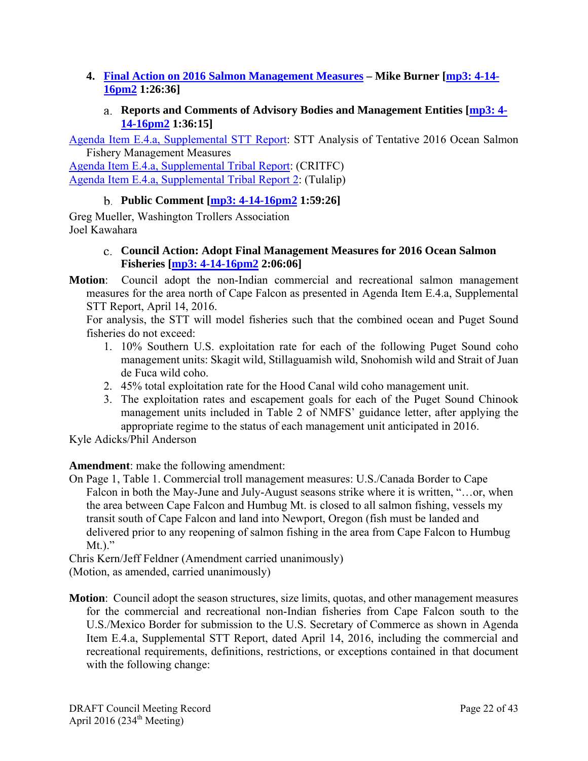**4. Final Action on 2016 Salmon Management Measures – Mike Burner [mp3: 4-14-16pm2 1:26:36]**

a. **Reports and Comments of Advisory Bodies and Management Entities [mp3: 4-14-16pm2 1:36:15]**

Agenda Item E.4.a, Supplemental STT Report: STT Analysis of Tentative 2016 Ocean Salmon Fishery Management Measures

Agenda Item E.4.a, Supplemental Tribal Report: (CRITFC)

Agenda Item E.4.a, Supplemental Tribal Report 2: (Tulalip)

b. **Public Comment [mp3: 4-14-16pm2 1:59:26]**

Greg Mueller, Washington Trollers Association
Joel Kawahara

c. **Council Action: Adopt Final Management Measures for 2016 Ocean Salmon Fisheries [mp3: 4-14-16pm2 2:06:06]**

**Motion**: Council adopt the non-Indian commercial and recreational salmon management measures for the area north of Cape Falcon as presented in Agenda Item E.4.a, Supplemental STT Report, April 14, 2016.

For analysis, the STT will model fisheries such that the combined ocean and Puget Sound fisheries do not exceed:

1. 10% Southern U.S. exploitation rate for each of the following Puget Sound coho management units: Skagit wild, Stillaguamish wild, Snohomish wild and Strait of Juan de Fuca wild coho.
2. 45% total exploitation rate for the Hood Canal wild coho management unit.
3. The exploitation rates and escapement goals for each of the Puget Sound Chinook management units included in Table 2 of NMFS' guidance letter, after applying the appropriate regime to the status of each management unit anticipated in 2016.

Kyle Adicks/Phil Anderson

**Amendment**: make the following amendment:

On Page 1, Table 1. Commercial troll management measures: U.S./Canada Border to Cape Falcon in both the May-June and July-August seasons strike where it is written, "…or, when the area between Cape Falcon and Humbug Mt. is closed to all salmon fishing, vessels my transit south of Cape Falcon and land into Newport, Oregon (fish must be landed and delivered prior to any reopening of salmon fishing in the area from Cape Falcon to Humbug Mt.)."

Chris Kern/Jeff Feldner (Amendment carried unanimously)
(Motion, as amended, carried unanimously)

**Motion**: Council adopt the season structures, size limits, quotas, and other management measures for the commercial and recreational non-Indian fisheries from Cape Falcon south to the U.S./Mexico Border for submission to the U.S. Secretary of Commerce as shown in Agenda Item E.4.a, Supplemental STT Report, dated April 14, 2016, including the commercial and recreational requirements, definitions, restrictions, or exceptions contained in that document with the following change: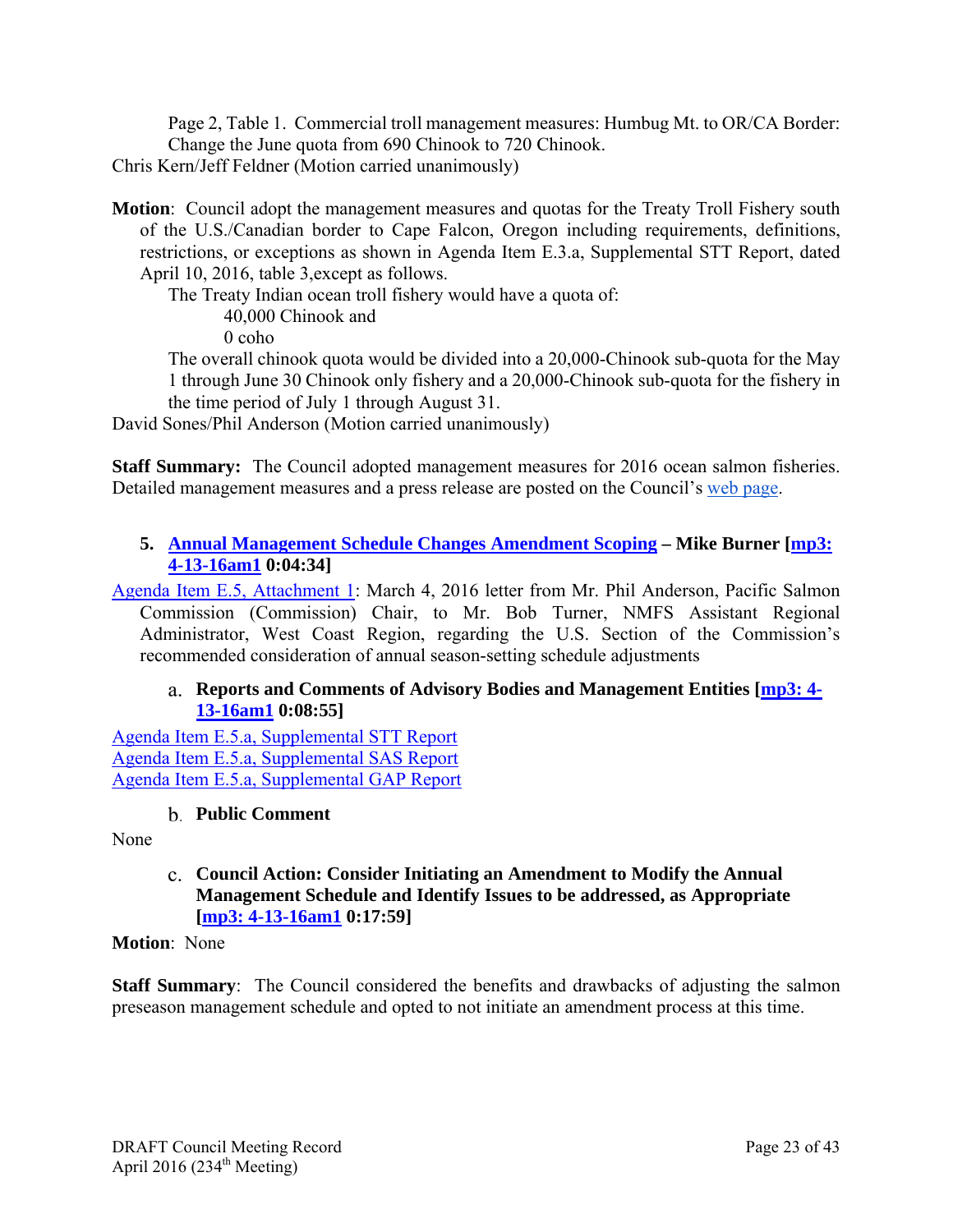Page 2, Table 1. Commercial troll management measures: Humbug Mt. to OR/CA Border: Change the June quota from 690 Chinook to 720 Chinook.

Chris Kern/Jeff Feldner (Motion carried unanimously)

**Motion**: Council adopt the management measures and quotas for the Treaty Troll Fishery south of the U.S./Canadian border to Cape Falcon, Oregon including requirements, definitions, restrictions, or exceptions as shown in Agenda Item E.3.a, Supplemental STT Report, dated April 10, 2016, table 3,except as follows.

The Treaty Indian ocean troll fishery would have a quota of:

40,000 Chinook and

0 coho

The overall chinook quota would be divided into a 20,000-Chinook sub-quota for the May 1 through June 30 Chinook only fishery and a 20,000-Chinook sub-quota for the fishery in the time period of July 1 through August 31.

David Sones/Phil Anderson (Motion carried unanimously)

**Staff Summary:** The Council adopted management measures for 2016 ocean salmon fisheries. Detailed management measures and a press release are posted on the Council's web page.

### 5. Annual Management Schedule Changes Amendment Scoping – Mike Burner [mp3: 4-13-16am1 0:04:34]

Agenda Item E.5, Attachment 1: March 4, 2016 letter from Mr. Phil Anderson, Pacific Salmon Commission (Commission) Chair, to Mr. Bob Turner, NMFS Assistant Regional Administrator, West Coast Region, regarding the U.S. Section of the Commission's recommended consideration of annual season-setting schedule adjustments

#### a. Reports and Comments of Advisory Bodies and Management Entities [mp3: 4-13-16am1 0:08:55]

Agenda Item E.5.a, Supplemental STT Report
Agenda Item E.5.a, Supplemental SAS Report
Agenda Item E.5.a, Supplemental GAP Report

#### b. Public Comment

None

#### c. Council Action: Consider Initiating an Amendment to Modify the Annual Management Schedule and Identify Issues to be addressed, as Appropriate [mp3: 4-13-16am1 0:17:59]

**Motion**: None

**Staff Summary**: The Council considered the benefits and drawbacks of adjusting the salmon preseason management schedule and opted to not initiate an amendment process at this time.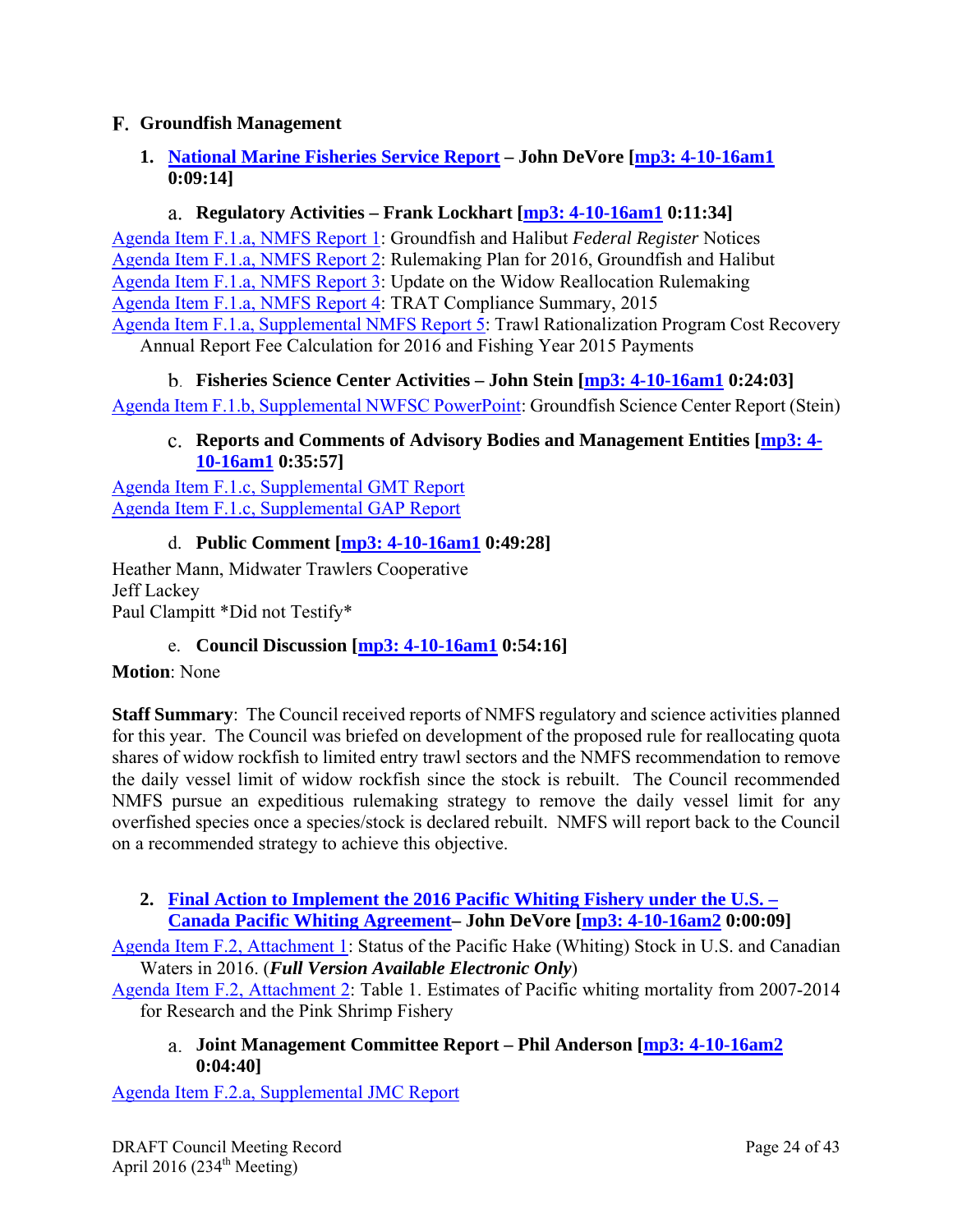## F. Groundfish Management

### 1. National Marine Fisheries Service Report – John DeVore [mp3: 4-10-16am1 0:09:14]

#### a. Regulatory Activities – Frank Lockhart [mp3: 4-10-16am1 0:11:34]

Agenda Item F.1.a, NMFS Report 1: Groundfish and Halibut *Federal Register* Notices
Agenda Item F.1.a, NMFS Report 2: Rulemaking Plan for 2016, Groundfish and Halibut
Agenda Item F.1.a, NMFS Report 3: Update on the Widow Reallocation Rulemaking
Agenda Item F.1.a, NMFS Report 4: TRAT Compliance Summary, 2015
Agenda Item F.1.a, Supplemental NMFS Report 5: Trawl Rationalization Program Cost Recovery Annual Report Fee Calculation for 2016 and Fishing Year 2015 Payments

#### b. Fisheries Science Center Activities – John Stein [mp3: 4-10-16am1 0:24:03]

Agenda Item F.1.b, Supplemental NWFSC PowerPoint: Groundfish Science Center Report (Stein)

#### c. Reports and Comments of Advisory Bodies and Management Entities [mp3: 4-10-16am1 0:35:57]

Agenda Item F.1.c, Supplemental GMT Report
Agenda Item F.1.c, Supplemental GAP Report

#### d. Public Comment [mp3: 4-10-16am1 0:49:28]

Heather Mann, Midwater Trawlers Cooperative
Jeff Lackey
Paul Clampitt *Did not Testify*

#### e. Council Discussion [mp3: 4-10-16am1 0:54:16]

**Motion**: None

**Staff Summary**: The Council received reports of NMFS regulatory and science activities planned for this year. The Council was briefed on development of the proposed rule for reallocating quota shares of widow rockfish to limited entry trawl sectors and the NMFS recommendation to remove the daily vessel limit of widow rockfish since the stock is rebuilt. The Council recommended NMFS pursue an expeditious rulemaking strategy to remove the daily vessel limit for any overfished species once a species/stock is declared rebuilt. NMFS will report back to the Council on a recommended strategy to achieve this objective.

### 2. Final Action to Implement the 2016 Pacific Whiting Fishery under the U.S. – Canada Pacific Whiting Agreement– John DeVore [mp3: 4-10-16am2 0:00:09]

Agenda Item F.2, Attachment 1: Status of the Pacific Hake (Whiting) Stock in U.S. and Canadian Waters in 2016. (***Full Version Available Electronic Only***)
Agenda Item F.2, Attachment 2: Table 1. Estimates of Pacific whiting mortality from 2007-2014 for Research and the Pink Shrimp Fishery

#### a. Joint Management Committee Report – Phil Anderson [mp3: 4-10-16am2 0:04:40]

Agenda Item F.2.a, Supplemental JMC Report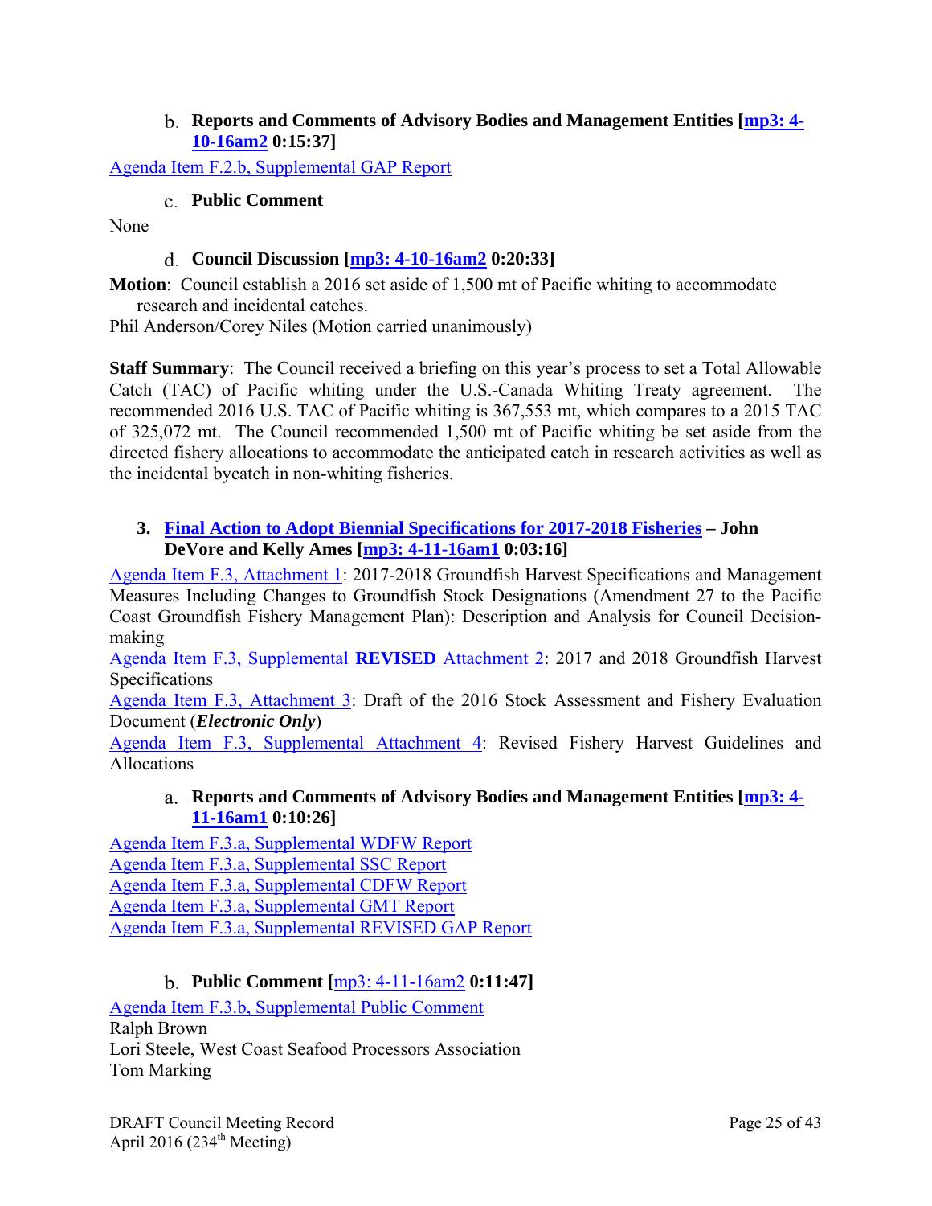### b. Reports and Comments of Advisory Bodies and Management Entities [mp3: 4-10-16am2 0:15:37]

Agenda Item F.2.b, Supplemental GAP Report

### c. Public Comment

None

### d. Council Discussion [mp3: 4-10-16am2 0:20:33]

**Motion**: Council establish a 2016 set aside of 1,500 mt of Pacific whiting to accommodate research and incidental catches.

Phil Anderson/Corey Niles (Motion carried unanimously)

**Staff Summary**: The Council received a briefing on this year's process to set a Total Allowable Catch (TAC) of Pacific whiting under the U.S.-Canada Whiting Treaty agreement. The recommended 2016 U.S. TAC of Pacific whiting is 367,553 mt, which compares to a 2015 TAC of 325,072 mt. The Council recommended 1,500 mt of Pacific whiting be set aside from the directed fishery allocations to accommodate the anticipated catch in research activities as well as the incidental bycatch in non-whiting fisheries.

## 3. Final Action to Adopt Biennial Specifications for 2017-2018 Fisheries – John DeVore and Kelly Ames [mp3: 4-11-16am1 0:03:16]

Agenda Item F.3, Attachment 1: 2017-2018 Groundfish Harvest Specifications and Management Measures Including Changes to Groundfish Stock Designations (Amendment 27 to the Pacific Coast Groundfish Fishery Management Plan): Description and Analysis for Council Decision-making

Agenda Item F.3, Supplemental **REVISED** Attachment 2: 2017 and 2018 Groundfish Harvest Specifications

Agenda Item F.3, Attachment 3: Draft of the 2016 Stock Assessment and Fishery Evaluation Document (***Electronic Only***)

Agenda Item F.3, Supplemental Attachment 4: Revised Fishery Harvest Guidelines and Allocations

### a. Reports and Comments of Advisory Bodies and Management Entities [mp3: 4-11-16am1 0:10:26]

Agenda Item F.3.a, Supplemental WDFW Report
Agenda Item F.3.a, Supplemental SSC Report
Agenda Item F.3.a, Supplemental CDFW Report
Agenda Item F.3.a, Supplemental GMT Report
Agenda Item F.3.a, Supplemental REVISED GAP Report

### b. Public Comment [mp3: 4-11-16am2 0:11:47]

Agenda Item F.3.b, Supplemental Public Comment
Ralph Brown
Lori Steele, West Coast Seafood Processors Association
Tom Marking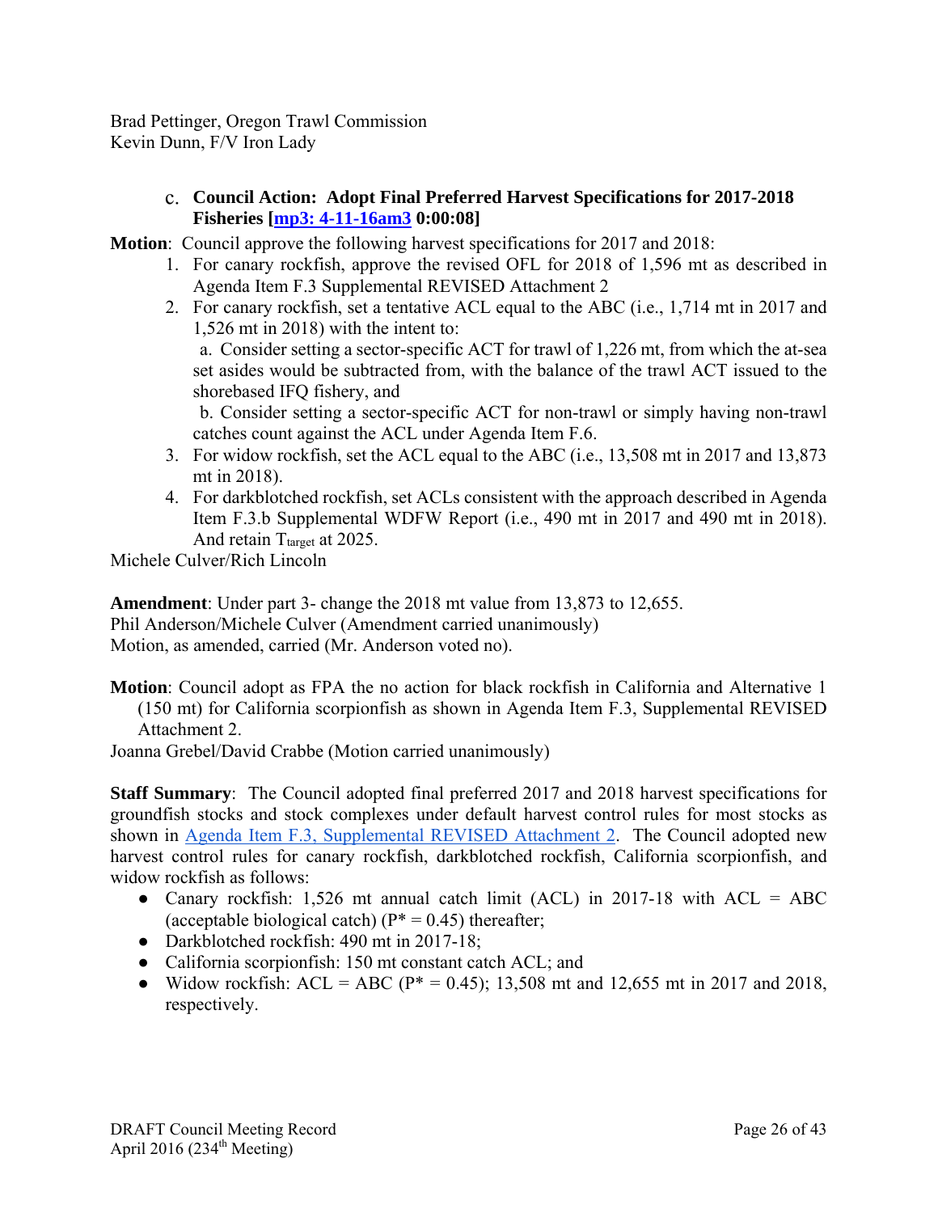Brad Pettinger, Oregon Trawl Commission
Kevin Dunn, F/V Iron Lady

c. **Council Action: Adopt Final Preferred Harvest Specifications for 2017-2018 Fisheries [mp3: 4-11-16am3 0:00:08]**

**Motion**: Council approve the following harvest specifications for 2017 and 2018:

1. For canary rockfish, approve the revised OFL for 2018 of 1,596 mt as described in Agenda Item F.3 Supplemental REVISED Attachment 2
2. For canary rockfish, set a tentative ACL equal to the ABC (i.e., 1,714 mt in 2017 and 1,526 mt in 2018) with the intent to:
   a. Consider setting a sector-specific ACT for trawl of 1,226 mt, from which the at-sea set asides would be subtracted from, with the balance of the trawl ACT issued to the shorebased IFQ fishery, and
   b. Consider setting a sector-specific ACT for non-trawl or simply having non-trawl catches count against the ACL under Agenda Item F.6.
3. For widow rockfish, set the ACL equal to the ABC (i.e., 13,508 mt in 2017 and 13,873 mt in 2018).
4. For darkblotched rockfish, set ACLs consistent with the approach described in Agenda Item F.3.b Supplemental WDFW Report (i.e., 490 mt in 2017 and 490 mt in 2018). And retain $T_{target}$ at 2025.

Michele Culver/Rich Lincoln

**Amendment**: Under part 3- change the 2018 mt value from 13,873 to 12,655.
Phil Anderson/Michele Culver (Amendment carried unanimously)
Motion, as amended, carried (Mr. Anderson voted no).

**Motion**: Council adopt as FPA the no action for black rockfish in California and Alternative 1 (150 mt) for California scorpionfish as shown in Agenda Item F.3, Supplemental REVISED Attachment 2.
Joanna Grebel/David Crabbe (Motion carried unanimously)

**Staff Summary**: The Council adopted final preferred 2017 and 2018 harvest specifications for groundfish stocks and stock complexes under default harvest control rules for most stocks as shown in Agenda Item F.3, Supplemental REVISED Attachment 2. The Council adopted new harvest control rules for canary rockfish, darkblotched rockfish, California scorpionfish, and widow rockfish as follows:

- Canary rockfish: 1,526 mt annual catch limit (ACL) in 2017-18 with ACL = ABC (acceptable biological catch) ($P^* = 0.45$) thereafter;
- Darkblotched rockfish: 490 mt in 2017-18;
- California scorpionfish: 150 mt constant catch ACL; and
- Widow rockfish: ACL = ABC ($P^* = 0.45$); 13,508 mt and 12,655 mt in 2017 and 2018, respectively.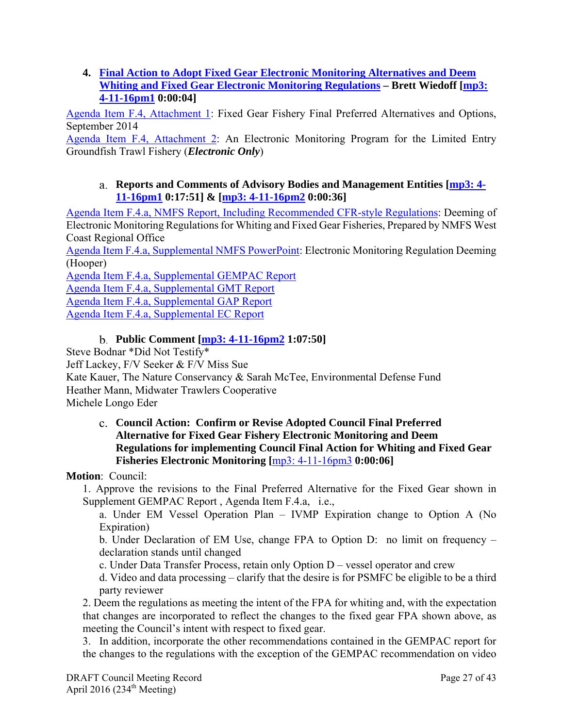#### 4. [Final Action to Adopt Fixed Gear Electronic Monitoring Alternatives and Deem Whiting and Fixed Gear Electronic Monitoring Regulations](#) – Brett Wiedoff [[mp3: 4-11-16pm1](#) 0:00:04]

[Agenda Item F.4, Attachment 1](#): Fixed Gear Fishery Final Preferred Alternatives and Options, September 2014
[Agenda Item F.4, Attachment 2](#): An Electronic Monitoring Program for the Limited Entry Groundfish Trawl Fishery (***Electronic Only***)

##### a. Reports and Comments of Advisory Bodies and Management Entities [[mp3: 4-11-16pm1](#) 0:17:51] & [[mp3: 4-11-16pm2](#) 0:00:36]

[Agenda Item F.4.a, NMFS Report, Including Recommended CFR-style Regulations](#): Deeming of Electronic Monitoring Regulations for Whiting and Fixed Gear Fisheries, Prepared by NMFS West Coast Regional Office
[Agenda Item F.4.a, Supplemental NMFS PowerPoint](#): Electronic Monitoring Regulation Deeming (Hooper)
[Agenda Item F.4.a, Supplemental GEMPAC Report](#)
[Agenda Item F.4.a, Supplemental GMT Report](#)
[Agenda Item F.4.a, Supplemental GAP Report](#)
[Agenda Item F.4.a, Supplemental EC Report](#)

##### b. Public Comment [[mp3: 4-11-16pm2](#) 1:07:50]

Steve Bodnar *Did Not Testify*
Jeff Lackey, F/V Seeker & F/V Miss Sue
Kate Kauer, The Nature Conservancy & Sarah McTee, Environmental Defense Fund
Heather Mann, Midwater Trawlers Cooperative
Michele Longo Eder

##### c. Council Action: Confirm or Revise Adopted Council Final Preferred Alternative for Fixed Gear Fishery Electronic Monitoring and Deem Regulations for implementing Council Final Action for Whiting and Fixed Gear Fisheries Electronic Monitoring [[mp3: 4-11-16pm3](#) 0:00:06]

**Motion**: Council:

1. Approve the revisions to the Final Preferred Alternative for the Fixed Gear shown in Supplement GEMPAC Report , Agenda Item F.4.a, i.e.,
   a. Under EM Vessel Operation Plan – IVMP Expiration change to Option A (No Expiration)
   b. Under Declaration of EM Use, change FPA to Option D: no limit on frequency – declaration stands until changed
   c. Under Data Transfer Process, retain only Option D – vessel operator and crew
   d. Video and data processing – clarify that the desire is for PSMFC be eligible to be a third party reviewer
2. Deem the regulations as meeting the intent of the FPA for whiting and, with the expectation that changes are incorporated to reflect the changes to the fixed gear FPA shown above, as meeting the Council's intent with respect to fixed gear.
3. In addition, incorporate the other recommendations contained in the GEMPAC report for the changes to the regulations with the exception of the GEMPAC recommendation on video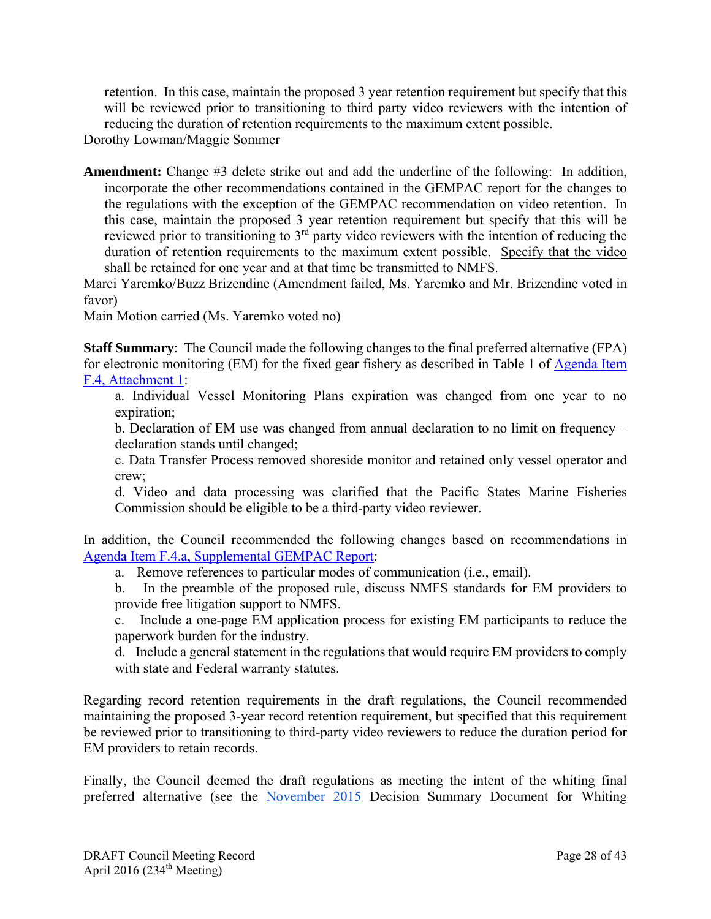retention. In this case, maintain the proposed 3 year retention requirement but specify that this will be reviewed prior to transitioning to third party video reviewers with the intention of reducing the duration of retention requirements to the maximum extent possible.

Dorothy Lowman/Maggie Sommer

**Amendment:** Change #3 delete strike out and add the underline of the following: In addition, incorporate the other recommendations contained in the GEMPAC report for the changes to the regulations with the exception of the GEMPAC recommendation on video retention. In this case, maintain the proposed 3 year retention requirement but specify that this will be reviewed prior to transitioning to 3rd party video reviewers with the intention of reducing the duration of retention requirements to the maximum extent possible. <u>Specify that the video shall be retained for one year and at that time be transmitted to NMFS.</u>

Marci Yaremko/Buzz Brizendine (Amendment failed, Ms. Yaremko and Mr. Brizendine voted in favor)

Main Motion carried (Ms. Yaremko voted no)

**Staff Summary**: The Council made the following changes to the final preferred alternative (FPA) for electronic monitoring (EM) for the fixed gear fishery as described in Table 1 of [Agenda Item F.4, Attachment 1]:

a. Individual Vessel Monitoring Plans expiration was changed from one year to no expiration;

b. Declaration of EM use was changed from annual declaration to no limit on frequency – declaration stands until changed;

c. Data Transfer Process removed shoreside monitor and retained only vessel operator and crew;

d. Video and data processing was clarified that the Pacific States Marine Fisheries Commission should be eligible to be a third-party video reviewer.

In addition, the Council recommended the following changes based on recommendations in [Agenda Item F.4.a, Supplemental GEMPAC Report]:

a. Remove references to particular modes of communication (i.e., email).

b. In the preamble of the proposed rule, discuss NMFS standards for EM providers to provide free litigation support to NMFS.

c. Include a one-page EM application process for existing EM participants to reduce the paperwork burden for the industry.

d. Include a general statement in the regulations that would require EM providers to comply with state and Federal warranty statutes.

Regarding record retention requirements in the draft regulations, the Council recommended maintaining the proposed 3-year record retention requirement, but specified that this requirement be reviewed prior to transitioning to third-party video reviewers to reduce the duration period for EM providers to retain records.

Finally, the Council deemed the draft regulations as meeting the intent of the whiting final preferred alternative (see the [November 2015] Decision Summary Document for Whiting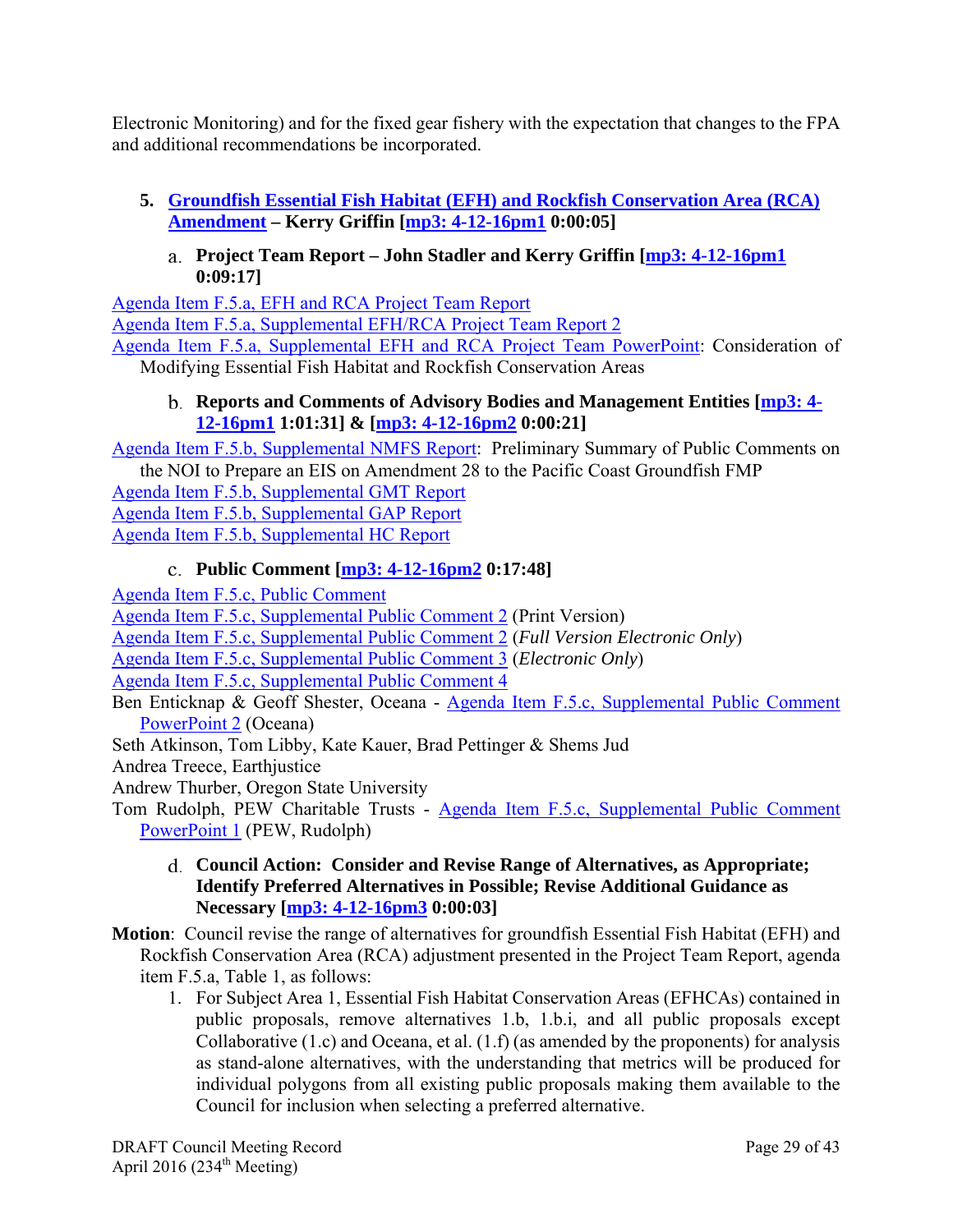Electronic Monitoring) and for the fixed gear fishery with the expectation that changes to the FPA and additional recommendations be incorporated.

5. **Groundfish Essential Fish Habitat (EFH) and Rockfish Conservation Area (RCA) Amendment – Kerry Griffin [mp3: 4-12-16pm1 0:00:05]**

   a. **Project Team Report – John Stadler and Kerry Griffin [mp3: 4-12-16pm1 0:09:17]**

Agenda Item F.5.a, EFH and RCA Project Team Report
Agenda Item F.5.a, Supplemental EFH/RCA Project Team Report 2
Agenda Item F.5.a, Supplemental EFH and RCA Project Team PowerPoint: Consideration of Modifying Essential Fish Habitat and Rockfish Conservation Areas

   b. **Reports and Comments of Advisory Bodies and Management Entities [mp3: 4-12-16pm1 1:01:31] & [mp3: 4-12-16pm2 0:00:21]**

Agenda Item F.5.b, Supplemental NMFS Report: Preliminary Summary of Public Comments on the NOI to Prepare an EIS on Amendment 28 to the Pacific Coast Groundfish FMP
Agenda Item F.5.b, Supplemental GMT Report
Agenda Item F.5.b, Supplemental GAP Report
Agenda Item F.5.b, Supplemental HC Report

   c. **Public Comment [mp3: 4-12-16pm2 0:17:48]**

Agenda Item F.5.c, Public Comment
Agenda Item F.5.c, Supplemental Public Comment 2 (Print Version)
Agenda Item F.5.c, Supplemental Public Comment 2 (*Full Version Electronic Only*)
Agenda Item F.5.c, Supplemental Public Comment 3 (*Electronic Only*)
Agenda Item F.5.c, Supplemental Public Comment 4
Ben Enticknap & Geoff Shester, Oceana - Agenda Item F.5.c, Supplemental Public Comment PowerPoint 2 (Oceana)
Seth Atkinson, Tom Libby, Kate Kauer, Brad Pettinger & Shems Jud
Andrea Treece, Earthjustice
Andrew Thurber, Oregon State University
Tom Rudolph, PEW Charitable Trusts - Agenda Item F.5.c, Supplemental Public Comment PowerPoint 1 (PEW, Rudolph)

   d. **Council Action: Consider and Revise Range of Alternatives, as Appropriate; Identify Preferred Alternatives in Possible; Revise Additional Guidance as Necessary [mp3: 4-12-16pm3 0:00:03]**

**Motion**: Council revise the range of alternatives for groundfish Essential Fish Habitat (EFH) and Rockfish Conservation Area (RCA) adjustment presented in the Project Team Report, agenda item F.5.a, Table 1, as follows:

1. For Subject Area 1, Essential Fish Habitat Conservation Areas (EFHCAs) contained in public proposals, remove alternatives 1.b, 1.b.i, and all public proposals except Collaborative (1.c) and Oceana, et al. (1.f) (as amended by the proponents) for analysis as stand-alone alternatives, with the understanding that metrics will be produced for individual polygons from all existing public proposals making them available to the Council for inclusion when selecting a preferred alternative.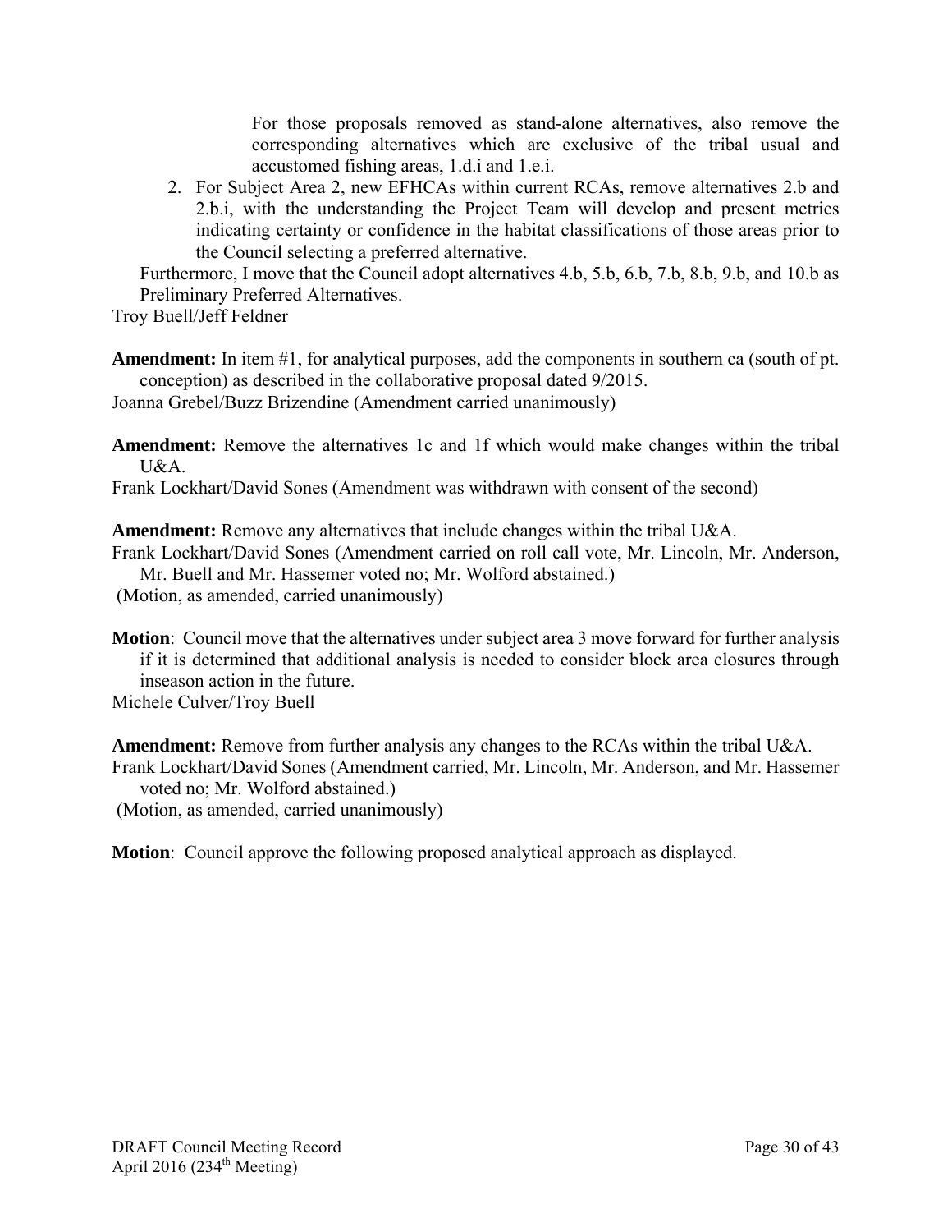For those proposals removed as stand-alone alternatives, also remove the corresponding alternatives which are exclusive of the tribal usual and accustomed fishing areas, 1.d.i and 1.e.i.

2. For Subject Area 2, new EFHCAs within current RCAs, remove alternatives 2.b and 2.b.i, with the understanding the Project Team will develop and present metrics indicating certainty or confidence in the habitat classifications of those areas prior to the Council selecting a preferred alternative.

Furthermore, I move that the Council adopt alternatives 4.b, 5.b, 6.b, 7.b, 8.b, 9.b, and 10.b as Preliminary Preferred Alternatives.

Troy Buell/Jeff Feldner

**Amendment:** In item #1, for analytical purposes, add the components in southern ca (south of pt. conception) as described in the collaborative proposal dated 9/2015.

Joanna Grebel/Buzz Brizendine (Amendment carried unanimously)

**Amendment:** Remove the alternatives 1c and 1f which would make changes within the tribal U&A.

Frank Lockhart/David Sones (Amendment was withdrawn with consent of the second)

**Amendment:** Remove any alternatives that include changes within the tribal U&A.

Frank Lockhart/David Sones (Amendment carried on roll call vote, Mr. Lincoln, Mr. Anderson, Mr. Buell and Mr. Hassemer voted no; Mr. Wolford abstained.)

(Motion, as amended, carried unanimously)

**Motion**: Council move that the alternatives under subject area 3 move forward for further analysis if it is determined that additional analysis is needed to consider block area closures through inseason action in the future.

Michele Culver/Troy Buell

**Amendment:** Remove from further analysis any changes to the RCAs within the tribal U&A.

Frank Lockhart/David Sones (Amendment carried, Mr. Lincoln, Mr. Anderson, and Mr. Hassemer voted no; Mr. Wolford abstained.)

(Motion, as amended, carried unanimously)

**Motion**: Council approve the following proposed analytical approach as displayed.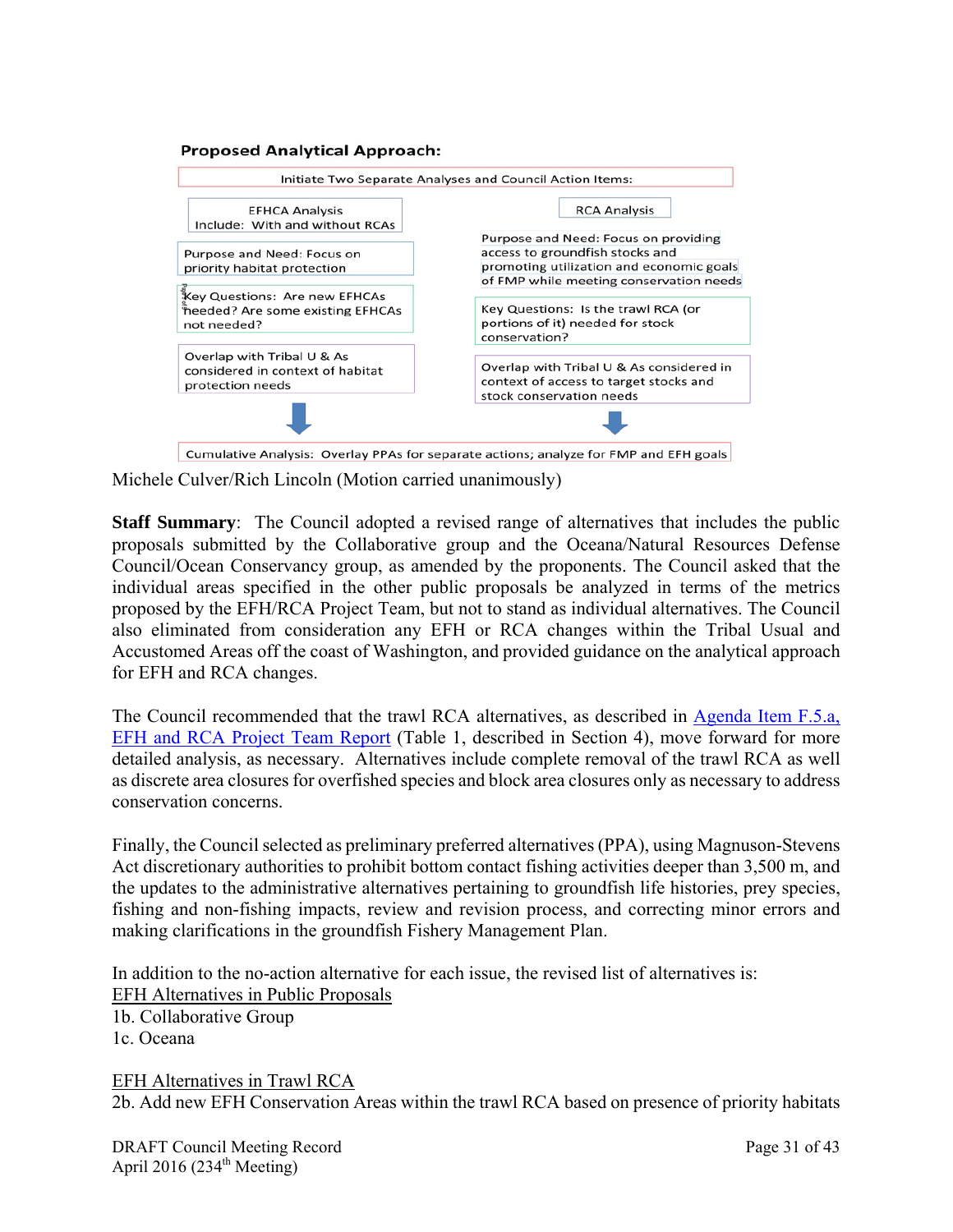**Proposed Analytical Approach:**

Initiate Two Separate Analyses and Council Action Items:

EFHCA Analysis
Include: With and without RCAs

Purpose and Need: Focus on priority habitat protection

Key Questions: Are new EFHCAs needed? Are some existing EFHCAs not needed?

Overlap with Tribal U & As considered in context of habitat protection needs

RCA Analysis

Purpose and Need: Focus on providing access to groundfish stocks and promoting utilization and economic goals of FMP while meeting conservation needs

Key Questions: Is the trawl RCA (or portions of it) needed for stock conservation?

Overlap with Tribal U & As considered in context of access to target stocks and stock conservation needs

Cumulative Analysis: Overlay PPAs for separate actions; analyze for FMP and EFH goals

Michele Culver/Rich Lincoln (Motion carried unanimously)

**Staff Summary**: The Council adopted a revised range of alternatives that includes the public proposals submitted by the Collaborative group and the Oceana/Natural Resources Defense Council/Ocean Conservancy group, as amended by the proponents. The Council asked that the individual areas specified in the other public proposals be analyzed in terms of the metrics proposed by the EFH/RCA Project Team, but not to stand as individual alternatives. The Council also eliminated from consideration any EFH or RCA changes within the Tribal Usual and Accustomed Areas off the coast of Washington, and provided guidance on the analytical approach for EFH and RCA changes.

The Council recommended that the trawl RCA alternatives, as described in Agenda Item F.5.a, EFH and RCA Project Team Report (Table 1, described in Section 4), move forward for more detailed analysis, as necessary. Alternatives include complete removal of the trawl RCA as well as discrete area closures for overfished species and block area closures only as necessary to address conservation concerns.

Finally, the Council selected as preliminary preferred alternatives (PPA), using Magnuson-Stevens Act discretionary authorities to prohibit bottom contact fishing activities deeper than 3,500 m, and the updates to the administrative alternatives pertaining to groundfish life histories, prey species, fishing and non-fishing impacts, review and revision process, and correcting minor errors and making clarifications in the groundfish Fishery Management Plan.

In addition to the no-action alternative for each issue, the revised list of alternatives is:

EFH Alternatives in Public Proposals

1b. Collaborative Group
1c. Oceana

EFH Alternatives in Trawl RCA

2b. Add new EFH Conservation Areas within the trawl RCA based on presence of priority habitats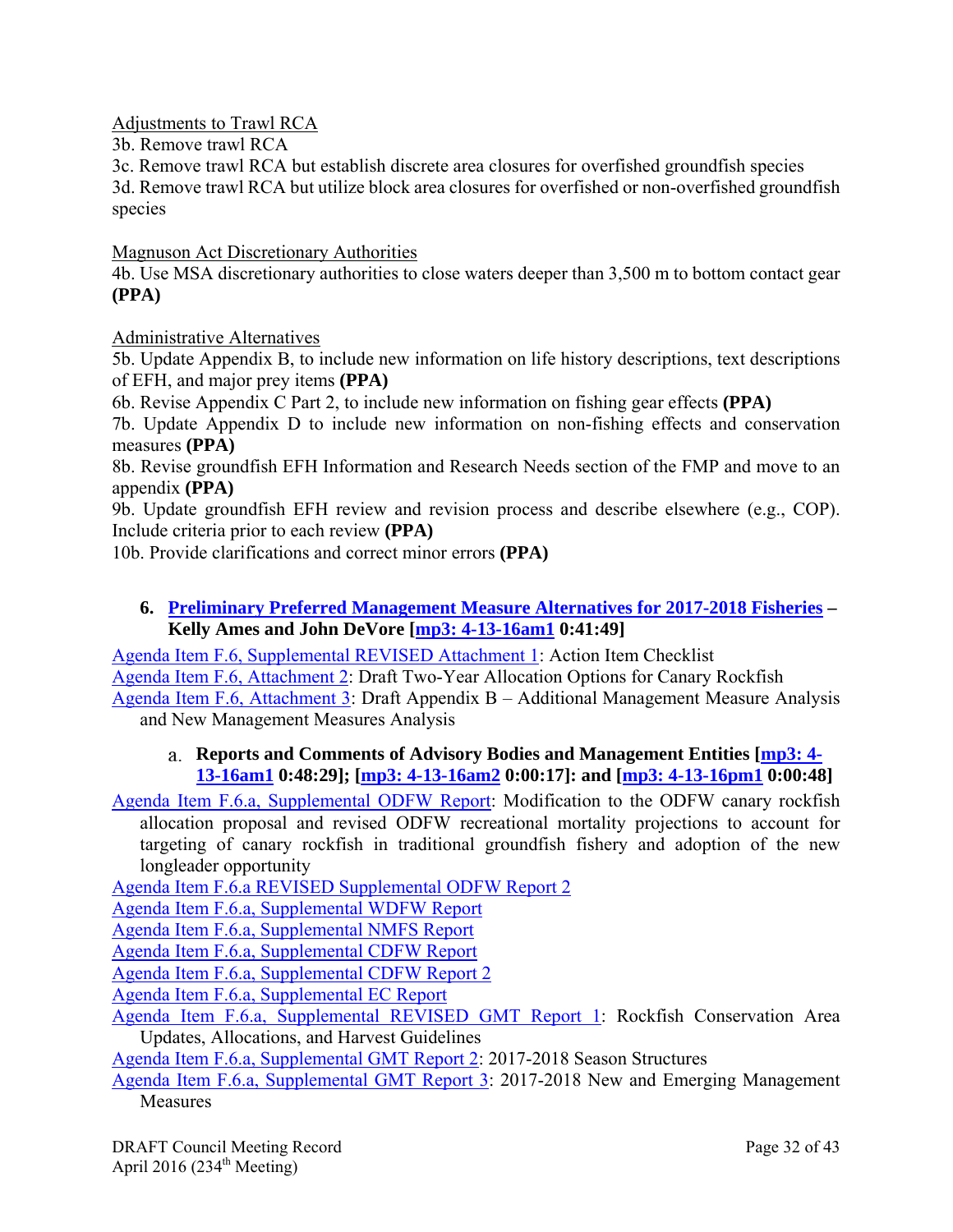Adjustments to Trawl RCA

3b. Remove trawl RCA

3c. Remove trawl RCA but establish discrete area closures for overfished groundfish species

3d. Remove trawl RCA but utilize block area closures for overfished or non-overfished groundfish species

Magnuson Act Discretionary Authorities

4b. Use MSA discretionary authorities to close waters deeper than 3,500 m to bottom contact gear **(PPA)**

Administrative Alternatives

5b. Update Appendix B, to include new information on life history descriptions, text descriptions of EFH, and major prey items **(PPA)**

6b. Revise Appendix C Part 2, to include new information on fishing gear effects **(PPA)**

7b. Update Appendix D to include new information on non-fishing effects and conservation measures **(PPA)**

8b. Revise groundfish EFH Information and Research Needs section of the FMP and move to an appendix **(PPA)**

9b. Update groundfish EFH review and revision process and describe elsewhere (e.g., COP). Include criteria prior to each review **(PPA)**

10b. Provide clarifications and correct minor errors **(PPA)**

### 6. Preliminary Preferred Management Measure Alternatives for 2017-2018 Fisheries – Kelly Ames and John DeVore [mp3: 4-13-16am1 0:41:49]

Agenda Item F.6, Supplemental REVISED Attachment 1: Action Item Checklist

Agenda Item F.6, Attachment 2: Draft Two-Year Allocation Options for Canary Rockfish

Agenda Item F.6, Attachment 3: Draft Appendix B – Additional Management Measure Analysis and New Management Measures Analysis

#### a. Reports and Comments of Advisory Bodies and Management Entities [mp3: 4-13-16am1 0:48:29]; [mp3: 4-13-16am2 0:00:17]: and [mp3: 4-13-16pm1 0:00:48]

Agenda Item F.6.a, Supplemental ODFW Report: Modification to the ODFW canary rockfish allocation proposal and revised ODFW recreational mortality projections to account for targeting of canary rockfish in traditional groundfish fishery and adoption of the new longleader opportunity

Agenda Item F.6.a REVISED Supplemental ODFW Report 2

Agenda Item F.6.a, Supplemental WDFW Report

Agenda Item F.6.a, Supplemental NMFS Report

Agenda Item F.6.a, Supplemental CDFW Report

Agenda Item F.6.a, Supplemental CDFW Report 2

Agenda Item F.6.a, Supplemental EC Report

Agenda Item F.6.a, Supplemental REVISED GMT Report 1: Rockfish Conservation Area Updates, Allocations, and Harvest Guidelines

Agenda Item F.6.a, Supplemental GMT Report 2: 2017-2018 Season Structures

Agenda Item F.6.a, Supplemental GMT Report 3: 2017-2018 New and Emerging Management Measures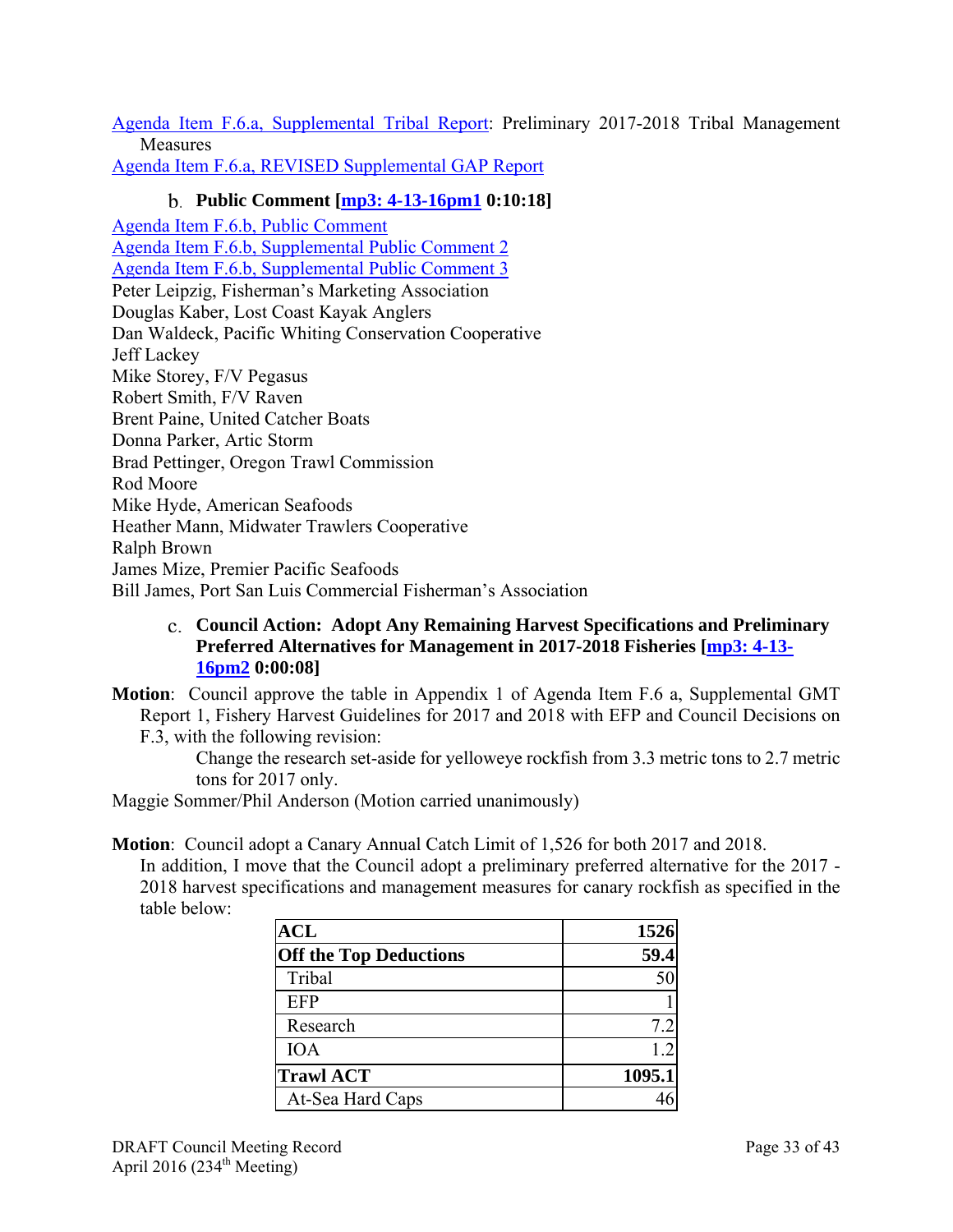Agenda Item F.6.a, Supplemental Tribal Report: Preliminary 2017-2018 Tribal Management Measures

Agenda Item F.6.a, REVISED Supplemental GAP Report

### b. Public Comment [mp3: 4-13-16pm1 0:10:18]

Agenda Item F.6.b, Public Comment
Agenda Item F.6.b, Supplemental Public Comment 2
Agenda Item F.6.b, Supplemental Public Comment 3
Peter Leipzig, Fisherman's Marketing Association
Douglas Kaber, Lost Coast Kayak Anglers
Dan Waldeck, Pacific Whiting Conservation Cooperative
Jeff Lackey
Mike Storey, F/V Pegasus
Robert Smith, F/V Raven
Brent Paine, United Catcher Boats
Donna Parker, Artic Storm
Brad Pettinger, Oregon Trawl Commission
Rod Moore
Mike Hyde, American Seafoods
Heather Mann, Midwater Trawlers Cooperative
Ralph Brown
James Mize, Premier Pacific Seafoods
Bill James, Port San Luis Commercial Fisherman's Association

### c. Council Action: Adopt Any Remaining Harvest Specifications and Preliminary Preferred Alternatives for Management in 2017-2018 Fisheries [mp3: 4-13-16pm2 0:00:08]

**Motion**: Council approve the table in Appendix 1 of Agenda Item F.6 a, Supplemental GMT Report 1, Fishery Harvest Guidelines for 2017 and 2018 with EFP and Council Decisions on F.3, with the following revision:

Change the research set-aside for yelloweye rockfish from 3.3 metric tons to 2.7 metric tons for 2017 only.

Maggie Sommer/Phil Anderson (Motion carried unanimously)

**Motion**: Council adopt a Canary Annual Catch Limit of 1,526 for both 2017 and 2018.

In addition, I move that the Council adopt a preliminary preferred alternative for the 2017 - 2018 harvest specifications and management measures for canary rockfish as specified in the table below:

| | |
|---|---|
| **ACL** | **1526** |
| **Off the Top Deductions** | **59.4** |
| Tribal | 50 |
| EFP | 1 |
| Research | 7.2 |
| IOA | 1.2 |
| **Trawl ACT** | **1095.1** |
| At-Sea Hard Caps | 46 |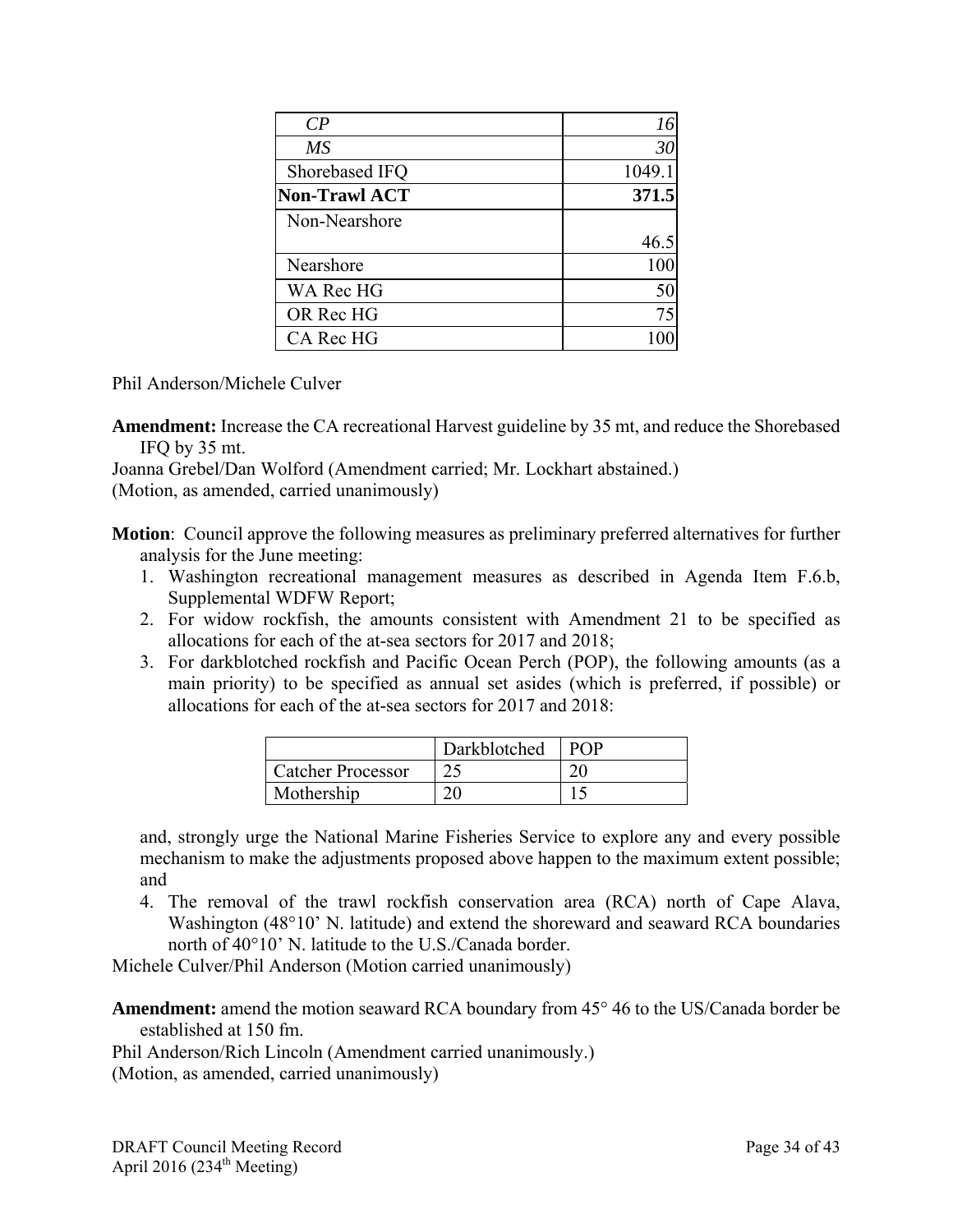| | |
|---|---|
| *CP* | *16* |
| *MS* | *30* |
| Shorebased IFQ | 1049.1 |
| **Non-Trawl ACT** | **371.5** |
| Non-Nearshore | 46.5 |
| Nearshore | 100 |
| WA Rec HG | 50 |
| OR Rec HG | 75 |
| CA Rec HG | 100 |

Phil Anderson/Michele Culver

**Amendment:** Increase the CA recreational Harvest guideline by 35 mt, and reduce the Shorebased IFQ by 35 mt.

Joanna Grebel/Dan Wolford (Amendment carried; Mr. Lockhart abstained.)
(Motion, as amended, carried unanimously)

**Motion**: Council approve the following measures as preliminary preferred alternatives for further analysis for the June meeting:

1. Washington recreational management measures as described in Agenda Item F.6.b, Supplemental WDFW Report;
2. For widow rockfish, the amounts consistent with Amendment 21 to be specified as allocations for each of the at-sea sectors for 2017 and 2018;
3. For darkblotched rockfish and Pacific Ocean Perch (POP), the following amounts (as a main priority) to be specified as annual set asides (which is preferred, if possible) or allocations for each of the at-sea sectors for 2017 and 2018:

| | Darkblotched | POP |
|---|---|---|
| Catcher Processor | 25 | 20 |
| Mothership | 20 | 15 |

and, strongly urge the National Marine Fisheries Service to explore any and every possible mechanism to make the adjustments proposed above happen to the maximum extent possible; and

4. The removal of the trawl rockfish conservation area (RCA) north of Cape Alava, Washington (48°10' N. latitude) and extend the shoreward and seaward RCA boundaries north of 40°10' N. latitude to the U.S./Canada border.

Michele Culver/Phil Anderson (Motion carried unanimously)

**Amendment:** amend the motion seaward RCA boundary from 45° 46 to the US/Canada border be established at 150 fm.

Phil Anderson/Rich Lincoln (Amendment carried unanimously.)
(Motion, as amended, carried unanimously)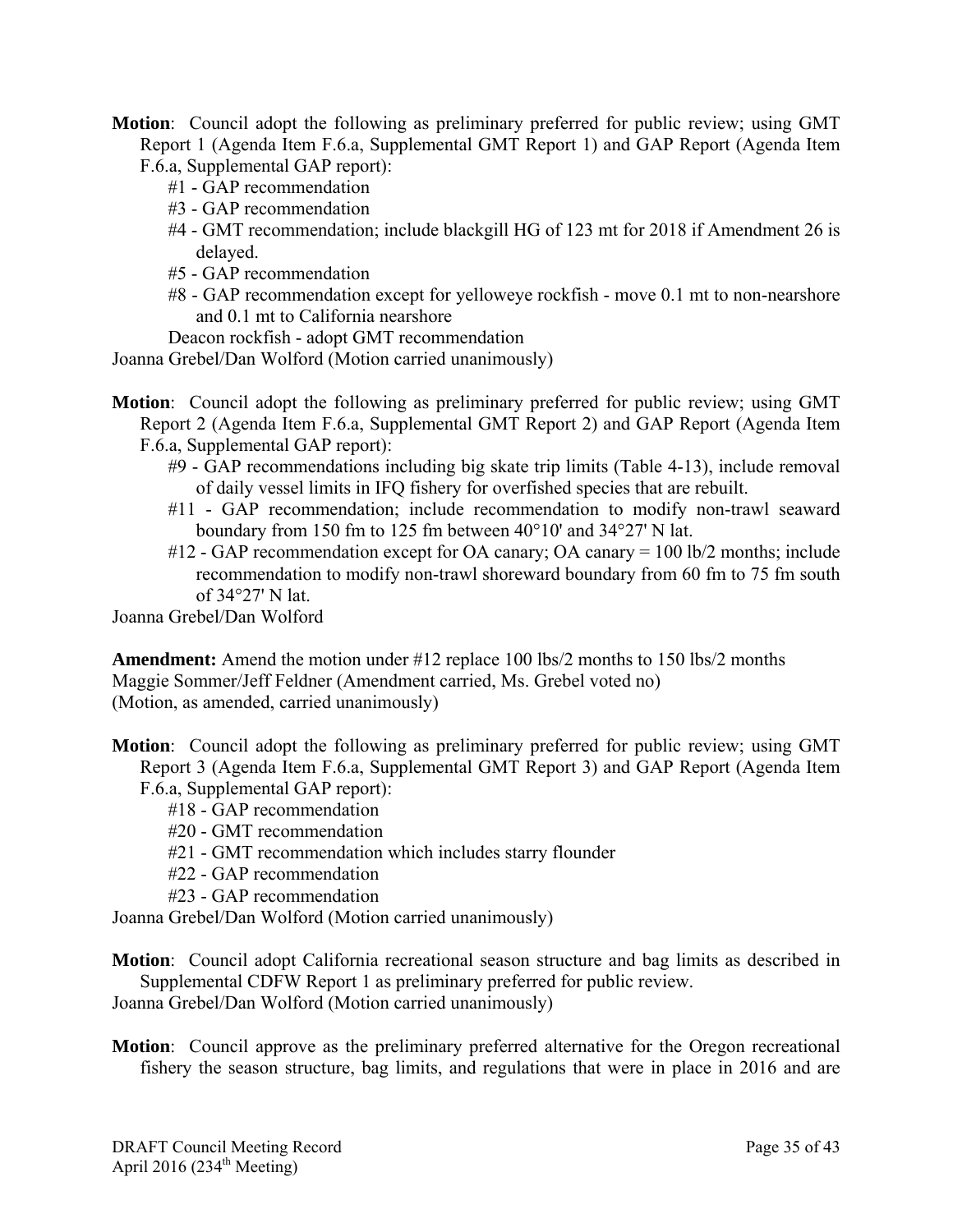**Motion**: Council adopt the following as preliminary preferred for public review; using GMT Report 1 (Agenda Item F.6.a, Supplemental GMT Report 1) and GAP Report (Agenda Item F.6.a, Supplemental GAP report):

- #1 - GAP recommendation
- #3 - GAP recommendation
- #4 - GMT recommendation; include blackgill HG of 123 mt for 2018 if Amendment 26 is delayed.
- #5 - GAP recommendation
- #8 - GAP recommendation except for yelloweye rockfish - move 0.1 mt to non-nearshore and 0.1 mt to California nearshore

  Deacon rockfish - adopt GMT recommendation

Joanna Grebel/Dan Wolford (Motion carried unanimously)

**Motion**: Council adopt the following as preliminary preferred for public review; using GMT Report 2 (Agenda Item F.6.a, Supplemental GMT Report 2) and GAP Report (Agenda Item F.6.a, Supplemental GAP report):

- #9 - GAP recommendations including big skate trip limits (Table 4-13), include removal of daily vessel limits in IFQ fishery for overfished species that are rebuilt.
- #11 - GAP recommendation; include recommendation to modify non-trawl seaward boundary from 150 fm to 125 fm between 40°10' and 34°27' N lat.
- #12 - GAP recommendation except for OA canary; OA canary = 100 lb/2 months; include recommendation to modify non-trawl shoreward boundary from 60 fm to 75 fm south of 34°27' N lat.

Joanna Grebel/Dan Wolford

**Amendment:** Amend the motion under #12 replace 100 lbs/2 months to 150 lbs/2 months
Maggie Sommer/Jeff Feldner (Amendment carried, Ms. Grebel voted no)
(Motion, as amended, carried unanimously)

**Motion**: Council adopt the following as preliminary preferred for public review; using GMT Report 3 (Agenda Item F.6.a, Supplemental GMT Report 3) and GAP Report (Agenda Item F.6.a, Supplemental GAP report):

- #18 - GAP recommendation
- #20 - GMT recommendation
- #21 - GMT recommendation which includes starry flounder
- #22 - GAP recommendation
- #23 - GAP recommendation

Joanna Grebel/Dan Wolford (Motion carried unanimously)

**Motion**: Council adopt California recreational season structure and bag limits as described in Supplemental CDFW Report 1 as preliminary preferred for public review.
Joanna Grebel/Dan Wolford (Motion carried unanimously)

**Motion**: Council approve as the preliminary preferred alternative for the Oregon recreational fishery the season structure, bag limits, and regulations that were in place in 2016 and are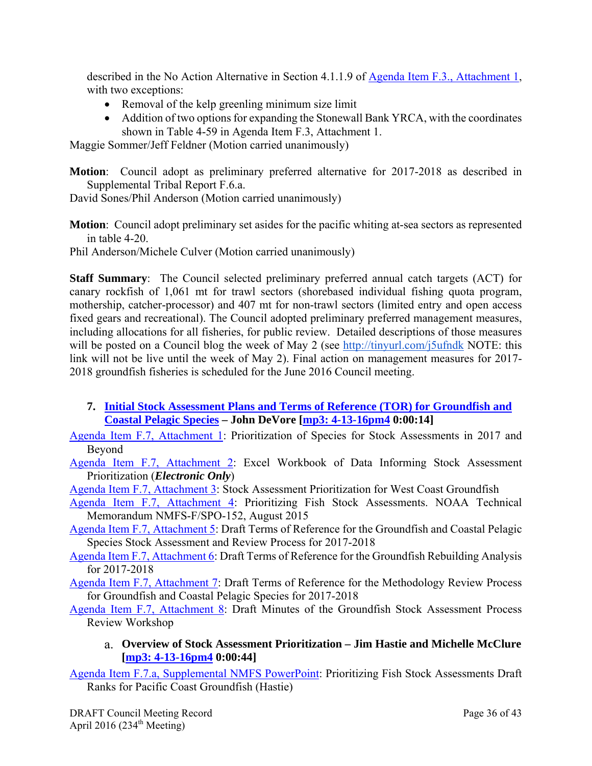described in the No Action Alternative in Section 4.1.1.9 of Agenda Item F.3., Attachment 1, with two exceptions:

- Removal of the kelp greenling minimum size limit
- Addition of two options for expanding the Stonewall Bank YRCA, with the coordinates shown in Table 4-59 in Agenda Item F.3, Attachment 1.

Maggie Sommer/Jeff Feldner (Motion carried unanimously)

**Motion**: Council adopt as preliminary preferred alternative for 2017-2018 as described in Supplemental Tribal Report F.6.a.

David Sones/Phil Anderson (Motion carried unanimously)

**Motion**: Council adopt preliminary set asides for the pacific whiting at-sea sectors as represented in table 4-20.

Phil Anderson/Michele Culver (Motion carried unanimously)

**Staff Summary**: The Council selected preliminary preferred annual catch targets (ACT) for canary rockfish of 1,061 mt for trawl sectors (shorebased individual fishing quota program, mothership, catcher-processor) and 407 mt for non-trawl sectors (limited entry and open access fixed gears and recreational). The Council adopted preliminary preferred management measures, including allocations for all fisheries, for public review. Detailed descriptions of those measures will be posted on a Council blog the week of May 2 (see http://tinyurl.com/j5ufndk NOTE: this link will not be live until the week of May 2). Final action on management measures for 2017-2018 groundfish fisheries is scheduled for the June 2016 Council meeting.

### 7. Initial Stock Assessment Plans and Terms of Reference (TOR) for Groundfish and Coastal Pelagic Species – John DeVore [mp3: 4-13-16pm4 0:00:14]

Agenda Item F.7, Attachment 1: Prioritization of Species for Stock Assessments in 2017 and Beyond

Agenda Item F.7, Attachment 2: Excel Workbook of Data Informing Stock Assessment Prioritization (***Electronic Only***)

Agenda Item F.7, Attachment 3: Stock Assessment Prioritization for West Coast Groundfish

Agenda Item F.7, Attachment 4: Prioritizing Fish Stock Assessments. NOAA Technical Memorandum NMFS-F/SPO-152, August 2015

Agenda Item F.7, Attachment 5: Draft Terms of Reference for the Groundfish and Coastal Pelagic Species Stock Assessment and Review Process for 2017-2018

Agenda Item F.7, Attachment 6: Draft Terms of Reference for the Groundfish Rebuilding Analysis for 2017-2018

Agenda Item F.7, Attachment 7: Draft Terms of Reference for the Methodology Review Process for Groundfish and Coastal Pelagic Species for 2017-2018

Agenda Item F.7, Attachment 8: Draft Minutes of the Groundfish Stock Assessment Process Review Workshop

#### a. Overview of Stock Assessment Prioritization – Jim Hastie and Michelle McClure [mp3: 4-13-16pm4 0:00:44]

Agenda Item F.7.a, Supplemental NMFS PowerPoint: Prioritizing Fish Stock Assessments Draft Ranks for Pacific Coast Groundfish (Hastie)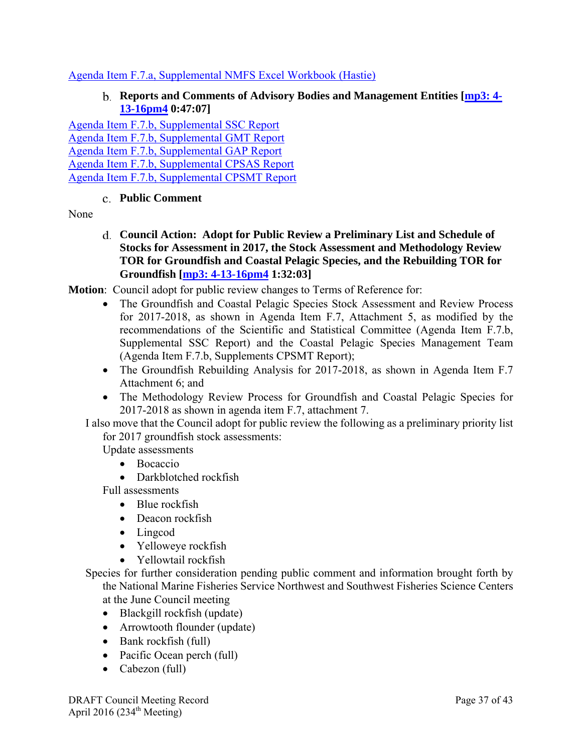[Agenda Item F.7.a, Supplemental NMFS Excel Workbook (Hastie)]

### b. Reports and Comments of Advisory Bodies and Management Entities [mp3: 4-13-16pm4 0:47:07]

[Agenda Item F.7.b, Supplemental SSC Report]
[Agenda Item F.7.b, Supplemental GMT Report]
[Agenda Item F.7.b, Supplemental GAP Report]
[Agenda Item F.7.b, Supplemental CPSAS Report]
[Agenda Item F.7.b, Supplemental CPSMT Report]

### c. Public Comment

None

### d. Council Action: Adopt for Public Review a Preliminary List and Schedule of Stocks for Assessment in 2017, the Stock Assessment and Methodology Review TOR for Groundfish and Coastal Pelagic Species, and the Rebuilding TOR for Groundfish [mp3: 4-13-16pm4 1:32:03]

**Motion**: Council adopt for public review changes to Terms of Reference for:

- The Groundfish and Coastal Pelagic Species Stock Assessment and Review Process for 2017-2018, as shown in Agenda Item F.7, Attachment 5, as modified by the recommendations of the Scientific and Statistical Committee (Agenda Item F.7.b, Supplemental SSC Report) and the Coastal Pelagic Species Management Team (Agenda Item F.7.b, Supplements CPSMT Report);
- The Groundfish Rebuilding Analysis for 2017-2018, as shown in Agenda Item F.7 Attachment 6; and
- The Methodology Review Process for Groundfish and Coastal Pelagic Species for 2017-2018 as shown in agenda item F.7, attachment 7.

I also move that the Council adopt for public review the following as a preliminary priority list for 2017 groundfish stock assessments:

Update assessments

- Bocaccio
- Darkblotched rockfish

Full assessments

- Blue rockfish
- Deacon rockfish
- Lingcod
- Yelloweye rockfish
- Yellowtail rockfish

Species for further consideration pending public comment and information brought forth by the National Marine Fisheries Service Northwest and Southwest Fisheries Science Centers at the June Council meeting

- Blackgill rockfish (update)
- Arrowtooth flounder (update)
- Bank rockfish (full)
- Pacific Ocean perch (full)
- Cabezon (full)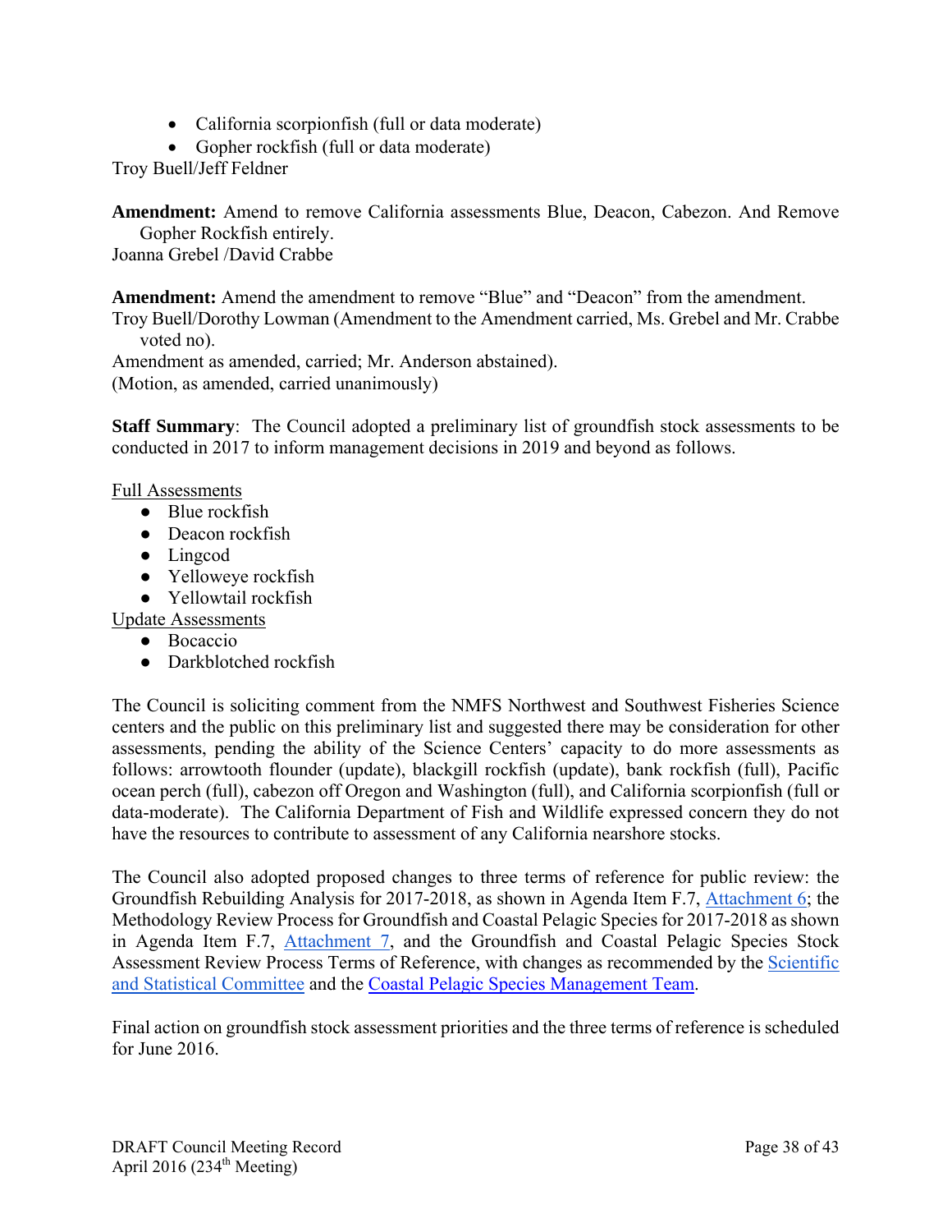- California scorpionfish (full or data moderate)
- Gopher rockfish (full or data moderate)

Troy Buell/Jeff Feldner

**Amendment:** Amend to remove California assessments Blue, Deacon, Cabezon. And Remove Gopher Rockfish entirely.
Joanna Grebel /David Crabbe

**Amendment:** Amend the amendment to remove “Blue” and “Deacon” from the amendment.
Troy Buell/Dorothy Lowman (Amendment to the Amendment carried, Ms. Grebel and Mr. Crabbe voted no).
Amendment as amended, carried; Mr. Anderson abstained).
(Motion, as amended, carried unanimously)

**Staff Summary**: The Council adopted a preliminary list of groundfish stock assessments to be conducted in 2017 to inform management decisions in 2019 and beyond as follows.

Full Assessments

- Blue rockfish
- Deacon rockfish
- Lingcod
- Yelloweye rockfish
- Yellowtail rockfish

Update Assessments

- Bocaccio
- Darkblotched rockfish

The Council is soliciting comment from the NMFS Northwest and Southwest Fisheries Science centers and the public on this preliminary list and suggested there may be consideration for other assessments, pending the ability of the Science Centers’ capacity to do more assessments as follows: arrowtooth flounder (update), blackgill rockfish (update), bank rockfish (full), Pacific ocean perch (full), cabezon off Oregon and Washington (full), and California scorpionfish (full or data-moderate). The California Department of Fish and Wildlife expressed concern they do not have the resources to contribute to assessment of any California nearshore stocks.

The Council also adopted proposed changes to three terms of reference for public review: the Groundfish Rebuilding Analysis for 2017-2018, as shown in Agenda Item F.7, Attachment 6; the Methodology Review Process for Groundfish and Coastal Pelagic Species for 2017-2018 as shown in Agenda Item F.7, Attachment 7, and the Groundfish and Coastal Pelagic Species Stock Assessment Review Process Terms of Reference, with changes as recommended by the Scientific and Statistical Committee and the Coastal Pelagic Species Management Team.

Final action on groundfish stock assessment priorities and the three terms of reference is scheduled for June 2016.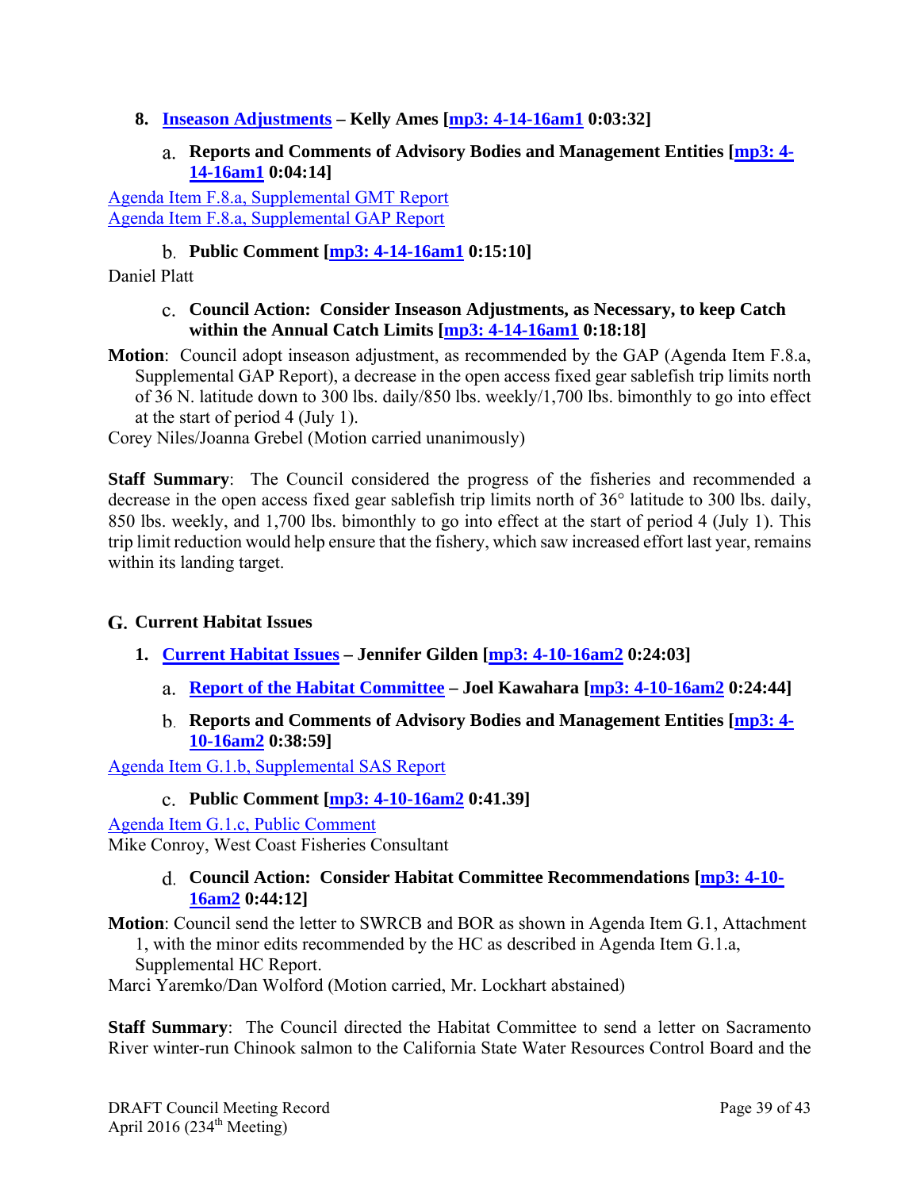**8. Inseason Adjustments – Kelly Ames [mp3: 4-14-16am1 0:03:32]**

a. **Reports and Comments of Advisory Bodies and Management Entities [mp3: 4-14-16am1 0:04:14]**

Agenda Item F.8.a, Supplemental GMT Report
Agenda Item F.8.a, Supplemental GAP Report

b. **Public Comment [mp3: 4-14-16am1 0:15:10]**

Daniel Platt

c. **Council Action: Consider Inseason Adjustments, as Necessary, to keep Catch within the Annual Catch Limits [mp3: 4-14-16am1 0:18:18]**

**Motion**: Council adopt inseason adjustment, as recommended by the GAP (Agenda Item F.8.a, Supplemental GAP Report), a decrease in the open access fixed gear sablefish trip limits north of 36 N. latitude down to 300 lbs. daily/850 lbs. weekly/1,700 lbs. bimonthly to go into effect at the start of period 4 (July 1).

Corey Niles/Joanna Grebel (Motion carried unanimously)

**Staff Summary**: The Council considered the progress of the fisheries and recommended a decrease in the open access fixed gear sablefish trip limits north of 36° latitude to 300 lbs. daily, 850 lbs. weekly, and 1,700 lbs. bimonthly to go into effect at the start of period 4 (July 1). This trip limit reduction would help ensure that the fishery, which saw increased effort last year, remains within its landing target.

## G. Current Habitat Issues

**1. Current Habitat Issues – Jennifer Gilden [mp3: 4-10-16am2 0:24:03]**

a. **Report of the Habitat Committee – Joel Kawahara [mp3: 4-10-16am2 0:24:44]**

b. **Reports and Comments of Advisory Bodies and Management Entities [mp3: 4-10-16am2 0:38:59]**

Agenda Item G.1.b, Supplemental SAS Report

c. **Public Comment [mp3: 4-10-16am2 0:41.39]**

Agenda Item G.1.c, Public Comment
Mike Conroy, West Coast Fisheries Consultant

d. **Council Action: Consider Habitat Committee Recommendations [mp3: 4-10-16am2 0:44:12]**

**Motion**: Council send the letter to SWRCB and BOR as shown in Agenda Item G.1, Attachment 1, with the minor edits recommended by the HC as described in Agenda Item G.1.a, Supplemental HC Report.

Marci Yaremko/Dan Wolford (Motion carried, Mr. Lockhart abstained)

**Staff Summary**: The Council directed the Habitat Committee to send a letter on Sacramento River winter-run Chinook salmon to the California State Water Resources Control Board and the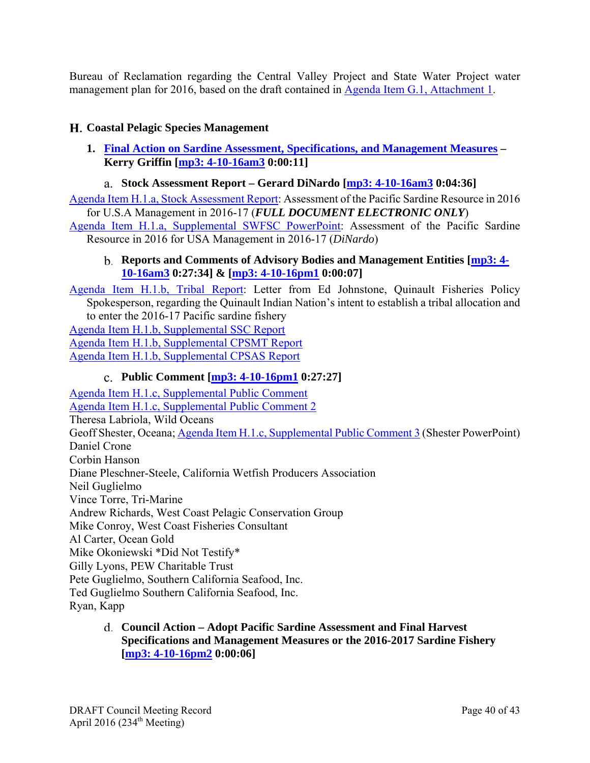Bureau of Reclamation regarding the Central Valley Project and State Water Project water management plan for 2016, based on the draft contained in Agenda Item G.1, Attachment 1.

## H. Coastal Pelagic Species Management

### 1. Final Action on Sardine Assessment, Specifications, and Management Measures – Kerry Griffin [mp3: 4-10-16am3 0:00:11]

#### a. Stock Assessment Report – Gerard DiNardo [mp3: 4-10-16am3 0:04:36]

Agenda Item H.1.a, Stock Assessment Report: Assessment of the Pacific Sardine Resource in 2016 for U.S.A Management in 2016-17 (***FULL DOCUMENT ELECTRONIC ONLY***)

Agenda Item H.1.a, Supplemental SWFSC PowerPoint: Assessment of the Pacific Sardine Resource in 2016 for USA Management in 2016-17 (*DiNardo*)

#### b. Reports and Comments of Advisory Bodies and Management Entities [mp3: 4-10-16am3 0:27:34] & [mp3: 4-10-16pm1 0:00:07]

Agenda Item H.1.b, Tribal Report: Letter from Ed Johnstone, Quinault Fisheries Policy Spokesperson, regarding the Quinault Indian Nation's intent to establish a tribal allocation and to enter the 2016-17 Pacific sardine fishery

Agenda Item H.1.b, Supplemental SSC Report

Agenda Item H.1.b, Supplemental CPSMT Report

Agenda Item H.1.b, Supplemental CPSAS Report

#### c. Public Comment [mp3: 4-10-16pm1 0:27:27]

Agenda Item H.1.c, Supplemental Public Comment

Agenda Item H.1.c, Supplemental Public Comment 2

Theresa Labriola, Wild Oceans

Geoff Shester, Oceana; Agenda Item H.1.c, Supplemental Public Comment 3 (Shester PowerPoint)

Daniel Crone

Corbin Hanson

Diane Pleschner-Steele, California Wetfish Producers Association

Neil Guglielmo

Vince Torre, Tri-Marine

Andrew Richards, West Coast Pelagic Conservation Group

Mike Conroy, West Coast Fisheries Consultant

Al Carter, Ocean Gold

Mike Okoniewski *Did Not Testify*

Gilly Lyons, PEW Charitable Trust

Pete Guglielmo, Southern California Seafood, Inc.

Ted Guglielmo Southern California Seafood, Inc.

Ryan, Kapp

#### d. Council Action – Adopt Pacific Sardine Assessment and Final Harvest Specifications and Management Measures or the 2016-2017 Sardine Fishery [mp3: 4-10-16pm2 0:00:06]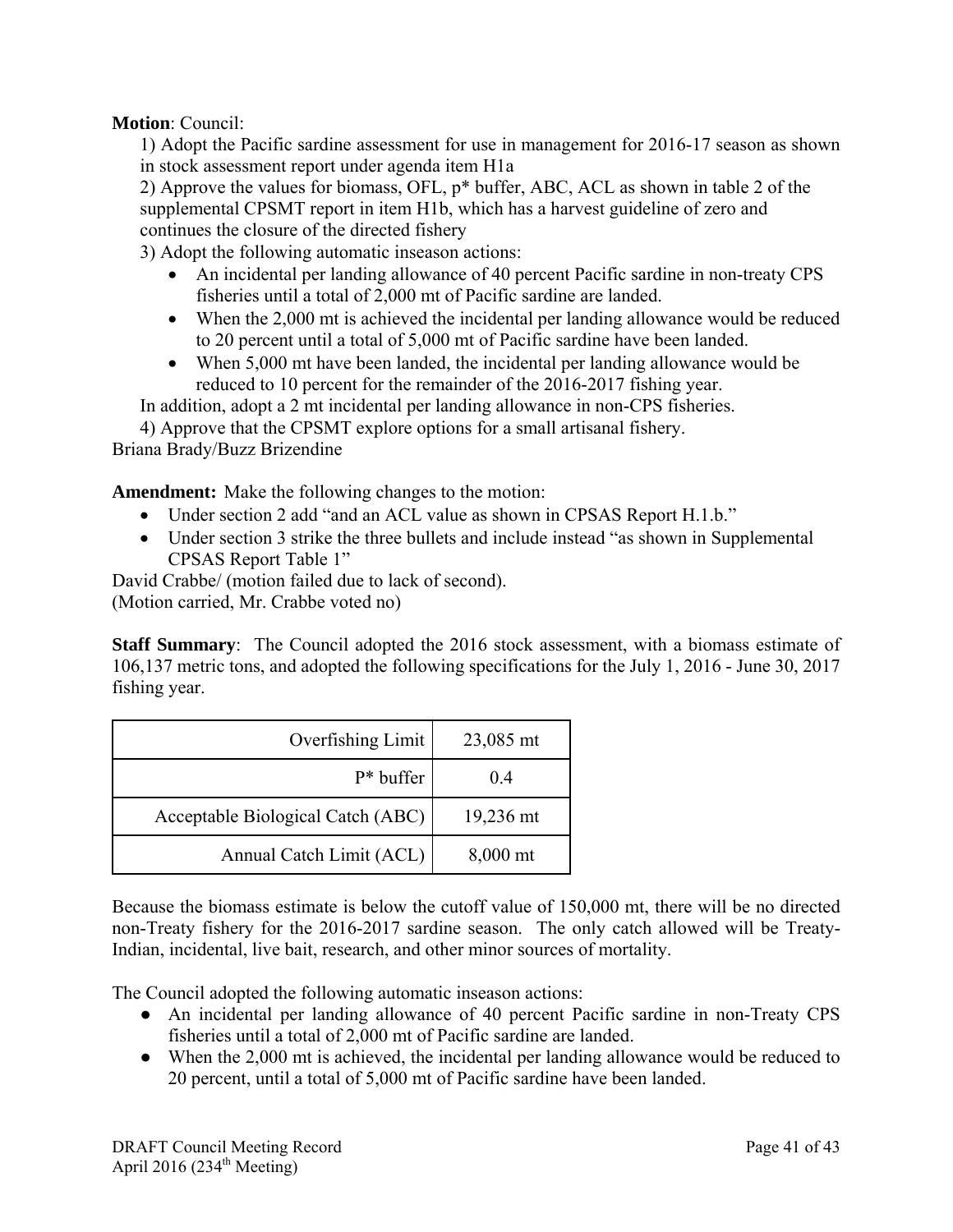**Motion**: Council:

1) Adopt the Pacific sardine assessment for use in management for 2016-17 season as shown in stock assessment report under agenda item H1a

2) Approve the values for biomass, OFL, p* buffer, ABC, ACL as shown in table 2 of the supplemental CPSMT report in item H1b, which has a harvest guideline of zero and continues the closure of the directed fishery

3) Adopt the following automatic inseason actions:

- An incidental per landing allowance of 40 percent Pacific sardine in non-treaty CPS fisheries until a total of 2,000 mt of Pacific sardine are landed.
- When the 2,000 mt is achieved the incidental per landing allowance would be reduced to 20 percent until a total of 5,000 mt of Pacific sardine have been landed.
- When 5,000 mt have been landed, the incidental per landing allowance would be reduced to 10 percent for the remainder of the 2016-2017 fishing year.

In addition, adopt a 2 mt incidental per landing allowance in non-CPS fisheries.

4) Approve that the CPSMT explore options for a small artisanal fishery.

Briana Brady/Buzz Brizendine

**Amendment:** Make the following changes to the motion:

- Under section 2 add "and an ACL value as shown in CPSAS Report H.1.b."
- Under section 3 strike the three bullets and include instead "as shown in Supplemental CPSAS Report Table 1"

David Crabbe/ (motion failed due to lack of second).
(Motion carried, Mr. Crabbe voted no)

**Staff Summary**: The Council adopted the 2016 stock assessment, with a biomass estimate of 106,137 metric tons, and adopted the following specifications for the July 1, 2016 - June 30, 2017 fishing year.

| | |
|---:|:---:|
| Overfishing Limit | 23,085 mt |
| P* buffer | 0.4 |
| Acceptable Biological Catch (ABC) | 19,236 mt |
| Annual Catch Limit (ACL) | 8,000 mt |

Because the biomass estimate is below the cutoff value of 150,000 mt, there will be no directed non-Treaty fishery for the 2016-2017 sardine season. The only catch allowed will be Treaty-Indian, incidental, live bait, research, and other minor sources of mortality.

The Council adopted the following automatic inseason actions:

- An incidental per landing allowance of 40 percent Pacific sardine in non-Treaty CPS fisheries until a total of 2,000 mt of Pacific sardine are landed.
- When the 2,000 mt is achieved, the incidental per landing allowance would be reduced to 20 percent, until a total of 5,000 mt of Pacific sardine have been landed.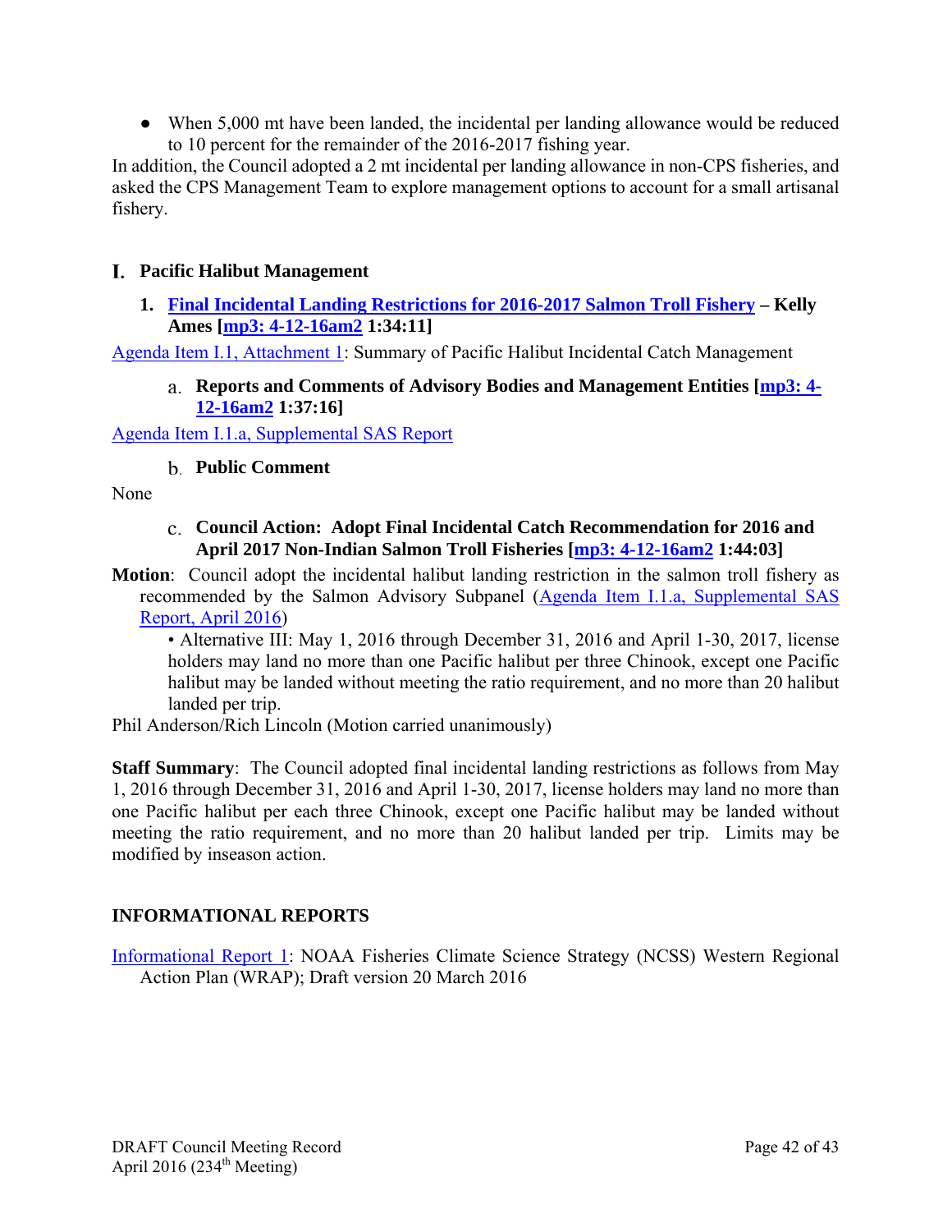- When 5,000 mt have been landed, the incidental per landing allowance would be reduced to 10 percent for the remainder of the 2016-2017 fishing year.

In addition, the Council adopted a 2 mt incidental per landing allowance in non-CPS fisheries, and asked the CPS Management Team to explore management options to account for a small artisanal fishery.

## I. Pacific Halibut Management

### 1. Final Incidental Landing Restrictions for 2016-2017 Salmon Troll Fishery – Kelly Ames [mp3: 4-12-16am2 1:34:11]

Agenda Item I.1, Attachment 1: Summary of Pacific Halibut Incidental Catch Management

#### a. Reports and Comments of Advisory Bodies and Management Entities [mp3: 4-12-16am2 1:37:16]

Agenda Item I.1.a, Supplemental SAS Report

#### b. Public Comment

None

#### c. Council Action: Adopt Final Incidental Catch Recommendation for 2016 and April 2017 Non-Indian Salmon Troll Fisheries [mp3: 4-12-16am2 1:44:03]

**Motion**: Council adopt the incidental halibut landing restriction in the salmon troll fishery as recommended by the Salmon Advisory Subpanel (Agenda Item I.1.a, Supplemental SAS Report, April 2016)

- Alternative III: May 1, 2016 through December 31, 2016 and April 1-30, 2017, license holders may land no more than one Pacific halibut per three Chinook, except one Pacific halibut may be landed without meeting the ratio requirement, and no more than 20 halibut landed per trip.

Phil Anderson/Rich Lincoln (Motion carried unanimously)

**Staff Summary**: The Council adopted final incidental landing restrictions as follows from May 1, 2016 through December 31, 2016 and April 1-30, 2017, license holders may land no more than one Pacific halibut per each three Chinook, except one Pacific halibut may be landed without meeting the ratio requirement, and no more than 20 halibut landed per trip. Limits may be modified by inseason action.

## INFORMATIONAL REPORTS

Informational Report 1: NOAA Fisheries Climate Science Strategy (NCSS) Western Regional Action Plan (WRAP); Draft version 20 March 2016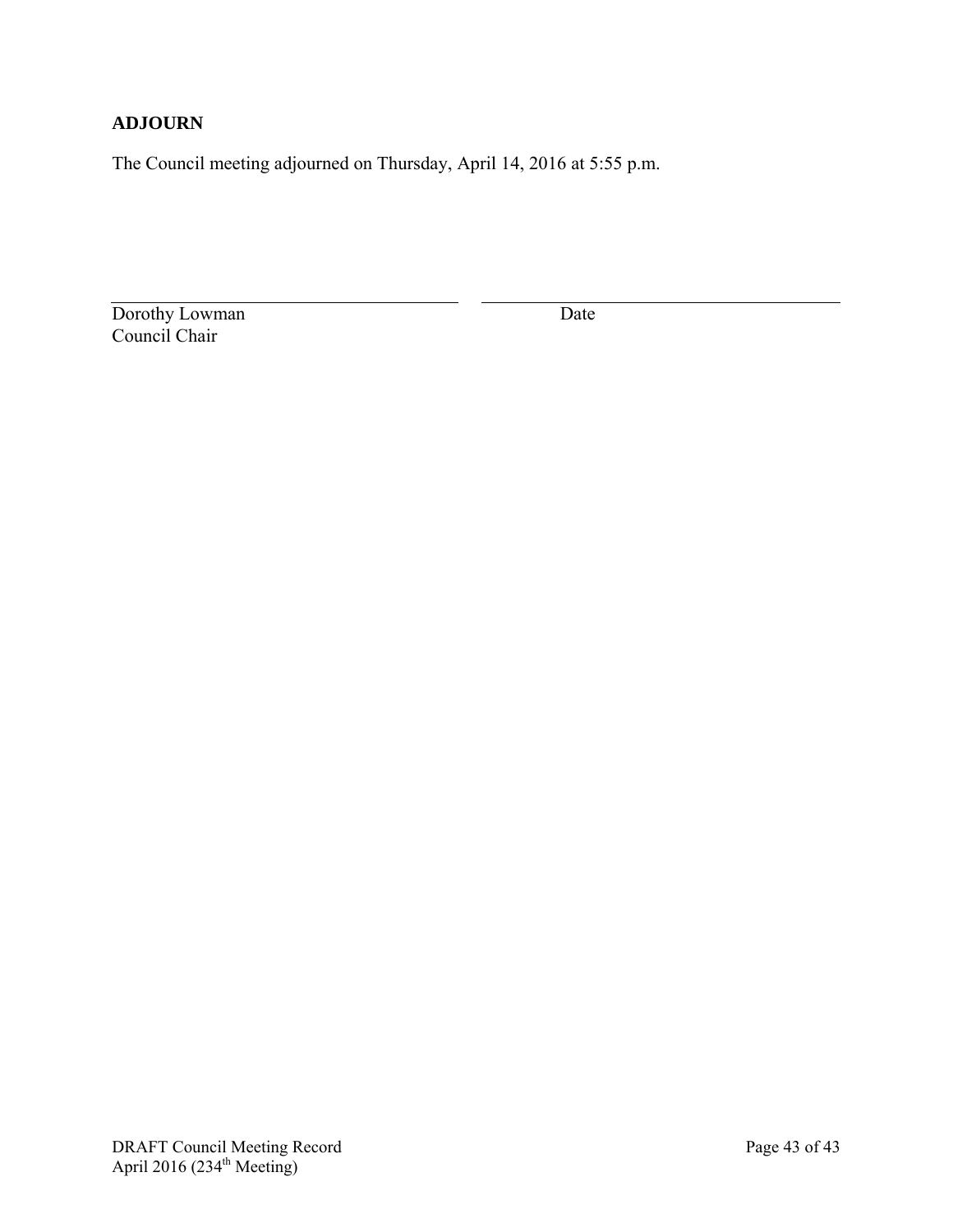**ADJOURN**

The Council meeting adjourned on Thursday, April 14, 2016 at 5:55 p.m.

| | |
|---|---|
| Dorothy Lowman<br>Council Chair | Date |